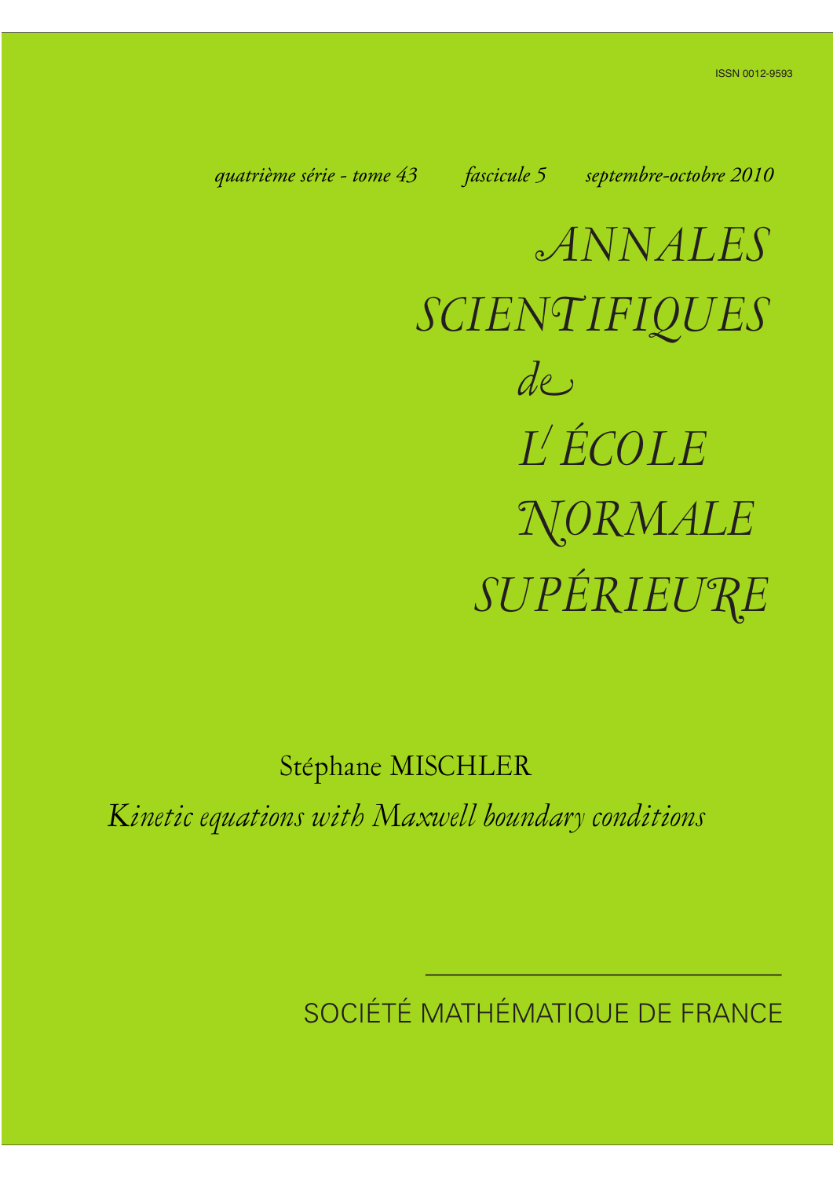ISSN 0012-9593

*quatrième série - tome 43* *fascicule 5* *septembre-octobre 2010*

# *ANNALES SCIENTIFIQUES de L'ÉCOLE NORMALE SUPÉRIEURE*

Stéphane MISCHLER

*Kinetic equations with Maxwell boundary conditions*

SOCIÉTÉ MATHÉMATIQUE DE FRANCE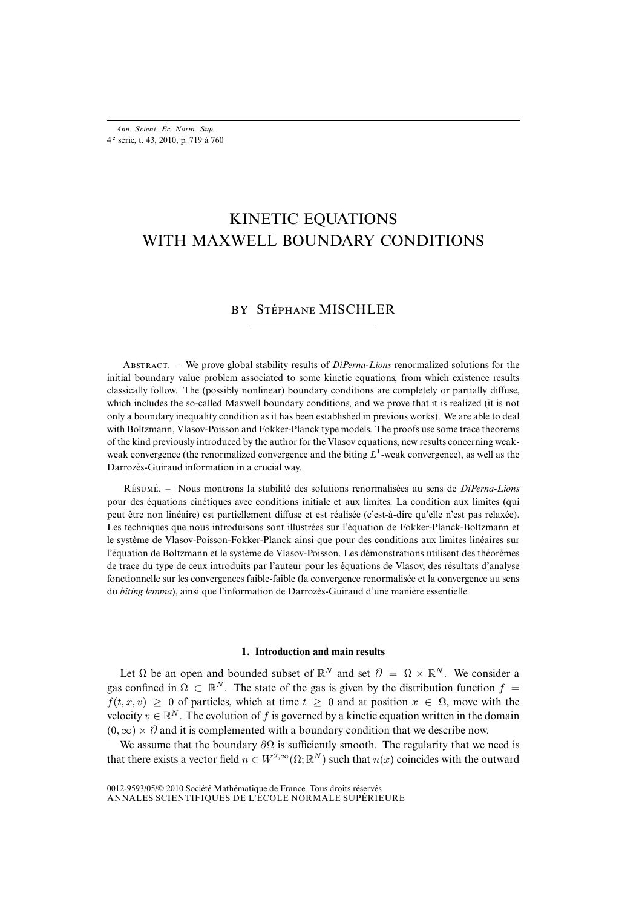# KINETIC EQUATIONS WITH MAXWELL BOUNDARY CONDITIONS

BY STÉPHANE MISCHLER

---

ABSTRACT. – We prove global stability results of *DiPerna-Lions* renormalized solutions for the initial boundary value problem associated to some kinetic equations, from which existence results classically follow. The (possibly nonlinear) boundary conditions are completely or partially diffuse, which includes the so-called Maxwell boundary conditions, and we prove that it is realized (it is not only a boundary inequality condition as it has been established in previous works). We are able to deal with Boltzmann, Vlasov-Poisson and Fokker-Planck type models. The proofs use some trace theorems of the kind previously introduced by the author for the Vlasov equations, new results concerning weak-weak convergence (the renormalized convergence and the biting $L^1$-weak convergence), as well as the Darrozès-Guiraud information in a crucial way.

RÉSUMÉ. – Nous montrons la stabilité des solutions renormalisées au sens de *DiPerna-Lions* pour des équations cinétiques avec conditions initiale et aux limites. La condition aux limites (qui peut être non linéaire) est partiellement diffuse et est réalisée (c'est-à-dire qu'elle n'est pas relaxée). Les techniques que nous introduisons sont illustrées sur l'équation de Fokker-Planck-Boltzmann et le système de Vlasov-Poisson-Fokker-Planck ainsi que pour des conditions aux limites linéaires sur l'équation de Boltzmann et le système de Vlasov-Poisson. Les démonstrations utilisent des théorèmes de trace du type de ceux introduits par l'auteur pour les équations de Vlasov, des résultats d'analyse fonctionnelle sur les convergences faible-faible (la convergence renormalisée et la convergence au sens du *biting lemma*), ainsi que l'information de Darrozès-Guiraud d'une manière essentielle.

## 1. Introduction and main results

Let $\Omega$ be an open and bounded subset of $\mathbb{R}^N$ and set $\mathcal{O} = \Omega \times \mathbb{R}^N$. We consider a gas confined in $\Omega \subset \mathbb{R}^N$. The state of the gas is given by the distribution function $f = f(t,x,v) \geq 0$ of particles, which at time $t \geq 0$ and at position $x \in \Omega$, move with the velocity $v \in \mathbb{R}^N$. The evolution of $f$ is governed by a kinetic equation written in the domain $(0,\infty) \times \mathcal{O}$ and it is complemented with a boundary condition that we describe now.

We assume that the boundary $\partial\Omega$ is sufficiently smooth. The regularity that we need is that there exists a vector field $n \in W^{2,\infty}(\Omega;\mathbb{R}^N)$ such that $n(x)$ coincides with the outward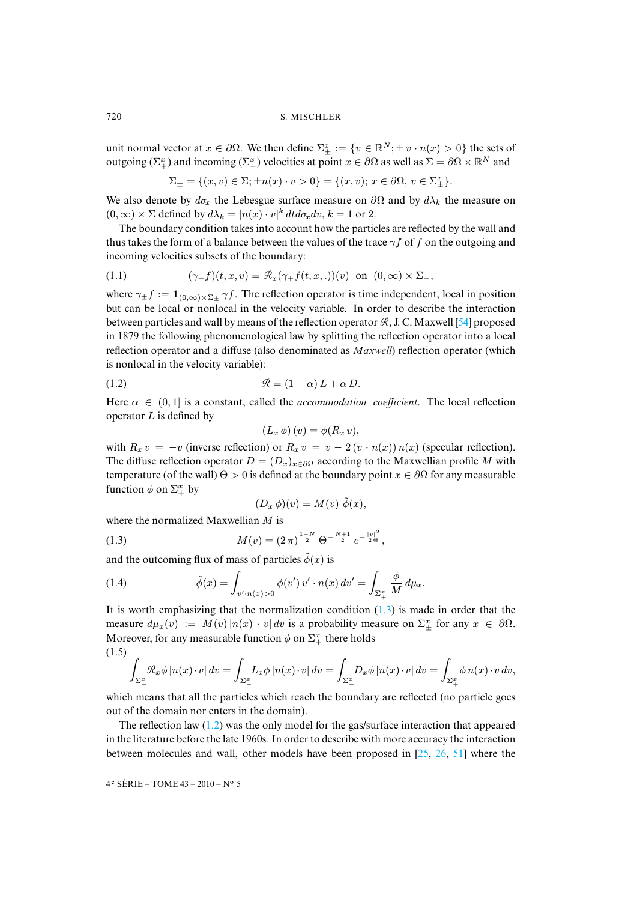unit normal vector at $x \in \partial\Omega$. We then define $\Sigma^x_\pm := \{v \in \mathbb{R}^N; \pm v \cdot n(x) > 0\}$ the sets of outgoing ($\Sigma^x_+$) and incoming ($\Sigma^x_-$) velocities at point $x \in \partial\Omega$ as well as $\Sigma = \partial\Omega \times \mathbb{R}^N$ and

$$\Sigma_\pm = \{(x,v) \in \Sigma; \pm n(x) \cdot v > 0\} = \{(x,v);\ x \in \partial\Omega,\ v \in \Sigma^x_\pm\}.$$

We also denote by $d\sigma_x$ the Lebesgue surface measure on $\partial\Omega$ and by $d\lambda_k$ the measure on $(0,\infty) \times \Sigma$ defined by $d\lambda_k = |n(x) \cdot v|^k \, dt d\sigma_x dv$, $k = 1$ or $2$.

The boundary condition takes into account how the particles are reflected by the wall and thus takes the form of a balance between the values of the trace $\gamma f$ of $f$ on the outgoing and incoming velocities subsets of the boundary:

$$(\gamma_- f)(t,x,v) = \mathscr{R}_x(\gamma_+ f(t,x,.))(v) \quad \text{on} \quad (0,\infty) \times \Sigma_-, \tag{1.1}$$

where $\gamma_\pm f := \mathbf{1}_{(0,\infty)\times\Sigma_\pm} \gamma f$. The reflection operator is time independent, local in position but can be local or nonlocal in the velocity variable. In order to describe the interaction between particles and wall by means of the reflection operator $\mathscr{R}$, J. C. Maxwell [54] proposed in 1879 the following phenomenological law by splitting the reflection operator into a local reflection operator and a diffuse (also denominated as *Maxwell*) reflection operator (which is nonlocal in the velocity variable):

$$\mathscr{R} = (1-\alpha)\, L + \alpha\, D. \tag{1.2}$$

Here $\alpha \in (0,1]$ is a constant, called the *accommodation coefficient*. The local reflection operator $L$ is defined by

$$(L_x\, \phi)\,(v) = \phi(R_x\, v),$$

with $R_x\, v = -v$ (inverse reflection) or $R_x\, v = v - 2\,(v \cdot n(x))\, n(x)$ (specular reflection). The diffuse reflection operator $D = (D_x)_{x\in\partial\Omega}$ according to the Maxwellian profile $M$ with temperature (of the wall) $\Theta > 0$ is defined at the boundary point $x \in \partial\Omega$ for any measurable function $\phi$ on $\Sigma^x_+$ by

$$(D_x\, \phi)(v) = M(v)\ \tilde\phi(x),$$

where the normalized Maxwellian $M$ is

$$M(v) = (2\,\pi)^{\frac{1-N}{2}}\, \Theta^{-\frac{N+1}{2}}\, e^{-\frac{|v|^2}{2\,\Theta}}, \tag{1.3}$$

and the outcoming flux of mass of particles $\tilde\phi(x)$ is

$$\tilde\phi(x) = \int_{v'\cdot n(x)>0} \phi(v')\, v' \cdot n(x)\, dv' = \int_{\Sigma^x_+} \frac{\phi}{M}\, d\mu_x. \tag{1.4}$$

It is worth emphasizing that the normalization condition (1.3) is made in order that the measure $d\mu_x(v) := M(v)\,|n(x) \cdot v|\,dv$ is a probability measure on $\Sigma^x_\pm$ for any $x \in \partial\Omega$. Moreover, for any measurable function $\phi$ on $\Sigma^x_+$ there holds

$$\int_{\Sigma^x_-} \mathscr{R}_x\phi\, |n(x)\cdot v|\, dv = \int_{\Sigma^x_-} L_x\phi\, |n(x)\cdot v|\, dv = \int_{\Sigma^x_-} D_x\phi\, |n(x)\cdot v|\, dv = \int_{\Sigma^x_+} \phi\, n(x)\cdot v\, dv, \tag{1.5}$$

which means that all the particles which reach the boundary are reflected (no particle goes out of the domain nor enters in the domain).

The reflection law (1.2) was the only model for the gas/surface interaction that appeared in the literature before the late 1960s. In order to describe with more accuracy the interaction between molecules and wall, other models have been proposed in [25, 26, 51] where the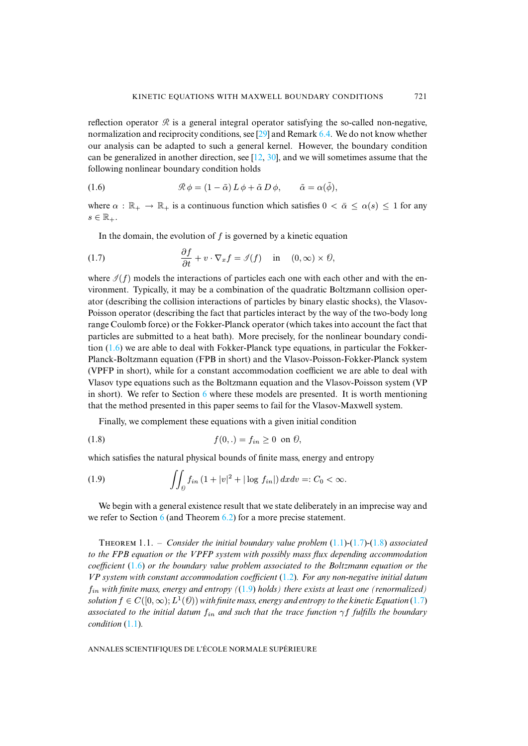reflection operator $\mathscr{R}$ is a general integral operator satisfying the so-called non-negative, normalization and reciprocity conditions, see [29] and Remark 6.4. We do not know whether our analysis can be adapted to such a general kernel. However, the boundary condition can be generalized in another direction, see [12, 30], and we will sometimes assume that the following nonlinear boundary condition holds

$$\mathscr{R}\,\phi = (1-\tilde{\alpha})\,L\,\phi + \tilde{\alpha}\,D\,\phi, \qquad \tilde{\alpha} = \alpha(\tilde{\phi}), \tag{1.6}$$

where $\alpha : \mathbb{R}_+ \to \mathbb{R}_+$ is a continuous function which satisfies $0 < \bar{\alpha} \leq \alpha(s) \leq 1$ for any $s \in \mathbb{R}_+$.

In the domain, the evolution of $f$ is governed by a kinetic equation

$$\frac{\partial f}{\partial t} + v \cdot \nabla_x f = \mathscr{I}(f) \quad \text{in} \quad (0,\infty) \times \mathcal{O}, \tag{1.7}$$

where $\mathscr{I}(f)$ models the interactions of particles each one with each other and with the environment. Typically, it may be a combination of the quadratic Boltzmann collision operator (describing the collision interactions of particles by binary elastic shocks), the Vlasov-Poisson operator (describing the fact that particles interact by the way of the two-body long range Coulomb force) or the Fokker-Planck operator (which takes into account the fact that particles are submitted to a heat bath). More precisely, for the nonlinear boundary condition (1.6) we are able to deal with Fokker-Planck type equations, in particular the Fokker-Planck-Boltzmann equation (FPB in short) and the Vlasov-Poisson-Fokker-Planck system (VPFP in short), while for a constant accommodation coefficient we are able to deal with Vlasov type equations such as the Boltzmann equation and the Vlasov-Poisson system (VP in short). We refer to Section 6 where these models are presented. It is worth mentioning that the method presented in this paper seems to fail for the Vlasov-Maxwell system.

Finally, we complement these equations with a given initial condition

$$f(0,.) = f_{in} \geq 0 \;\; \text{on } \mathcal{O}, \tag{1.8}$$

which satisfies the natural physical bounds of finite mass, energy and entropy

$$\iint_{\mathcal{O}} f_{in}\,(1 + |v|^2 + |\log f_{in}|)\,dxdv =: C_0 < \infty. \tag{1.9}$$

We begin with a general existence result that we state deliberately in an imprecise way and we refer to Section 6 (and Theorem 6.2) for a more precise statement.

Theorem 1.1. – *Consider the initial boundary value problem (1.1)-(1.7)-(1.8) associated to the FPB equation or the VPFP system with possibly mass flux depending accommodation coefficient (1.6) or the boundary value problem associated to the Boltzmann equation or the VP system with constant accommodation coefficient (1.2). For any non-negative initial datum $f_{in}$ with finite mass, energy and entropy ((1.9) holds) there exists at least one (renormalized) solution $f \in C([0,\infty); L^1(\mathcal{O}))$ with finite mass, energy and entropy to the kinetic Equation (1.7) associated to the initial datum $f_{in}$ and such that the trace function $\gamma f$ fulfills the boundary condition (1.1).*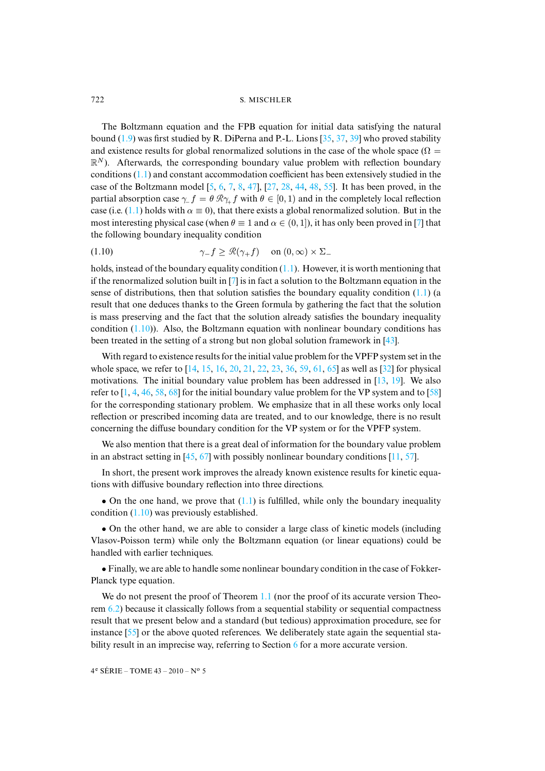The Boltzmann equation and the FPB equation for initial data satisfying the natural bound (1.9) was first studied by R. DiPerna and P.-L. Lions [35, 37, 39] who proved stability and existence results for global renormalized solutions in the case of the whole space ($\Omega = \mathbb{R}^N$). Afterwards, the corresponding boundary value problem with reflection boundary conditions (1.1) and constant accommodation coefficient has been extensively studied in the case of the Boltzmann model [5, 6, 7, 8, 47], [27, 28, 44, 48, 55]. It has been proved, in the partial absorption case $\gamma_- f = \theta\, \mathscr{R}\gamma_+ f$ with $\theta \in [0,1)$ and in the completely local reflection case (i.e. (1.1) holds with $\alpha \equiv 0$), that there exists a global renormalized solution. But in the most interesting physical case (when $\theta \equiv 1$ and $\alpha \in (0,1]$), it has only been proved in [7] that the following boundary inequality condition

$$\gamma_- f \geq \mathscr{R}(\gamma_+ f) \quad \text{on } (0,\infty) \times \Sigma_- \tag{1.10}$$

holds, instead of the boundary equality condition (1.1). However, it is worth mentioning that if the renormalized solution built in [7] is in fact a solution to the Boltzmann equation in the sense of distributions, then that solution satisfies the boundary equality condition (1.1) (a result that one deduces thanks to the Green formula by gathering the fact that the solution is mass preserving and the fact that the solution already satisfies the boundary inequality condition (1.10)). Also, the Boltzmann equation with nonlinear boundary conditions has been treated in the setting of a strong but non global solution framework in [43].

With regard to existence results for the initial value problem for the VPFP system set in the whole space, we refer to [14, 15, 16, 20, 21, 22, 23, 36, 59, 61, 65] as well as [32] for physical motivations. The initial boundary value problem has been addressed in [13, 19]. We also refer to [1, 4, 46, 58, 68] for the initial boundary value problem for the VP system and to [58] for the corresponding stationary problem. We emphasize that in all these works only local reflection or prescribed incoming data are treated, and to our knowledge, there is no result concerning the diffuse boundary condition for the VP system or for the VPFP system.

We also mention that there is a great deal of information for the boundary value problem in an abstract setting in [45, 67] with possibly nonlinear boundary conditions [11, 57].

In short, the present work improves the already known existence results for kinetic equations with diffusive boundary reflection into three directions.

• On the one hand, we prove that (1.1) is fulfilled, while only the boundary inequality condition (1.10) was previously established.

• On the other hand, we are able to consider a large class of kinetic models (including Vlasov-Poisson term) while only the Boltzmann equation (or linear equations) could be handled with earlier techniques.

• Finally, we are able to handle some nonlinear boundary condition in the case of Fokker-Planck type equation.

We do not present the proof of Theorem 1.1 (nor the proof of its accurate version Theorem 6.2) because it classically follows from a sequential stability or sequential compactness result that we present below and a standard (but tedious) approximation procedure, see for instance [55] or the above quoted references. We deliberately state again the sequential stability result in an imprecise way, referring to Section 6 for a more accurate version.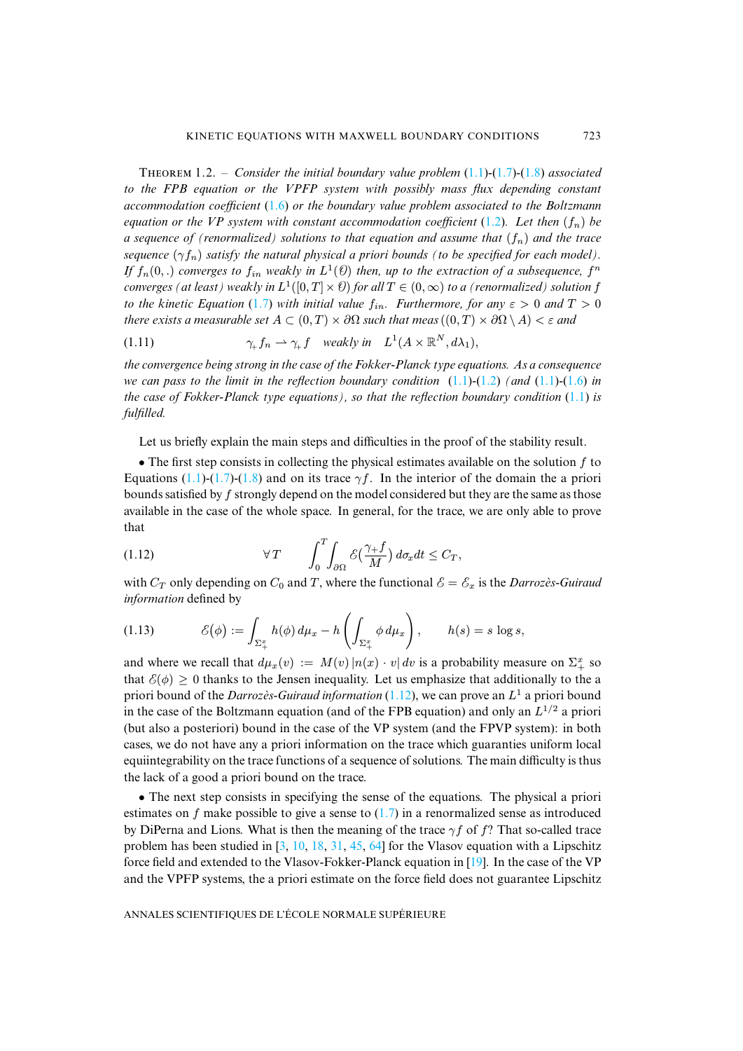Theorem 1.2. – *Consider the initial boundary value problem* (1.1)-(1.7)-(1.8) *associated to the FPB equation or the VPFP system with possibly mass flux depending constant accommodation coefficient* (1.6) *or the boundary value problem associated to the Boltzmann equation or the VP system with constant accommodation coefficient* (1.2). *Let then* $(f_n)$ *be a sequence of (renormalized) solutions to that equation and assume that* $(f_n)$ *and the trace sequence* $(\gamma f_n)$ *satisfy the natural physical a priori bounds (to be specified for each model). If* $f_n(0,.)$ *converges to* $f_{in}$ *weakly in* $L^1(\mathcal{O})$ *then, up to the extraction of a subsequence,* $f^n$ *converges (at least) weakly in* $L^1([0,T]\times\mathcal{O})$ *for all* $T\in(0,\infty)$ *to a (renormalized) solution* $f$ *to the kinetic Equation* (1.7) *with initial value* $f_{in}$. *Furthermore, for any* $\varepsilon>0$ *and* $T>0$ *there exists a measurable set* $A\subset(0,T)\times\partial\Omega$ *such that* $\text{meas}\,((0,T)\times\partial\Omega\setminus A)<\varepsilon$ *and*

$$\gamma_+ f_n \rightharpoonup \gamma_+ f \quad \text{weakly in} \quad L^1(A\times\mathbb{R}^N, d\lambda_1), \tag{1.11}$$

*the convergence being strong in the case of the Fokker-Planck type equations. As a consequence we can pass to the limit in the reflection boundary condition* (1.1)-(1.2) *(and* (1.1)-(1.6) *in the case of Fokker-Planck type equations), so that the reflection boundary condition* (1.1) *is fulfilled.*

Let us briefly explain the main steps and difficulties in the proof of the stability result.

• The first step consists in collecting the physical estimates available on the solution $f$ to Equations (1.1)-(1.7)-(1.8) and on its trace $\gamma f$. In the interior of the domain the a priori bounds satisfied by $f$ strongly depend on the model considered but they are the same as those available in the case of the whole space. In general, for the trace, we are only able to prove that

$$\forall\, T \qquad \int_0^T\int_{\partial\Omega}\mathcal{E}\Big(\frac{\gamma_+ f}{M}\Big)\,d\sigma_x dt \le C_T, \tag{1.12}$$

with $C_T$ only depending on $C_0$ and $T$, where the functional $\mathcal{E}=\mathcal{E}_x$ is the *Darrozès-Guiraud information* defined by

$$\mathcal{E}(\phi) := \int_{\Sigma_+^x} h(\phi)\,d\mu_x - h\left(\int_{\Sigma_+^x}\phi\,d\mu_x\right), \qquad h(s)=s\,\log s, \tag{1.13}$$

and where we recall that $d\mu_x(v) := M(v)\,|n(x)\cdot v|\,dv$ is a probability measure on $\Sigma_+^x$ so that $\mathcal{E}(\phi)\ge 0$ thanks to the Jensen inequality. Let us emphasize that additionally to the a priori bound of the *Darrozès-Guiraud information* (1.12), we can prove an $L^1$ a priori bound in the case of the Boltzmann equation (and of the FPB equation) and only an $L^{1/2}$ a priori (but also a posteriori) bound in the case of the VP system (and the FPVP system): in both cases, we do not have any a priori information on the trace which guaranties uniform local equiintegrability on the trace functions of a sequence of solutions. The main difficulty is thus the lack of a good a priori bound on the trace.

• The next step consists in specifying the sense of the equations. The physical a priori estimates on $f$ make possible to give a sense to (1.7) in a renormalized sense as introduced by DiPerna and Lions. What is then the meaning of the trace $\gamma f$ of $f$? That so-called trace problem has been studied in [3, 10, 18, 31, 45, 64] for the Vlasov equation with a Lipschitz force field and extended to the Vlasov-Fokker-Planck equation in [19]. In the case of the VP and the VPFP systems, the a priori estimate on the force field does not guarantee Lipschitz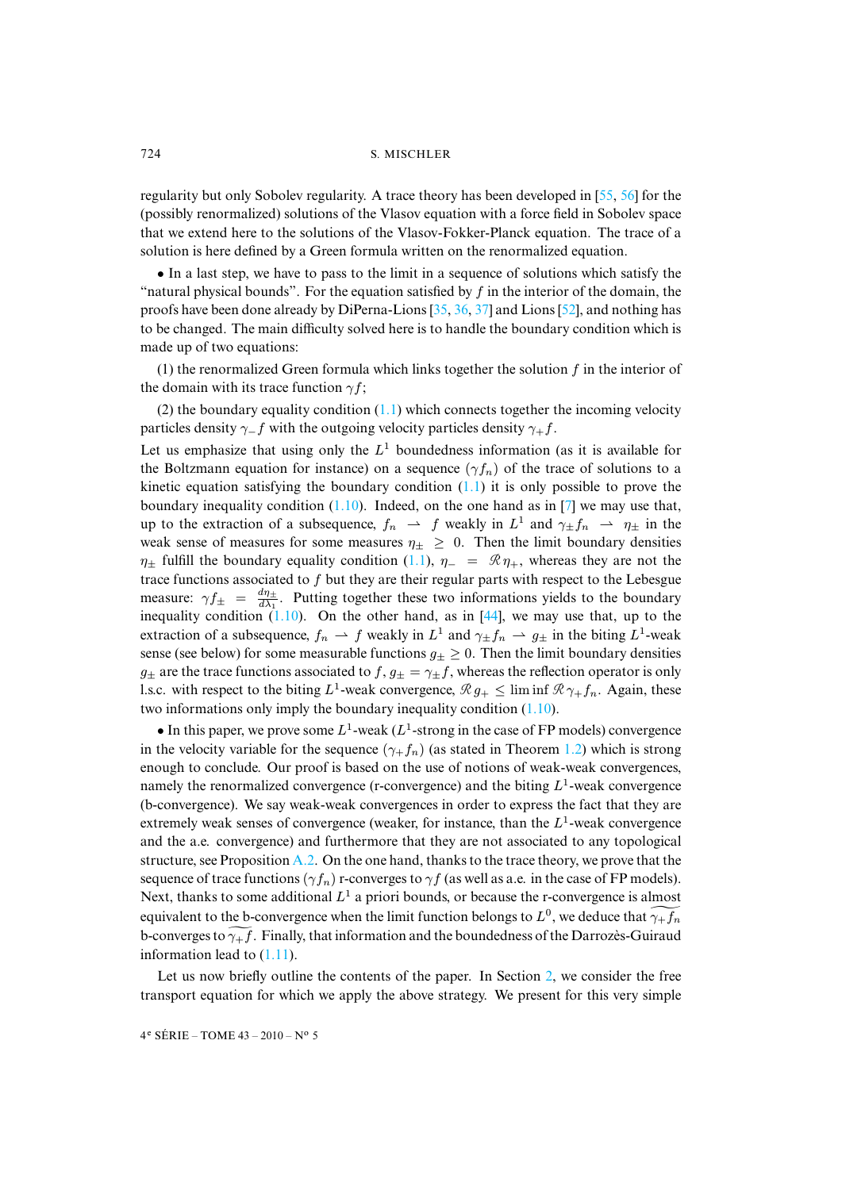regularity but only Sobolev regularity. A trace theory has been developed in [55, 56] for the (possibly renormalized) solutions of the Vlasov equation with a force field in Sobolev space that we extend here to the solutions of the Vlasov-Fokker-Planck equation. The trace of a solution is here defined by a Green formula written on the renormalized equation.

• In a last step, we have to pass to the limit in a sequence of solutions which satisfy the "natural physical bounds". For the equation satisfied by $f$ in the interior of the domain, the proofs have been done already by DiPerna-Lions [35, 36, 37] and Lions [52], and nothing has to be changed. The main difficulty solved here is to handle the boundary condition which is made up of two equations:

(1) the renormalized Green formula which links together the solution $f$ in the interior of the domain with its trace function $\gamma f$;

(2) the boundary equality condition (1.1) which connects together the incoming velocity particles density $\gamma_- f$ with the outgoing velocity particles density $\gamma_+ f$.

Let us emphasize that using only the $L^1$ boundedness information (as it is available for the Boltzmann equation for instance) on a sequence $(\gamma f_n)$ of the trace of solutions to a kinetic equation satisfying the boundary condition (1.1) it is only possible to prove the boundary inequality condition (1.10). Indeed, on the one hand as in [7] we may use that, up to the extraction of a subsequence, $f_n \rightharpoonup f$ weakly in $L^1$ and $\gamma_\pm f_n \rightharpoonup \eta_\pm$ in the weak sense of measures for some measures $\eta_\pm \geq 0$. Then the limit boundary densities $\eta_\pm$ fulfill the boundary equality condition (1.1), $\eta_- = \mathscr{R} \eta_+$, whereas they are not the trace functions associated to $f$ but they are their regular parts with respect to the Lebesgue measure: $\gamma f_\pm = \frac{d\eta_\pm}{d\lambda_1}$. Putting together these two informations yields to the boundary inequality condition (1.10). On the other hand, as in [44], we may use that, up to the extraction of a subsequence, $f_n \rightharpoonup f$ weakly in $L^1$ and $\gamma_\pm f_n \rightharpoonup g_\pm$ in the biting $L^1$-weak sense (see below) for some measurable functions $g_\pm \geq 0$. Then the limit boundary densities $g_\pm$ are the trace functions associated to $f$, $g_\pm = \gamma_\pm f$, whereas the reflection operator is only l.s.c. with respect to the biting $L^1$-weak convergence, $\mathscr{R} g_+ \leq \liminf \mathscr{R} \gamma_+ f_n$. Again, these two informations only imply the boundary inequality condition (1.10).

• In this paper, we prove some $L^1$-weak ($L^1$-strong in the case of FP models) convergence in the velocity variable for the sequence $(\gamma_+ f_n)$ (as stated in Theorem 1.2) which is strong enough to conclude. Our proof is based on the use of notions of weak-weak convergences, namely the renormalized convergence (r-convergence) and the biting $L^1$-weak convergence (b-convergence). We say weak-weak convergences in order to express the fact that they are extremely weak senses of convergence (weaker, for instance, than the $L^1$-weak convergence and the a.e. convergence) and furthermore that they are not associated to any topological structure, see Proposition A.2. On the one hand, thanks to the trace theory, we prove that the sequence of trace functions $(\gamma f_n)$ r-converges to $\gamma f$ (as well as a.e. in the case of FP models). Next, thanks to some additional $L^1$ a priori bounds, or because the r-convergence is almost equivalent to the b-convergence when the limit function belongs to $L^0$, we deduce that $\widetilde{\gamma_+ f_n}$ b-converges to $\widetilde{\gamma_+ f}$. Finally, that information and the boundedness of the Darrozès-Guiraud information lead to (1.11).

Let us now briefly outline the contents of the paper. In Section 2, we consider the free transport equation for which we apply the above strategy. We present for this very simple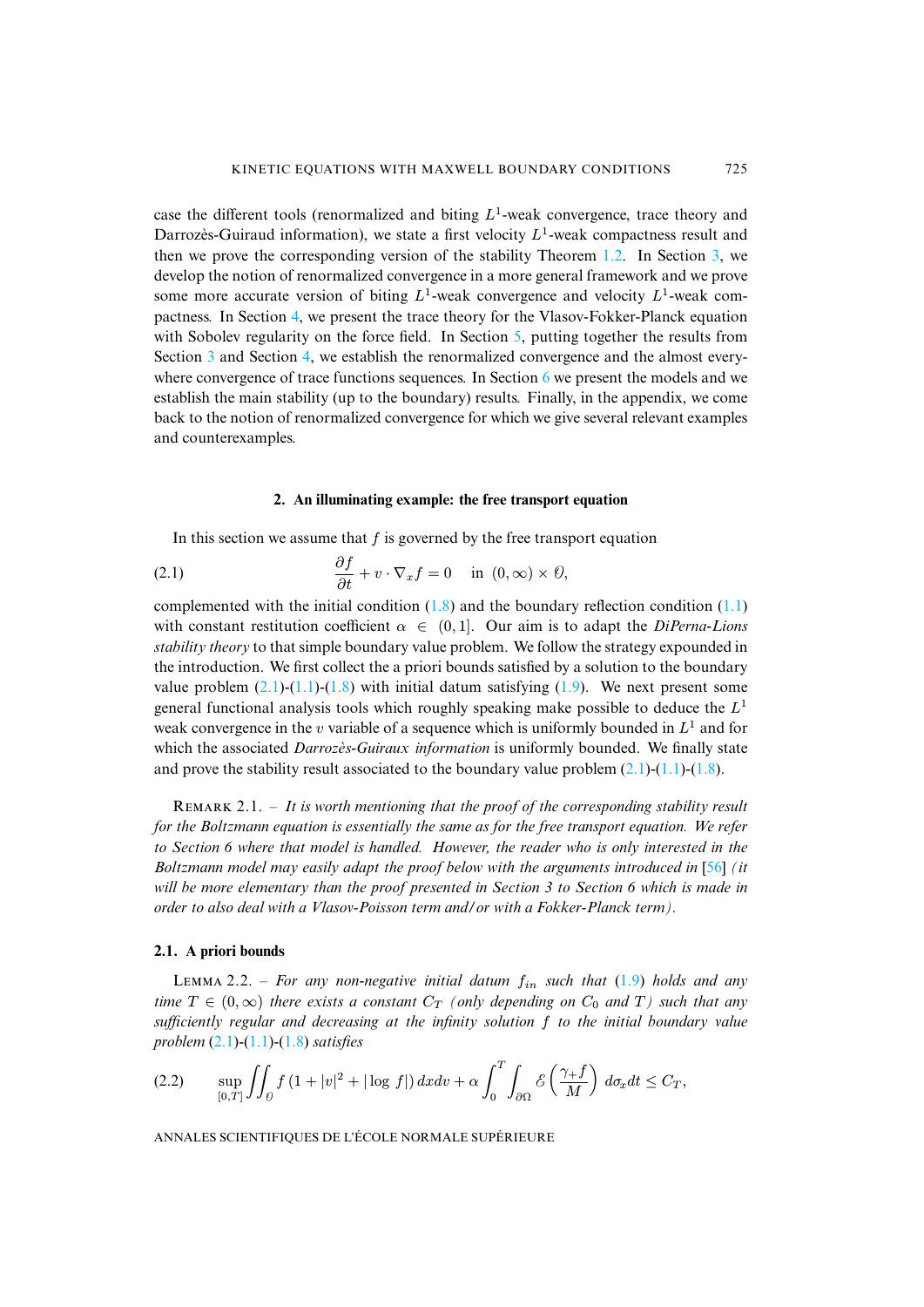case the different tools (renormalized and biting $L^1$-weak convergence, trace theory and Darrozès-Guiraud information), we state a first velocity $L^1$-weak compactness result and then we prove the corresponding version of the stability Theorem 1.2. In Section 3, we develop the notion of renormalized convergence in a more general framework and we prove some more accurate version of biting $L^1$-weak convergence and velocity $L^1$-weak compactness. In Section 4, we present the trace theory for the Vlasov-Fokker-Planck equation with Sobolev regularity on the force field. In Section 5, putting together the results from Section 3 and Section 4, we establish the renormalized convergence and the almost everywhere convergence of trace functions sequences. In Section 6 we present the models and we establish the main stability (up to the boundary) results. Finally, in the appendix, we come back to the notion of renormalized convergence for which we give several relevant examples and counterexamples.

## 2. An illuminating example: the free transport equation

In this section we assume that $f$ is governed by the free transport equation

$$\frac{\partial f}{\partial t} + v \cdot \nabla_x f = 0 \quad \text{in } (0, \infty) \times \mathcal{O}, \tag{2.1}$$

complemented with the initial condition (1.8) and the boundary reflection condition (1.1) with constant restitution coefficient $\alpha \in (0, 1]$. Our aim is to adapt the *DiPerna-Lions stability theory* to that simple boundary value problem. We follow the strategy expounded in the introduction. We first collect the a priori bounds satisfied by a solution to the boundary value problem (2.1)-(1.1)-(1.8) with initial datum satisfying (1.9). We next present some general functional analysis tools which roughly speaking make possible to deduce the $L^1$ weak convergence in the $v$ variable of a sequence which is uniformly bounded in $L^1$ and for which the associated *Darrozès-Guiraux information* is uniformly bounded. We finally state and prove the stability result associated to the boundary value problem (2.1)-(1.1)-(1.8).

Remark 2.1. – *It is worth mentioning that the proof of the corresponding stability result for the Boltzmann equation is essentially the same as for the free transport equation. We refer to Section 6 where that model is handled. However, the reader who is only interested in the Boltzmann model may easily adapt the proof below with the arguments introduced in* [56] *(it will be more elementary than the proof presented in Section 3 to Section 6 which is made in order to also deal with a Vlasov-Poisson term and/or with a Fokker-Planck term).*

### 2.1. A priori bounds

Lemma 2.2. – *For any non-negative initial datum $f_{in}$ such that* (1.9) *holds and any time $T \in (0, \infty)$ there exists a constant $C_T$ (only depending on $C_0$ and $T$) such that any sufficiently regular and decreasing at the infinity solution $f$ to the initial boundary value problem* (2.1)-(1.1)-(1.8) *satisfies*

$$\sup_{[0,T]} \iint_{\mathcal{O}} f\,(1 + |v|^2 + |\log f|)\, dx dv + \alpha \int_0^T \int_{\partial\Omega} \mathcal{E}\left(\frac{\gamma_+ f}{M}\right) d\sigma_x dt \leq C_T, \tag{2.2}$$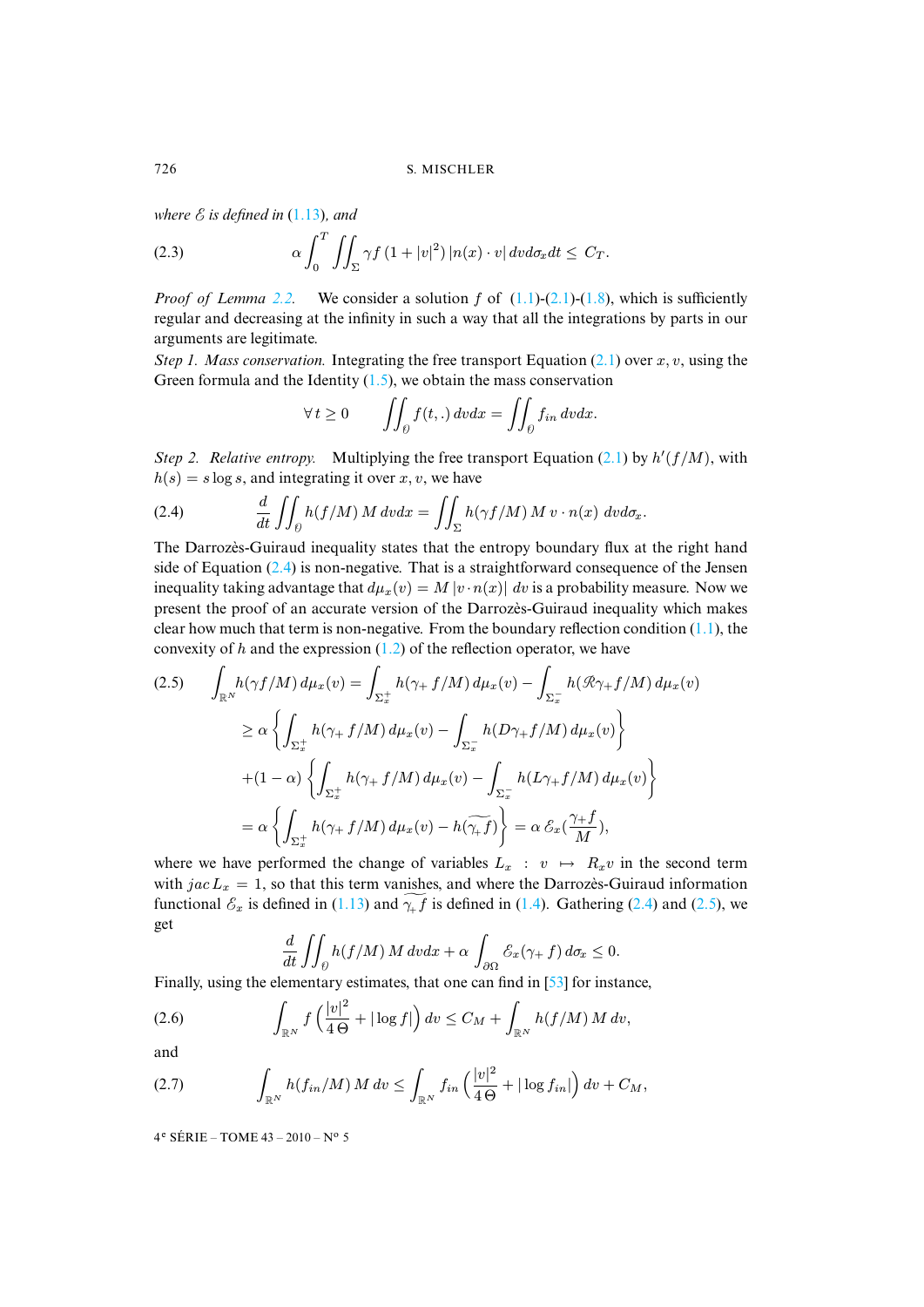*where $\mathscr{E}$ is defined in* (1.13)*, and*

$$\alpha \int_0^T \iint_\Sigma \gamma f\,(1+|v|^2)\,|n(x)\cdot v|\,dv d\sigma_x dt \le C_T. \tag{2.3}$$

*Proof of Lemma 2.2.* We consider a solution $f$ of (1.1)-(2.1)-(1.8), which is sufficiently regular and decreasing at the infinity in such a way that all the integrations by parts in our arguments are legitimate.

*Step 1. Mass conservation.* Integrating the free transport Equation (2.1) over $x, v$, using the Green formula and the Identity (1.5), we obtain the mass conservation

$$\forall\, t \ge 0 \qquad \iint_{\mathcal{O}} f(t,.)\,dvdx = \iint_{\mathcal{O}} f_{in}\,dvdx.$$

*Step 2. Relative entropy.* Multiplying the free transport Equation (2.1) by $h'(f/M)$, with $h(s) = s\log s$, and integrating it over $x, v$, we have

$$\frac{d}{dt}\iint_{\mathcal{O}} h(f/M)\,M\,dvdx = \iint_\Sigma h(\gamma f/M)\,M\,v\cdot n(x)\;dvd\sigma_x. \tag{2.4}$$

The Darrozès-Guiraud inequality states that the entropy boundary flux at the right hand side of Equation (2.4) is non-negative. That is a straightforward consequence of the Jensen inequality taking advantage that $d\mu_x(v) = M\,|v\cdot n(x)|\;dv$ is a probability measure. Now we present the proof of an accurate version of the Darrozès-Guiraud inequality which makes clear how much that term is non-negative. From the boundary reflection condition (1.1), the convexity of $h$ and the expression (1.2) of the reflection operator, we have

$$\begin{aligned}
\int_{\mathbb{R}^N} h(\gamma f/M)\,d\mu_x(v) &= \int_{\Sigma^+_x} h(\gamma_+\, f/M)\,d\mu_x(v) - \int_{\Sigma^-_x} h(\mathscr{R}\gamma_+ f/M)\,d\mu_x(v) \\
&\ge \alpha\left\{\int_{\Sigma^+_x} h(\gamma_+\, f/M)\,d\mu_x(v) - \int_{\Sigma^-_x} h(D\gamma_+ f/M)\,d\mu_x(v)\right\} \\
&\quad +(1-\alpha)\left\{\int_{\Sigma^+_x} h(\gamma_+\, f/M)\,d\mu_x(v) - \int_{\Sigma^-_x} h(L\gamma_+ f/M)\,d\mu_x(v)\right\} \\
&= \alpha\left\{\int_{\Sigma^+_x} h(\gamma_+\, f/M)\,d\mu_x(v) - h(\widetilde{\gamma_+ f})\right\} = \alpha\,\mathscr{E}_x(\frac{\gamma_+ f}{M}),
\end{aligned} \tag{2.5}$$

where we have performed the change of variables $L_x\ :\ v \mapsto R_x v$ in the second term with $jac\,L_x = 1$, so that this term vanishes, and where the Darrozès-Guiraud information functional $\mathscr{E}_x$ is defined in (1.13) and $\widetilde{\gamma_+ f}$ is defined in (1.4). Gathering (2.4) and (2.5), we get

$$\frac{d}{dt}\iint_{\mathcal{O}} h(f/M)\,M\,dvdx + \alpha\int_{\partial\Omega} \mathscr{E}_x(\gamma_+\, f)\,d\sigma_x \le 0.$$

Finally, using the elementary estimates, that one can find in [53] for instance,

$$\int_{\mathbb{R}^N} f\left(\frac{|v|^2}{4\,\Theta} + |\log f|\right)dv \le C_M + \int_{\mathbb{R}^N} h(f/M)\,M\,dv, \tag{2.6}$$

and

$$\int_{\mathbb{R}^N} h(f_{in}/M)\,M\,dv \le \int_{\mathbb{R}^N} f_{in}\left(\frac{|v|^2}{4\,\Theta} + |\log f_{in}|\right)dv + C_M, \tag{2.7}$$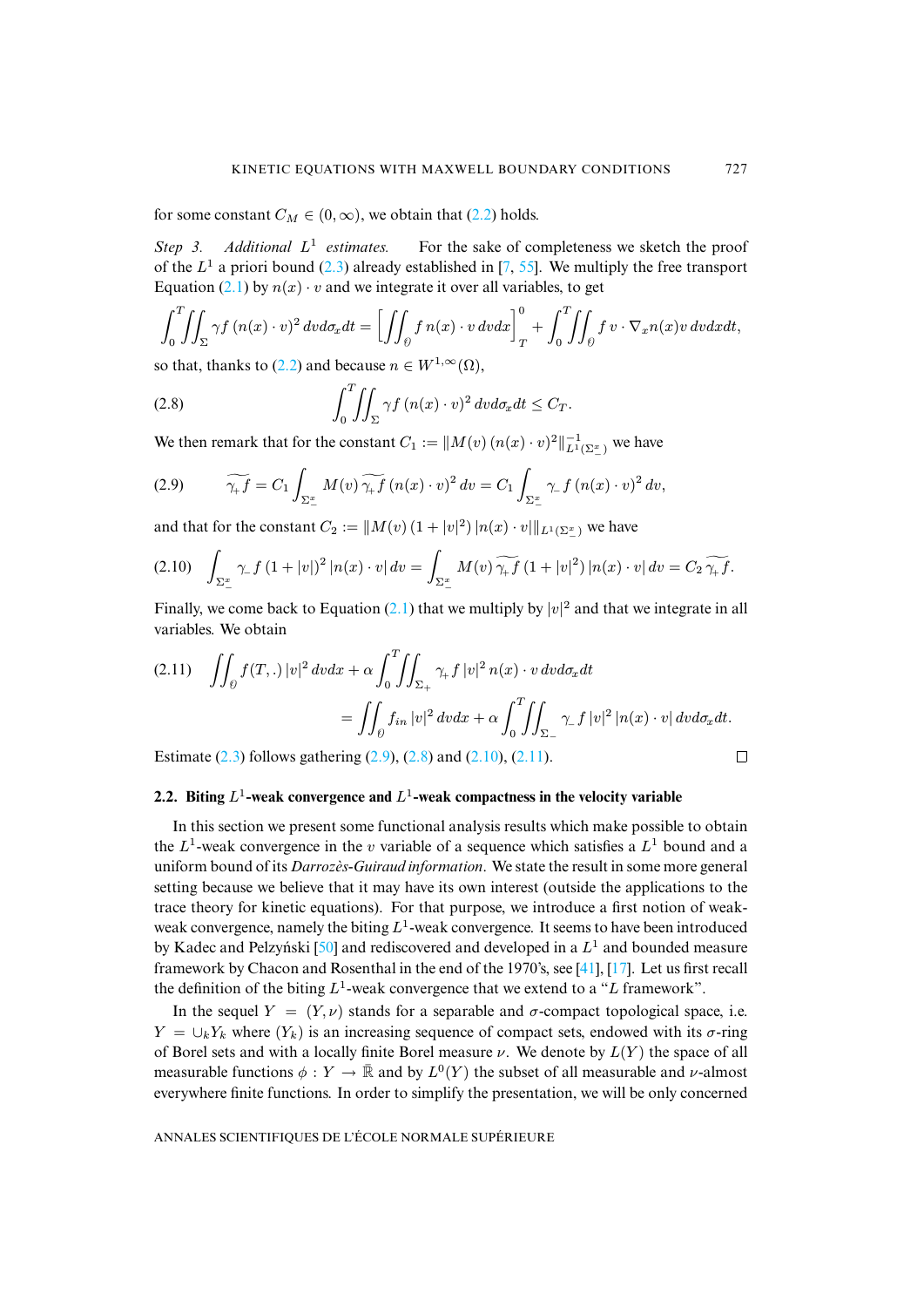for some constant $C_M \in (0,\infty)$, we obtain that (2.2) holds.

*Step 3. Additional $L^1$ estimates.* For the sake of completeness we sketch the proof of the $L^1$ a priori bound (2.3) already established in [7, 55]. We multiply the free transport Equation (2.1) by $n(x)\cdot v$ and we integrate it over all variables, to get

$$\int_0^T\!\!\iint_\Sigma \gamma f\,(n(x)\cdot v)^2\,dv d\sigma_x dt = \Big[\iint_{\mathcal{O}} f\,n(x)\cdot v\,dvdx\Big]_T^0 + \int_0^T\!\!\iint_{\mathcal{O}} f\,v\cdot\nabla_x n(x) v\,dvdxdt,$$

so that, thanks to (2.2) and because $n \in W^{1,\infty}(\Omega)$,

$$\int_0^T\!\!\iint_\Sigma \gamma f\,(n(x)\cdot v)^2\,dv d\sigma_x dt \le C_T. \tag{2.8}$$

We then remark that for the constant $C_1 := \|M(v)\,(n(x)\cdot v)^2\|^{-1}_{L^1(\Sigma^x_-)}$ we have

$$\widetilde{\gamma_+ f} = C_1\int_{\Sigma^x_-} M(v)\,\widetilde{\gamma_+ f}\,(n(x)\cdot v)^2\,dv = C_1\int_{\Sigma^x_-}\gamma_- f\,(n(x)\cdot v)^2\,dv, \tag{2.9}$$

and that for the constant $C_2 := \|M(v)\,(1+|v|^2)\,|n(x)\cdot v|\|_{L^1(\Sigma^x_-)}$ we have

$$\int_{\Sigma^x_-}\gamma_- f\,(1+|v|)^2\,|n(x)\cdot v|\,dv = \int_{\Sigma^x_-} M(v)\,\widetilde{\gamma_+ f}\,(1+|v|^2)\,|n(x)\cdot v|\,dv = C_2\,\widetilde{\gamma_+ f}. \tag{2.10}$$

Finally, we come back to Equation (2.1) that we multiply by $|v|^2$ and that we integrate in all variables. We obtain

$$\begin{aligned}\iint_{\mathcal{O}} f(T,.)\,|v|^2\,dvdx &+ \alpha\int_0^T\!\!\iint_{\Sigma_+}\gamma_+ f\,|v|^2\,n(x)\cdot v\,dvd\sigma_x dt \\ &= \iint_{\mathcal{O}} f_{in}\,|v|^2\,dvdx + \alpha\int_0^T\!\!\iint_{\Sigma_-}\gamma_- f\,|v|^2\,|n(x)\cdot v|\,dvd\sigma_x dt.\end{aligned} \tag{2.11}$$

Estimate (2.3) follows gathering (2.9), (2.8) and (2.10), (2.11). □

### 2.2. Biting $L^1$-weak convergence and $L^1$-weak compactness in the velocity variable

In this section we present some functional analysis results which make possible to obtain the $L^1$-weak convergence in the $v$ variable of a sequence which satisfies a $L^1$ bound and a uniform bound of its *Darrozès-Guiraud information*. We state the result in some more general setting because we believe that it may have its own interest (outside the applications to the trace theory for kinetic equations). For that purpose, we introduce a first notion of weak-weak convergence, namely the biting $L^1$-weak convergence. It seems to have been introduced by Kadec and Pelzyński [50] and rediscovered and developed in a $L^1$ and bounded measure framework by Chacon and Rosenthal in the end of the 1970's, see [41], [17]. Let us first recall the definition of the biting $L^1$-weak convergence that we extend to a "$L$ framework".

In the sequel $Y = (Y,\nu)$ stands for a separable and $\sigma$-compact topological space, i.e. $Y = \cup_k Y_k$ where $(Y_k)$ is an increasing sequence of compact sets, endowed with its $\sigma$-ring of Borel sets and with a locally finite Borel measure $\nu$. We denote by $L(Y)$ the space of all measurable functions $\phi : Y \to \bar{\mathbb{R}}$ and by $L^0(Y)$ the subset of all measurable and $\nu$-almost everywhere finite functions. In order to simplify the presentation, we will be only concerned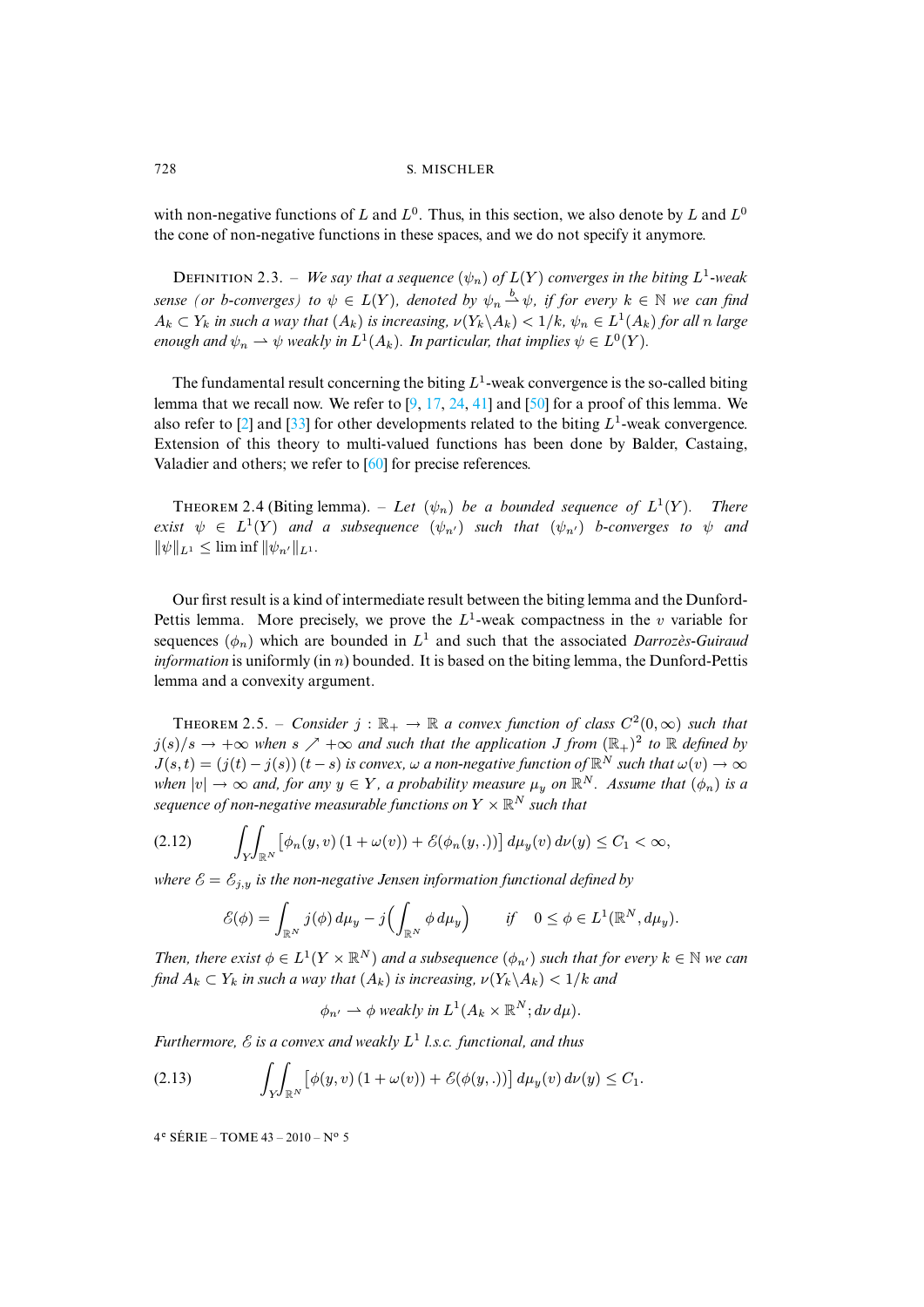with non-negative functions of $L$ and $L^0$. Thus, in this section, we also denote by $L$ and $L^0$ the cone of non-negative functions in these spaces, and we do not specify it anymore.

DEFINITION 2.3. – *We say that a sequence $(\psi_n)$ of $L(Y)$ converges in the biting $L^1$-weak sense (or b-converges) to $\psi \in L(Y)$, denoted by $\psi_n \overset{b}{\rightharpoonup} \psi$, if for every $k \in \mathbb{N}$ we can find $A_k \subset Y_k$ in such a way that $(A_k)$ is increasing, $\nu(Y_k \backslash A_k) < 1/k$, $\psi_n \in L^1(A_k)$ for all $n$ large enough and $\psi_n \rightharpoonup \psi$ weakly in $L^1(A_k)$. In particular, that implies $\psi \in L^0(Y)$.*

The fundamental result concerning the biting $L^1$-weak convergence is the so-called biting lemma that we recall now. We refer to [9, 17, 24, 41] and [50] for a proof of this lemma. We also refer to [2] and [33] for other developments related to the biting $L^1$-weak convergence. Extension of this theory to multi-valued functions has been done by Balder, Castaing, Valadier and others; we refer to [60] for precise references.

THEOREM 2.4 (Biting lemma). – *Let $(\psi_n)$ be a bounded sequence of $L^1(Y)$. There exist $\psi \in L^1(Y)$ and a subsequence $(\psi_{n'})$ such that $(\psi_{n'})$ b-converges to $\psi$ and $\|\psi\|_{L^1} \le \liminf \|\psi_{n'}\|_{L^1}$.*

Our first result is a kind of intermediate result between the biting lemma and the Dunford-Pettis lemma. More precisely, we prove the $L^1$-weak compactness in the $v$ variable for sequences $(\phi_n)$ which are bounded in $L^1$ and such that the associated *Darrozès-Guiraud information* is uniformly (in $n$) bounded. It is based on the biting lemma, the Dunford-Pettis lemma and a convexity argument.

THEOREM 2.5. – *Consider $j : \mathbb{R}_+ \to \mathbb{R}$ a convex function of class $C^2(0,\infty)$ such that $j(s)/s \to +\infty$ when $s \nearrow +\infty$ and such that the application $J$ from $(\mathbb{R}_+)^2$ to $\mathbb{R}$ defined by $J(s,t) = (j(t) - j(s))\,(t-s)$ is convex, $\omega$ a non-negative function of $\mathbb{R}^N$ such that $\omega(v) \to \infty$ when $|v| \to \infty$ and, for any $y \in Y$, a probability measure $\mu_y$ on $\mathbb{R}^N$. Assume that $(\phi_n)$ is a sequence of non-negative measurable functions on $Y \times \mathbb{R}^N$ such that*

$$\int_Y\!\!\int_{\mathbb{R}^N} \big[\phi_n(y,v)\,(1+\omega(v)) + \mathscr{E}(\phi_n(y,.))\big]\, d\mu_y(v)\, d\nu(y) \le C_1 < \infty, \tag{2.12}$$

*where $\mathscr{E} = \mathscr{E}_{j,y}$ is the non-negative Jensen information functional defined by*

$$\mathscr{E}(\phi) = \int_{\mathbb{R}^N} j(\phi)\, d\mu_y - j\Big(\int_{\mathbb{R}^N} \phi\, d\mu_y\Big) \qquad \text{if} \quad 0 \le \phi \in L^1(\mathbb{R}^N, d\mu_y).$$

*Then, there exist $\phi \in L^1(Y \times \mathbb{R}^N)$ and a subsequence $(\phi_{n'})$ such that for every $k \in \mathbb{N}$ we can find $A_k \subset Y_k$ in such a way that $(A_k)$ is increasing, $\nu(Y_k \backslash A_k) < 1/k$ and*

$$\phi_{n'} \rightharpoonup \phi \text{ weakly in } L^1(A_k \times \mathbb{R}^N; d\nu\, d\mu).$$

*Furthermore, $\mathscr{E}$ is a convex and weakly $L^1$ l.s.c. functional, and thus*

$$\int_Y\!\!\int_{\mathbb{R}^N} \big[\phi(y,v)\,(1+\omega(v)) + \mathscr{E}(\phi(y,.))\big]\, d\mu_y(v)\, d\nu(y) \le C_1. \tag{2.13}$$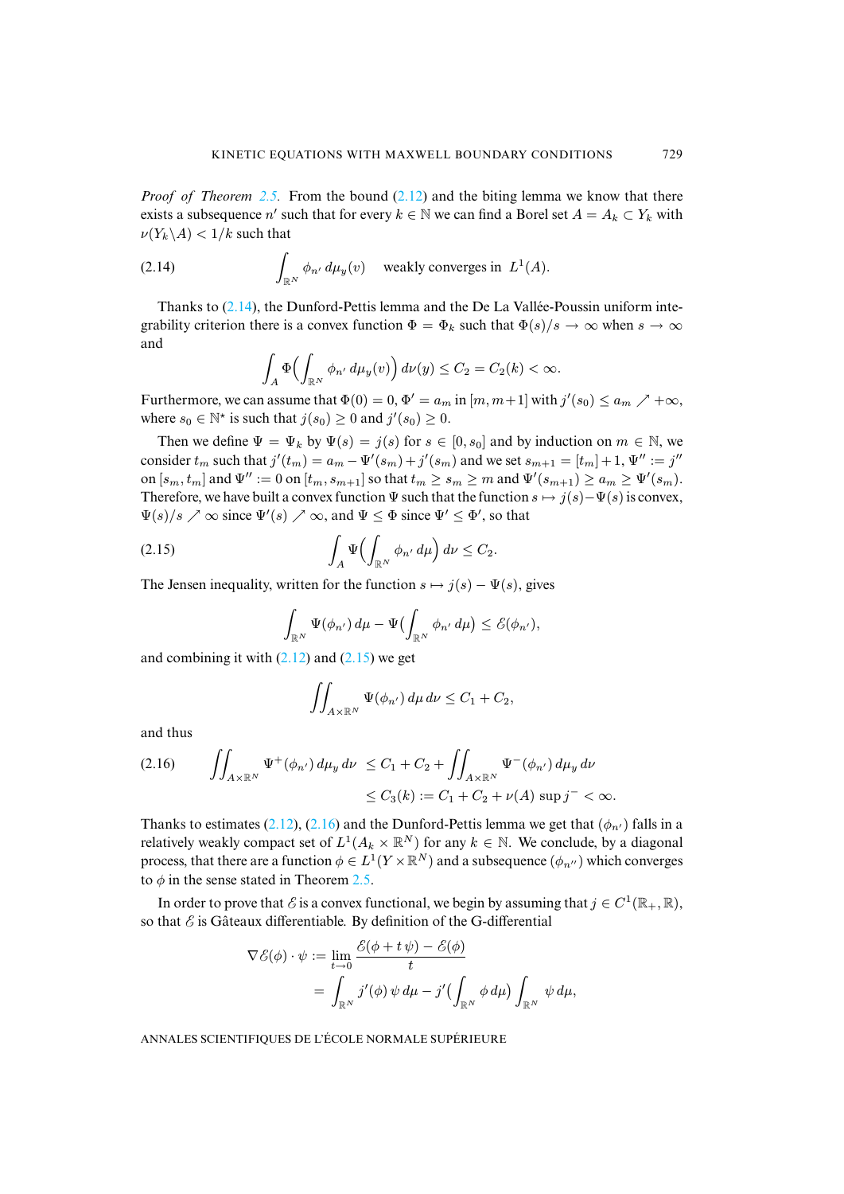*Proof of Theorem 2.5.* From the bound (2.12) and the biting lemma we know that there exists a subsequence $n'$ such that for every $k \in \mathbb{N}$ we can find a Borel set $A = A_k \subset Y_k$ with $\nu(Y_k \backslash A) < 1/k$ such that

$$\int_{\mathbb{R}^N} \phi_{n'}\, d\mu_y(v) \quad \text{weakly converges in } \; L^1(A). \tag{2.14}$$

Thanks to (2.14), the Dunford-Pettis lemma and the De La Vallée-Poussin uniform integrability criterion there is a convex function $\Phi = \Phi_k$ such that $\Phi(s)/s \to \infty$ when $s \to \infty$ and

$$\int_A \Phi\Big(\int_{\mathbb{R}^N} \phi_{n'}\, d\mu_y(v)\Big)\, d\nu(y) \le C_2 = C_2(k) < \infty.$$

Furthermore, we can assume that $\Phi(0) = 0$, $\Phi' = a_m$ in $[m, m+1]$ with $j'(s_0) \le a_m \nearrow +\infty$, where $s_0 \in \mathbb{N}^\star$ is such that $j(s_0) \ge 0$ and $j'(s_0) \ge 0$.

Then we define $\Psi = \Psi_k$ by $\Psi(s) = j(s)$ for $s \in [0, s_0]$ and by induction on $m \in \mathbb{N}$, we consider $t_m$ such that $j'(t_m) = a_m - \Psi'(s_m) + j'(s_m)$ and we set $s_{m+1} = [t_m] + 1$, $\Psi'' := j''$ on $[s_m, t_m]$ and $\Psi'' := 0$ on $[t_m, s_{m+1}]$ so that $t_m \ge s_m \ge m$ and $\Psi'(s_{m+1}) \ge a_m \ge \Psi'(s_m)$. Therefore, we have built a convex function $\Psi$ such that the function $s \mapsto j(s) - \Psi(s)$ is convex, $\Psi(s)/s \nearrow \infty$ since $\Psi'(s) \nearrow \infty$, and $\Psi \le \Phi$ since $\Psi' \le \Phi'$, so that

$$\int_A \Psi\Big(\int_{\mathbb{R}^N} \phi_{n'}\, d\mu\Big)\, d\nu \le C_2. \tag{2.15}$$

The Jensen inequality, written for the function $s \mapsto j(s) - \Psi(s)$, gives

$$\int_{\mathbb{R}^N} \Psi(\phi_{n'})\, d\mu - \Psi\Big(\int_{\mathbb{R}^N} \phi_{n'}\, d\mu\Big) \le \mathcal{E}(\phi_{n'}),$$

and combining it with (2.12) and (2.15) we get

$$\iint_{A \times \mathbb{R}^N} \Psi(\phi_{n'})\, d\mu\, d\nu \le C_1 + C_2,$$

and thus

$$\begin{aligned} \iint_{A \times \mathbb{R}^N} \Psi^+(\phi_{n'})\, d\mu_y\, d\nu \; &\le C_1 + C_2 + \iint_{A \times \mathbb{R}^N} \Psi^-(\phi_{n'})\, d\mu_y\, d\nu \\ &\le C_3(k) := C_1 + C_2 + \nu(A)\, \sup j^- < \infty. \end{aligned} \tag{2.16}$$

Thanks to estimates (2.12), (2.16) and the Dunford-Pettis lemma we get that $(\phi_{n'})$ falls in a relatively weakly compact set of $L^1(A_k \times \mathbb{R}^N)$ for any $k \in \mathbb{N}$. We conclude, by a diagonal process, that there are a function $\phi \in L^1(Y \times \mathbb{R}^N)$ and a subsequence $(\phi_{n''})$ which converges to $\phi$ in the sense stated in Theorem 2.5.

In order to prove that $\mathcal{E}$ is a convex functional, we begin by assuming that $j \in C^1(\mathbb{R}_+, \mathbb{R})$, so that $\mathcal{E}$ is Gâteaux differentiable. By definition of the G-differential

$$\begin{aligned} \nabla \mathcal{E}(\phi) \cdot \psi &:= \lim_{t \to 0} \frac{\mathcal{E}(\phi + t\,\psi) - \mathcal{E}(\phi)}{t} \\ &= \int_{\mathbb{R}^N} j'(\phi)\, \psi\, d\mu - j'\Big(\int_{\mathbb{R}^N} \phi\, d\mu\Big) \int_{\mathbb{R}^N} \psi\, d\mu, \end{aligned}$$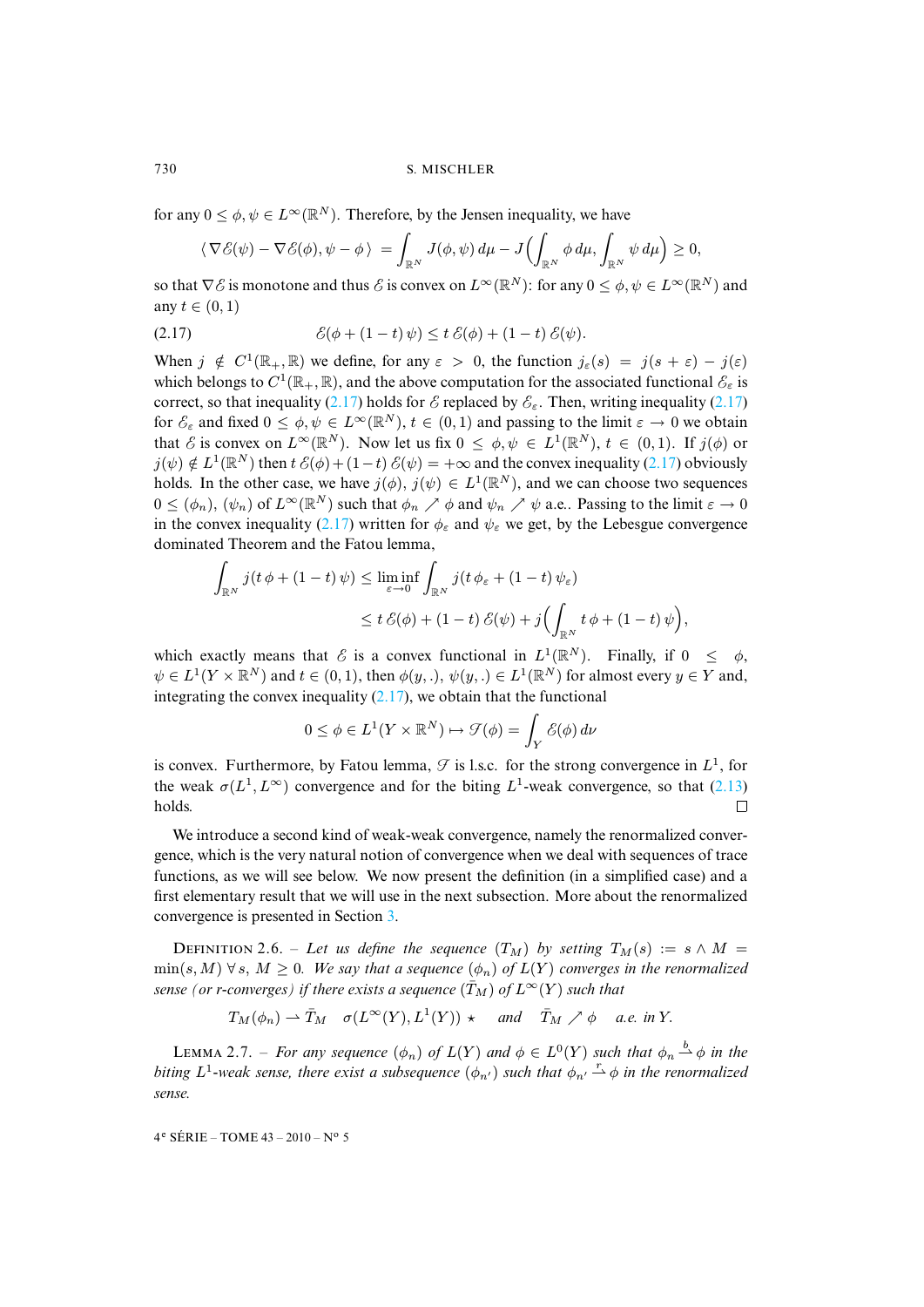for any $0 \le \phi, \psi \in L^\infty(\mathbb{R}^N)$. Therefore, by the Jensen inequality, we have

$$\langle \nabla \mathcal{E}(\psi) - \nabla \mathcal{E}(\phi), \psi - \phi \rangle = \int_{\mathbb{R}^N} J(\phi, \psi)\, d\mu - J\Big(\int_{\mathbb{R}^N} \phi\, d\mu, \int_{\mathbb{R}^N} \psi\, d\mu\Big) \ge 0,$$

so that $\nabla \mathcal{E}$ is monotone and thus $\mathcal{E}$ is convex on $L^\infty(\mathbb{R}^N)$: for any $0 \le \phi, \psi \in L^\infty(\mathbb{R}^N)$ and any $t \in (0,1)$

$$\mathcal{E}(\phi + (1-t)\,\psi) \le t\, \mathcal{E}(\phi) + (1-t)\, \mathcal{E}(\psi). \tag{2.17}$$

When $j \notin C^1(\mathbb{R}_+, \mathbb{R})$ we define, for any $\varepsilon > 0$, the function $j_\varepsilon(s) = j(s+\varepsilon) - j(\varepsilon)$ which belongs to $C^1(\mathbb{R}_+, \mathbb{R})$, and the above computation for the associated functional $\mathcal{E}_\varepsilon$ is correct, so that inequality (2.17) holds for $\mathcal{E}$ replaced by $\mathcal{E}_\varepsilon$. Then, writing inequality (2.17) for $\mathcal{E}_\varepsilon$ and fixed $0 \le \phi, \psi \in L^\infty(\mathbb{R}^N)$, $t \in (0,1)$ and passing to the limit $\varepsilon \to 0$ we obtain that $\mathcal{E}$ is convex on $L^\infty(\mathbb{R}^N)$. Now let us fix $0 \le \phi, \psi \in L^1(\mathbb{R}^N)$, $t \in (0,1)$. If $j(\phi)$ or $j(\psi) \notin L^1(\mathbb{R}^N)$ then $t\,\mathcal{E}(\phi) + (1-t)\,\mathcal{E}(\psi) = +\infty$ and the convex inequality (2.17) obviously holds. In the other case, we have $j(\phi), j(\psi) \in L^1(\mathbb{R}^N)$, and we can choose two sequences $0 \le (\phi_n)$, $(\psi_n)$ of $L^\infty(\mathbb{R}^N)$ such that $\phi_n \nearrow \phi$ and $\psi_n \nearrow \psi$ a.e.. Passing to the limit $\varepsilon \to 0$ in the convex inequality (2.17) written for $\phi_\varepsilon$ and $\psi_\varepsilon$ we get, by the Lebesgue convergence dominated Theorem and the Fatou lemma,

$$\begin{aligned}\int_{\mathbb{R}^N} j(t\,\phi + (1-t)\,\psi) &\le \liminf_{\varepsilon \to 0} \int_{\mathbb{R}^N} j(t\,\phi_\varepsilon + (1-t)\,\psi_\varepsilon) \\ &\le t\,\mathcal{E}(\phi) + (1-t)\,\mathcal{E}(\psi) + j\Big(\int_{\mathbb{R}^N} t\,\phi + (1-t)\,\psi\Big),\end{aligned}$$

which exactly means that $\mathcal{E}$ is a convex functional in $L^1(\mathbb{R}^N)$. Finally, if $0 \le \phi$, $\psi \in L^1(Y \times \mathbb{R}^N)$ and $t \in (0,1)$, then $\phi(y,.)$, $\psi(y,.) \in L^1(\mathbb{R}^N)$ for almost every $y \in Y$ and, integrating the convex inequality (2.17), we obtain that the functional

$$0 \le \phi \in L^1(Y \times \mathbb{R}^N) \mapsto \mathcal{J}(\phi) = \int_Y \mathcal{E}(\phi)\, d\nu$$

is convex. Furthermore, by Fatou lemma, $\mathcal{J}$ is l.s.c. for the strong convergence in $L^1$, for the weak $\sigma(L^1, L^\infty)$ convergence and for the biting $L^1$-weak convergence, so that (2.13) holds. □

We introduce a second kind of weak-weak convergence, namely the renormalized convergence, which is the very natural notion of convergence when we deal with sequences of trace functions, as we will see below. We now present the definition (in a simplified case) and a first elementary result that we will use in the next subsection. More about the renormalized convergence is presented in Section 3.

Definition 2.6. – *Let us define the sequence $(T_M)$ by setting $T_M(s) := s \wedge M = \min(s, M)$ $\forall\, s,\, M \ge 0$. We say that a sequence $(\phi_n)$ of $L(Y)$ converges in the renormalized sense (or r-converges) if there exists a sequence $(\bar{T}_M)$ of $L^\infty(Y)$ such that*

$$T_M(\phi_n) \rightharpoonup \bar{T}_M \quad \sigma(L^\infty(Y), L^1(Y))\,\star \quad \text{and} \quad \bar{T}_M \nearrow \phi \quad \text{a.e. in } Y.$$

Lemma 2.7. – *For any sequence $(\phi_n)$ of $L(Y)$ and $\phi \in L^0(Y)$ such that $\phi_n \overset{b}{\rightharpoonup} \phi$ in the biting $L^1$-weak sense, there exist a subsequence $(\phi_{n'})$ such that $\phi_{n'} \overset{r}{\rightharpoonup} \phi$ in the renormalized sense.*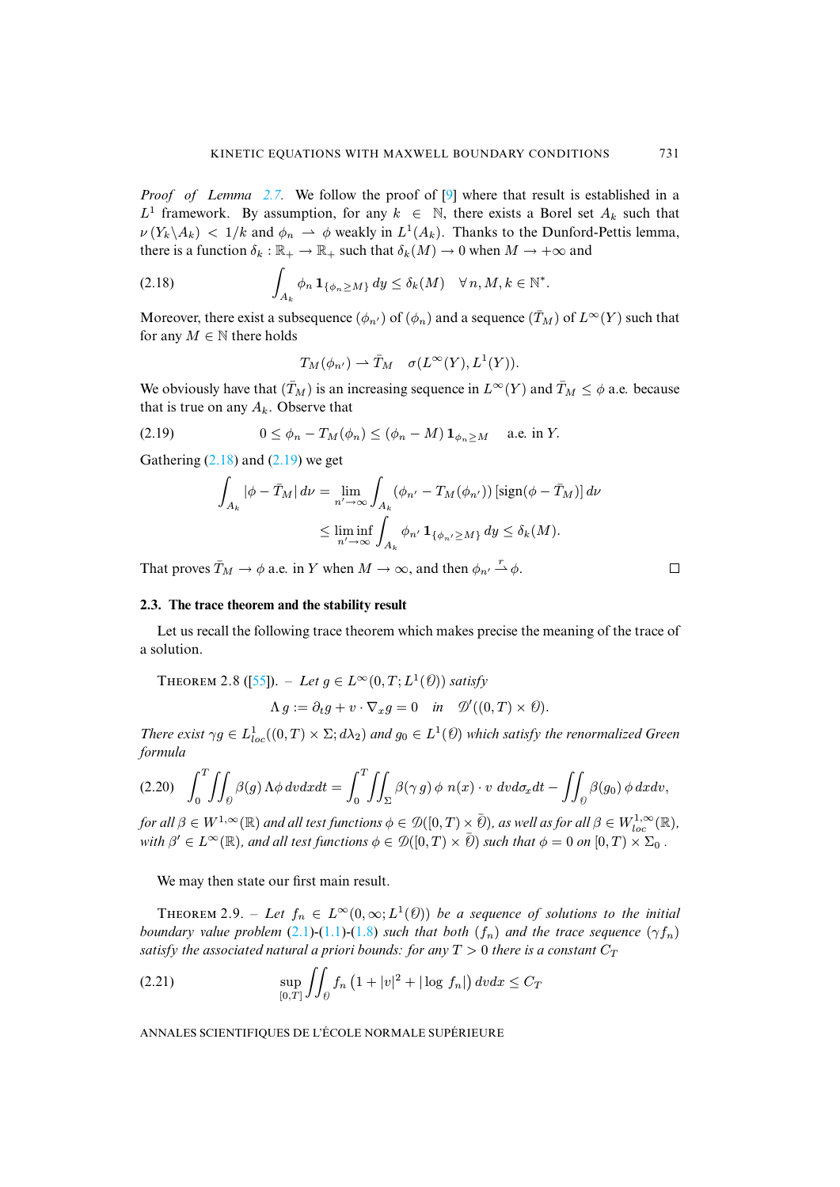*Proof of Lemma 2.7.* We follow the proof of [9] where that result is established in a $L^1$ framework. By assumption, for any $k \in \mathbb{N}$, there exists a Borel set $A_k$ such that $\nu(Y_k \backslash A_k) < 1/k$ and $\phi_n \rightharpoonup \phi$ weakly in $L^1(A_k)$. Thanks to the Dunford-Pettis lemma, there is a function $\delta_k : \mathbb{R}_+ \to \mathbb{R}_+$ such that $\delta_k(M) \to 0$ when $M \to +\infty$ and

$$\int_{A_k} \phi_n \, \mathbf{1}_{\{\phi_n \geq M\}} \, dy \leq \delta_k(M) \quad \forall n, M, k \in \mathbb{N}^*. \tag{2.18}$$

Moreover, there exist a subsequence $(\phi_{n'})$ of $(\phi_n)$ and a sequence $(\bar{T}_M)$ of $L^\infty(Y)$ such that for any $M \in \mathbb{N}$ there holds

$$T_M(\phi_{n'}) \rightharpoonup \bar{T}_M \quad \sigma(L^\infty(Y), L^1(Y)).$$

We obviously have that $(\bar{T}_M)$ is an increasing sequence in $L^\infty(Y)$ and $\bar{T}_M \leq \phi$ a.e. because that is true on any $A_k$. Observe that

$$0 \leq \phi_n - T_M(\phi_n) \leq (\phi_n - M)\, \mathbf{1}_{\phi_n \geq M} \quad \text{a.e. in } Y. \tag{2.19}$$

Gathering (2.18) and (2.19) we get

$$\begin{aligned}
\int_{A_k} |\phi - \bar{T}_M| \, d\nu &= \lim_{n' \to \infty} \int_{A_k} (\phi_{n'} - T_M(\phi_{n'})) \, [\mathrm{sign}(\phi - \bar{T}_M)] \, d\nu \\
&\leq \liminf_{n' \to \infty} \int_{A_k} \phi_{n'} \, \mathbf{1}_{\{\phi_{n'} \geq M\}} \, dy \leq \delta_k(M).
\end{aligned}$$

That proves $\bar{T}_M \to \phi$ a.e. in $Y$ when $M \to \infty$, and then $\phi_{n'} \stackrel{r}{\rightharpoonup} \phi$. $\square$

### 2.3. The trace theorem and the stability result

Let us recall the following trace theorem which makes precise the meaning of the trace of a solution.

THEOREM 2.8 ([55]). – *Let $g \in L^\infty(0,T; L^1(\mathcal{O}))$ satisfy*

$$\Lambda \, g := \partial_t g + v \cdot \nabla_x g = 0 \quad \textit{in} \quad \mathcal{D}'((0,T) \times \mathcal{O}).$$

*There exist $\gamma g \in L^1_{loc}((0,T) \times \Sigma; d\lambda_2)$ and $g_0 \in L^1(\mathcal{O})$ which satisfy the renormalized Green formula*

$$\int_0^T \iint_{\mathcal{O}} \beta(g) \, \Lambda \phi \, dv dx dt = \int_0^T \iint_{\Sigma} \beta(\gamma \, g) \, \phi \; n(x) \cdot v \; dv d\sigma_x dt - \iint_{\mathcal{O}} \beta(g_0) \, \phi \, dx dv, \tag{2.20}$$

*for all $\beta \in W^{1,\infty}(\mathbb{R})$ and all test functions $\phi \in \mathcal{D}([0,T) \times \bar{\mathcal{O}})$, as well as for all $\beta \in W^{1,\infty}_{loc}(\mathbb{R})$, with $\beta' \in L^\infty(\mathbb{R})$, and all test functions $\phi \in \mathcal{D}([0,T) \times \bar{\mathcal{O}})$ such that $\phi = 0$ on $[0,T) \times \Sigma_0$.*

We may then state our first main result.

THEOREM 2.9. – *Let $f_n \in L^\infty(0,\infty; L^1(\mathcal{O}))$ be a sequence of solutions to the initial boundary value problem (2.1)-(1.1)-(1.8) such that both $(f_n)$ and the trace sequence $(\gamma f_n)$ satisfy the associated natural a priori bounds: for any $T > 0$ there is a constant $C_T$*

$$\sup_{[0,T]} \iint_{\mathcal{O}} f_n \left(1 + |v|^2 + |\log \, f_n|\right) dv dx \leq C_T \tag{2.21}$$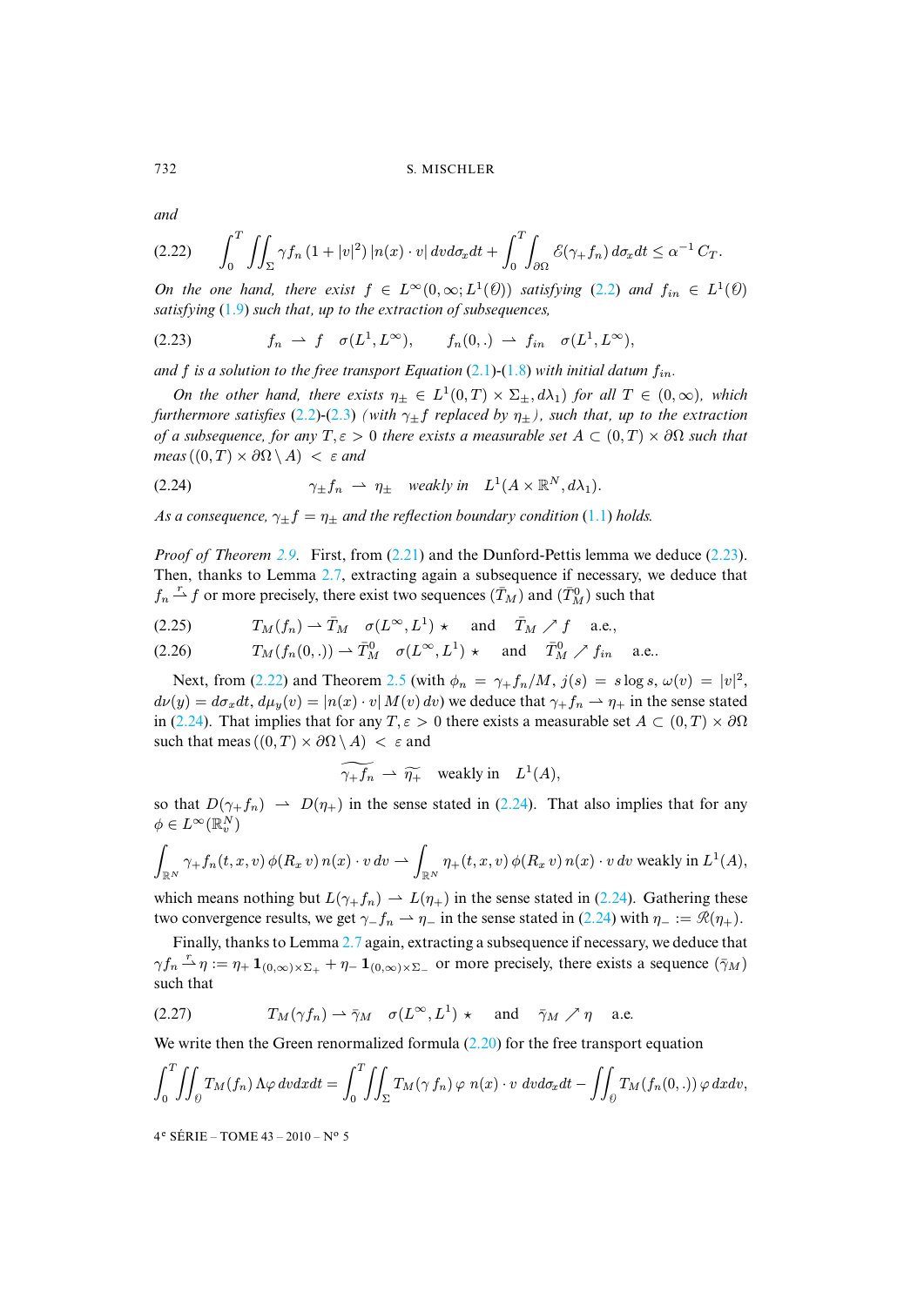*and*

$$\int_0^T \iint_\Sigma \gamma f_n \,(1+|v|^2)\,|n(x)\cdot v|\,dv d\sigma_x dt + \int_0^T \int_{\partial\Omega} \mathscr{E}(\gamma_+ f_n)\,d\sigma_x dt \le \alpha^{-1}\,C_T. \tag{2.22}$$

*On the one hand, there exist $f \in L^\infty(0,\infty;L^1(\mathcal{O}))$ satisfying* (2.2) *and $f_{in} \in L^1(\mathcal{O})$ satisfying* (1.9) *such that, up to the extraction of subsequences,*

$$f_n \rightharpoonup f \quad \sigma(L^1,L^\infty), \qquad f_n(0,.) \rightharpoonup f_{in} \quad \sigma(L^1,L^\infty), \tag{2.23}$$

*and $f$ is a solution to the free transport Equation* (2.1)-(1.8) *with initial datum $f_{in}$.*

*On the other hand, there exists $\eta_\pm \in L^1(0,T) \times \Sigma_\pm, d\lambda_1)$ for all $T \in (0,\infty)$, which furthermore satisfies* (2.2)-(2.3) *(with $\gamma_\pm f$ replaced by $\eta_\pm$), such that, up to the extraction of a subsequence, for any $T,\varepsilon > 0$ there exists a measurable set $A \subset (0,T)\times\partial\Omega$ such that $\text{meas}\,((0,T)\times\partial\Omega\setminus A) < \varepsilon$ and*

$$\gamma_\pm f_n \rightharpoonup \eta_\pm \quad \text{weakly in} \quad L^1(A\times\mathbb{R}^N, d\lambda_1). \tag{2.24}$$

*As a consequence, $\gamma_\pm f = \eta_\pm$ and the reflection boundary condition* (1.1) *holds.*

*Proof of Theorem* 2.9. First, from (2.21) and the Dunford-Pettis lemma we deduce (2.23). Then, thanks to Lemma 2.7, extracting again a subsequence if necessary, we deduce that $f_n \overset{r}{\rightharpoonup} f$ or more precisely, there exist two sequences $(\bar T_M)$ and $(\bar T_M^0)$ such that

$$T_M(f_n) \rightharpoonup \bar T_M \quad \sigma(L^\infty,L^1)\,\star \quad \text{and} \quad \bar T_M \nearrow f \quad \text{a.e.,} \tag{2.25}$$

$$T_M(f_n(0,.)) \rightharpoonup \bar T_M^0 \quad \sigma(L^\infty,L^1)\,\star \quad \text{and} \quad \bar T_M^0 \nearrow f_{in} \quad \text{a.e..} \tag{2.26}$$

Next, from (2.22) and Theorem 2.5 (with $\phi_n = \gamma_+ f_n/M$, $j(s) = s\log s$, $\omega(v) = |v|^2$, $d\nu(y) = d\sigma_x dt$, $d\mu_y(v) = |n(x)\cdot v|\,M(v)\,dv$) we deduce that $\gamma_+ f_n \rightharpoonup \eta_+$ in the sense stated in (2.24). That implies that for any $T,\varepsilon > 0$ there exists a measurable set $A \subset (0,T)\times\partial\Omega$ such that $\text{meas}\,((0,T)\times\partial\Omega\setminus A) < \varepsilon$ and

$$\widetilde{\gamma_+ f_n} \rightharpoonup \widetilde{\eta_+} \quad \text{weakly in} \quad L^1(A),$$

so that $D(\gamma_+ f_n) \rightharpoonup D(\eta_+)$ in the sense stated in (2.24). That also implies that for any $\phi \in L^\infty(\mathbb{R}^N_v)$

$$\int_{\mathbb{R}^N} \gamma_+ f_n(t,x,v)\,\phi(R_x v)\,n(x)\cdot v\,dv \rightharpoonup \int_{\mathbb{R}^N} \eta_+(t,x,v)\,\phi(R_x v)\,n(x)\cdot v\,dv \text{ weakly in } L^1(A),$$

which means nothing but $L(\gamma_+ f_n) \rightharpoonup L(\eta_+)$ in the sense stated in (2.24). Gathering these two convergence results, we get $\gamma_- f_n \rightharpoonup \eta_-$ in the sense stated in (2.24) with $\eta_- := \mathscr{R}(\eta_+)$.

Finally, thanks to Lemma 2.7 again, extracting a subsequence if necessary, we deduce that $\gamma f_n \overset{r}{\rightharpoonup} \eta := \eta_+\,\mathbf{1}_{(0,\infty)\times\Sigma_+} + \eta_-\,\mathbf{1}_{(0,\infty)\times\Sigma_-}$ or more precisely, there exists a sequence $(\bar\gamma_M)$ such that

$$T_M(\gamma f_n) \rightharpoonup \bar\gamma_M \quad \sigma(L^\infty,L^1)\,\star \quad \text{and} \quad \bar\gamma_M \nearrow \eta \quad \text{a.e.} \tag{2.27}$$

We write then the Green renormalized formula (2.20) for the free transport equation

$$\int_0^T \iint_{\mathcal{O}} T_M(f_n)\,\Lambda\varphi\,dvdxdt = \int_0^T \iint_\Sigma T_M(\gamma\,f_n)\,\varphi\;n(x)\cdot v\;dvd\sigma_x dt - \iint_{\mathcal{O}} T_M(f_n(0,.))\,\varphi\,dxdv,$$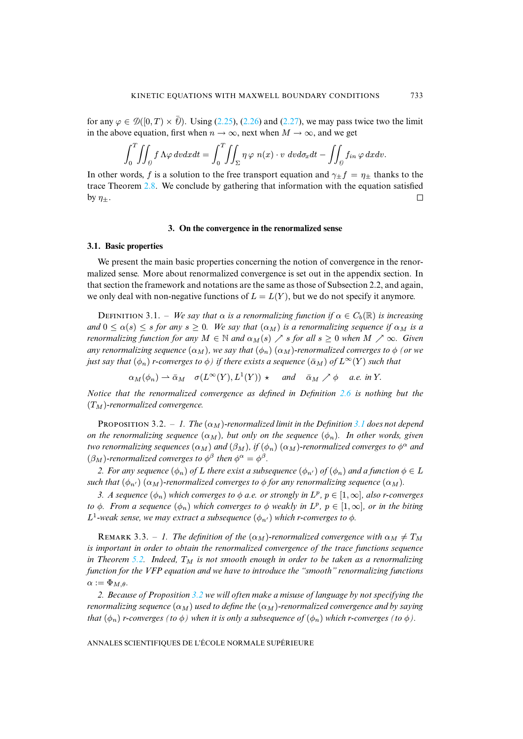for any $\varphi \in \mathcal{D}([0,T) \times \bar{\mathcal{O}})$. Using (2.25), (2.26) and (2.27), we may pass twice two the limit in the above equation, first when $n \to \infty$, next when $M \to \infty$, and we get

$$\int_0^T \iint_{\mathcal{O}} f \, \Lambda\varphi \, dv dx dt = \int_0^T \iint_{\Sigma} \eta \, \varphi \; n(x) \cdot v \; dv d\sigma_x dt - \iint_{\mathcal{O}} f_{in} \, \varphi \, dx dv.$$

In other words, $f$ is a solution to the free transport equation and $\gamma_\pm f = \eta_\pm$ thanks to the trace Theorem 2.8. We conclude by gathering that information with the equation satisfied by $\eta_\pm$. □

## 3. On the convergence in the renormalized sense

### 3.1. Basic properties

We present the main basic properties concerning the notion of convergence in the renormalized sense. More about renormalized convergence is set out in the appendix section. In that section the framework and notations are the same as those of Subsection 2.2, and again, we only deal with non-negative functions of $L = L(Y)$, but we do not specify it anymore.

Definition 3.1. – *We say that $\alpha$ is a renormalizing function if $\alpha \in C_b(\mathbb{R})$ is increasing and $0 \le \alpha(s) \le s$ for any $s \ge 0$. We say that $(\alpha_M)$ is a renormalizing sequence if $\alpha_M$ is a renormalizing function for any $M \in \mathbb{N}$ and $\alpha_M(s) \nearrow s$ for all $s \ge 0$ when $M \nearrow \infty$. Given any renormalizing sequence $(\alpha_M)$, we say that $(\phi_n)$ $(\alpha_M)$-renormalized converges to $\phi$ (or we just say that $(\phi_n)$ r-converges to $\phi$) if there exists a sequence $(\bar{\alpha}_M)$ of $L^\infty(Y)$ such that*

$$\alpha_M(\phi_n) \rightharpoonup \bar{\alpha}_M \quad \sigma(L^\infty(Y), L^1(Y)) \star \quad \text{and} \quad \bar{\alpha}_M \nearrow \phi \quad \text{a.e. in } Y.$$

*Notice that the renormalized convergence as defined in Definition 2.6 is nothing but the $(T_M)$-renormalized convergence.*

Proposition 3.2. – *1. The $(\alpha_M)$-renormalized limit in the Definition 3.1 does not depend on the renormalizing sequence $(\alpha_M)$, but only on the sequence $(\phi_n)$. In other words, given two renormalizing sequences $(\alpha_M)$ and $(\beta_M)$, if $(\phi_n)$ $(\alpha_M)$-renormalized converges to $\phi^\alpha$ and $(\beta_M)$-renormalized converges to $\phi^\beta$ then $\phi^\alpha = \phi^\beta$.*

*2. For any sequence $(\phi_n)$ of $L$ there exist a subsequence $(\phi_{n'})$ of $(\phi_n)$ and a function $\phi \in L$ such that $(\phi_{n'})$ $(\alpha_M)$-renormalized converges to $\phi$ for any renormalizing sequence $(\alpha_M)$.*

*3. A sequence $(\phi_n)$ which converges to $\phi$ a.e. or strongly in $L^p$, $p \in [1,\infty]$, also r-converges to $\phi$. From a sequence $(\phi_n)$ which converges to $\phi$ weakly in $L^p$, $p \in [1,\infty]$, or in the biting $L^1$-weak sense, we may extract a subsequence $(\phi_{n'})$ which r-converges to $\phi$.*

Remark 3.3. – *1. The definition of the $(\alpha_M)$-renormalized convergence with $\alpha_M \neq T_M$ is important in order to obtain the renormalized convergence of the trace functions sequence in Theorem 5.2. Indeed, $T_M$ is not smooth enough in order to be taken as a renormalizing function for the VFP equation and we have to introduce the "smooth" renormalizing functions $\alpha := \Phi_{M,\theta}$.*

*2. Because of Proposition 3.2 we will often make a misuse of language by not specifying the renormalizing sequence $(\alpha_M)$ used to define the $(\alpha_M)$-renormalized convergence and by saying that $(\phi_n)$ r-converges (to $\phi$) when it is only a subsequence of $(\phi_n)$ which r-converges (to $\phi$).*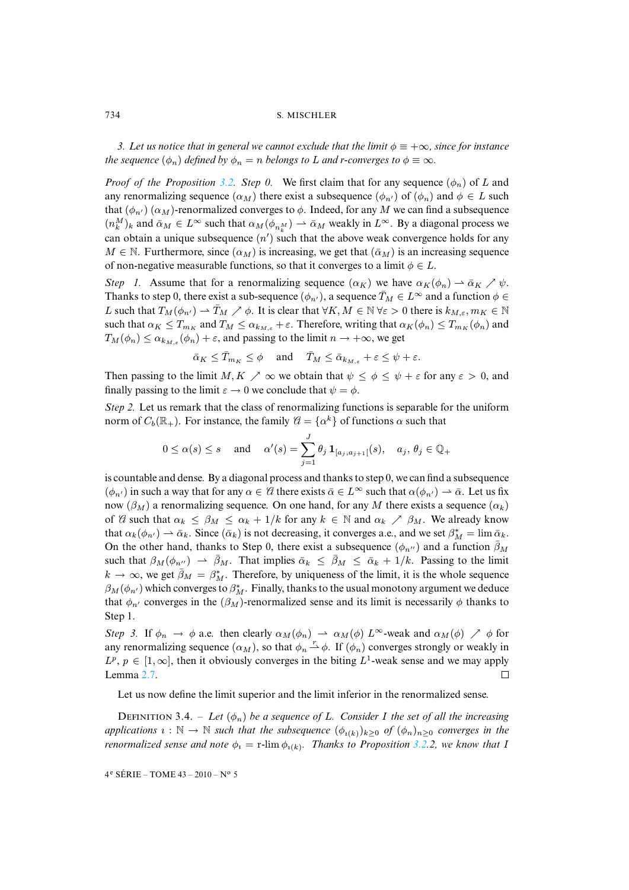*3. Let us notice that in general we cannot exclude that the limit $\phi \equiv +\infty$, since for instance the sequence $(\phi_n)$ defined by $\phi_n = n$ belongs to $L$ and r-converges to $\phi \equiv \infty$.*

*Proof of the Proposition 3.2. Step 0.* We first claim that for any sequence $(\phi_n)$ of $L$ and any renormalizing sequence $(\alpha_M)$ there exist a subsequence $(\phi_{n'})$ of $(\phi_n)$ and $\phi \in L$ such that $(\phi_{n'})$ $(\alpha_M)$-renormalized converges to $\phi$. Indeed, for any $M$ we can find a subsequence $(n_k^M)_k$ and $\bar\alpha_M \in L^\infty$ such that $\alpha_M(\phi_{n_k^M}) \rightharpoonup \bar\alpha_M$ weakly in $L^\infty$. By a diagonal process we can obtain a unique subsequence $(n')$ such that the above weak convergence holds for any $M \in \mathbb{N}$. Furthermore, since $(\alpha_M)$ is increasing, we get that $(\bar\alpha_M)$ is an increasing sequence of non-negative measurable functions, so that it converges to a limit $\phi \in L$.

*Step 1.* Assume that for a renormalizing sequence $(\alpha_K)$ we have $\alpha_K(\phi_n) \rightharpoonup \bar\alpha_K \nearrow \psi$. Thanks to step 0, there exist a sub-sequence $(\phi_{n'})$, a sequence $\bar T_M \in L^\infty$ and a function $\phi \in L$ such that $T_M(\phi_{n'}) \rightharpoonup \bar T_M \nearrow \phi$. It is clear that $\forall K, M \in \mathbb{N}\ \forall \varepsilon > 0$ there is $k_{M,\varepsilon}, m_K \in \mathbb{N}$ such that $\alpha_K \le T_{m_K}$ and $T_M \le \alpha_{k_{M,\varepsilon}} + \varepsilon$. Therefore, writing that $\alpha_K(\phi_n) \le T_{m_K}(\phi_n)$ and $T_M(\phi_n) \le \alpha_{k_{M,\varepsilon}}(\phi_n) + \varepsilon$, and passing to the limit $n \to +\infty$, we get

$$\bar\alpha_K \le \bar T_{m_K} \le \phi \quad \text{and} \quad \bar T_M \le \bar\alpha_{k_{M,\varepsilon}} + \varepsilon \le \psi + \varepsilon.$$

Then passing to the limit $M, K \nearrow \infty$ we obtain that $\psi \le \phi \le \psi + \varepsilon$ for any $\varepsilon > 0$, and finally passing to the limit $\varepsilon \to 0$ we conclude that $\psi = \phi$.

*Step 2.* Let us remark that the class of renormalizing functions is separable for the uniform norm of $C_b(\mathbb{R}_+)$. For instance, the family $\mathscr{C} = \{\alpha^k\}$ of functions $\alpha$ such that

$$0 \le \alpha(s) \le s \quad \text{and} \quad \alpha'(s) = \sum_{j=1}^{J} \theta_j \, \mathbf{1}_{[a_j, a_{j+1}[}(s), \quad a_j, \theta_j \in \mathbb{Q}_+$$

is countable and dense. By a diagonal process and thanks to step 0, we can find a subsequence $(\phi_{n'})$ in such a way that for any $\alpha \in \mathscr{C}$ there exists $\bar\alpha \in L^\infty$ such that $\alpha(\phi_{n'}) \rightharpoonup \bar\alpha$. Let us fix now $(\beta_M)$ a renormalizing sequence. On one hand, for any $M$ there exists a sequence $(\alpha_k)$ of $\mathscr{C}$ such that $\alpha_k \le \beta_M \le \alpha_k + 1/k$ for any $k \in \mathbb{N}$ and $\alpha_k \nearrow \beta_M$. We already know that $\alpha_k(\phi_{n'}) \rightharpoonup \bar\alpha_k$. Since $(\bar\alpha_k)$ is not decreasing, it converges a.e., and we set $\beta^*_M = \lim \bar\alpha_k$. On the other hand, thanks to Step 0, there exist a subsequence $(\phi_{n''})$ and a function $\bar\beta_M$ such that $\beta_M(\phi_{n''}) \rightharpoonup \bar\beta_M$. That implies $\bar\alpha_k \le \bar\beta_M \le \bar\alpha_k + 1/k$. Passing to the limit $k \to \infty$, we get $\bar\beta_M = \beta^*_M$. Therefore, by uniqueness of the limit, it is the whole sequence $\beta_M(\phi_{n'})$ which converges to $\beta^*_M$. Finally, thanks to the usual monotony argument we deduce that $\phi_{n'}$ converges in the $(\beta_M)$-renormalized sense and its limit is necessarily $\phi$ thanks to Step 1.

*Step 3.* If $\phi_n \to \phi$ a.e. then clearly $\alpha_M(\phi_n) \rightharpoonup \alpha_M(\phi)$ $L^\infty$-weak and $\alpha_M(\phi) \nearrow \phi$ for any renormalizing sequence $(\alpha_M)$, so that $\phi_n \overset{r}{\rightharpoonup} \phi$. If $(\phi_n)$ converges strongly or weakly in $L^p$, $p \in [1, \infty]$, then it obviously converges in the biting $L^1$-weak sense and we may apply Lemma 2.7. □

Let us now define the limit superior and the limit inferior in the renormalized sense.

Definition 3.4. – *Let $(\phi_n)$ be a sequence of $L$. Consider $I$ the set of all the increasing applications $\imath : \mathbb{N} \to \mathbb{N}$ such that the subsequence $(\phi_{\imath(k)})_{k \ge 0}$ of $(\phi_n)_{n \ge 0}$ converges in the renormalized sense and note $\phi_\imath = \text{r-lim}\, \phi_{\imath(k)}$. Thanks to Proposition 3.2.2, we know that $I$*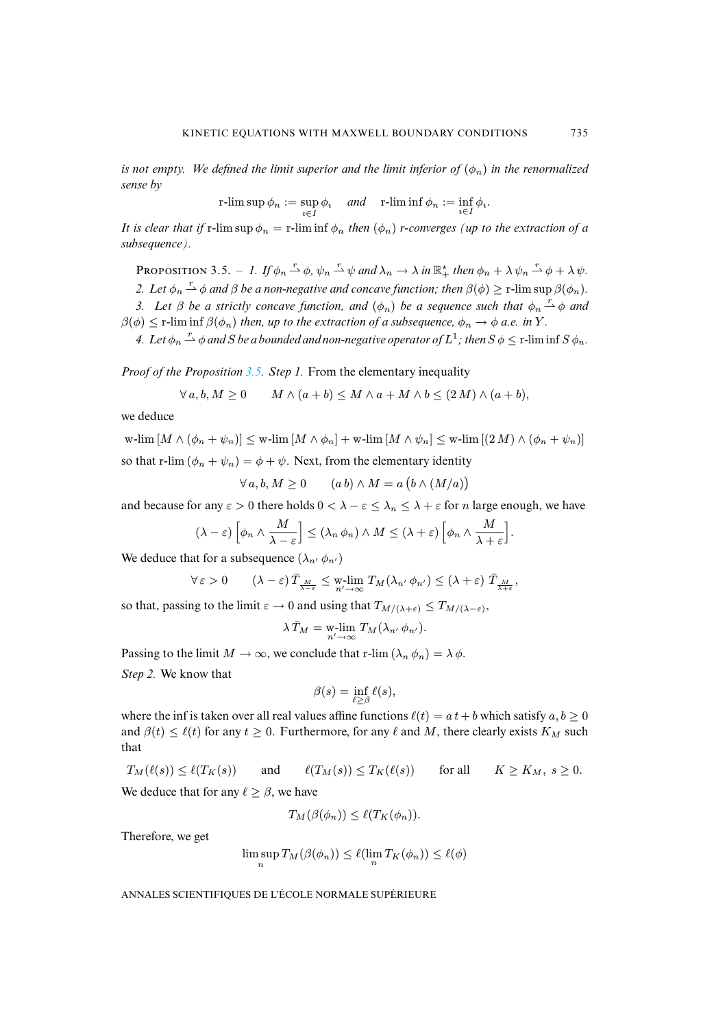*is not empty. We defined the limit superior and the limit inferior of $(\phi_n)$ in the renormalized sense by*

$$\text{r-lim sup}\, \phi_n := \sup_{\imath\in I} \phi_\imath \quad \textit{and} \quad \text{r-lim inf}\, \phi_n := \inf_{\imath\in I} \phi_\imath.$$

*It is clear that if* r-lim sup $\phi_n =$ r-lim inf $\phi_n$ *then* $(\phi_n)$ *r-converges (up to the extraction of a subsequence).*

Proposition 3.5. – *1. If $\phi_n \xrightarrow{r} \phi$, $\psi_n \xrightarrow{r} \psi$ and $\lambda_n \to \lambda$ in $\mathbb{R}_+^\star$ then $\phi_n + \lambda\, \psi_n \xrightarrow{r} \phi + \lambda\, \psi$.*

*2. Let $\phi_n \xrightarrow{r} \phi$ and $\beta$ be a non-negative and concave function; then $\beta(\phi) \geq$ r-lim sup $\beta(\phi_n)$.*

*3. Let $\beta$ be a strictly concave function, and $(\phi_n)$ be a sequence such that $\phi_n \xrightarrow{r} \phi$ and $\beta(\phi) \leq$ r-lim inf $\beta(\phi_n)$ then, up to the extraction of a subsequence, $\phi_n \to \phi$ a.e. in $Y$.*

*4. Let $\phi_n \xrightarrow{r} \phi$ and $S$ be a bounded and non-negative operator of $L^1$; then $S\,\phi \leq$ r-lim inf $S\,\phi_n$.*

*Proof of the Proposition 3.5. Step 1.* From the elementary inequality

$$\forall\, a, b, M \geq 0 \qquad M \wedge (a+b) \leq M \wedge a + M \wedge b \leq (2\,M) \wedge (a+b),$$

we deduce

$$\text{w-lim}\,[M \wedge (\phi_n + \psi_n)] \leq \text{w-lim}\,[M \wedge \phi_n] + \text{w-lim}\,[M \wedge \psi_n] \leq \text{w-lim}\,[(2\,M) \wedge (\phi_n + \psi_n)]$$

so that r-lim $(\phi_n + \psi_n) = \phi + \psi$. Next, from the elementary identity

$$\forall\, a, b, M \geq 0 \qquad (a\, b) \wedge M = a \left(b \wedge (M/a)\right)$$

and because for any $\varepsilon > 0$ there holds $0 < \lambda - \varepsilon \leq \lambda_n \leq \lambda + \varepsilon$ for $n$ large enough, we have

$$(\lambda - \varepsilon) \left[\phi_n \wedge \frac{M}{\lambda - \varepsilon}\right] \leq (\lambda_n\, \phi_n) \wedge M \leq (\lambda + \varepsilon) \left[\phi_n \wedge \frac{M}{\lambda + \varepsilon}\right].$$

We deduce that for a subsequence $(\lambda_{n'}\, \phi_{n'})$

$$\forall\, \varepsilon > 0 \qquad (\lambda - \varepsilon)\, \bar{T}_{\frac{M}{\lambda-\varepsilon}} \leq \underset{n'\to\infty}{\text{w-lim}}\, T_M(\lambda_{n'}\, \phi_{n'}) \leq (\lambda + \varepsilon)\, \bar{T}_{\frac{M}{\lambda+\varepsilon}},$$

so that, passing to the limit $\varepsilon \to 0$ and using that $T_{M/(\lambda+\varepsilon)} \leq T_{M/(\lambda-\varepsilon)}$,

$$\lambda\, \bar{T}_M = \underset{n'\to\infty}{\text{w-lim}}\, T_M(\lambda_{n'}\, \phi_{n'}).$$

Passing to the limit $M \to \infty$, we conclude that r-lim $(\lambda_n\, \phi_n) = \lambda\, \phi$.

*Step 2.* We know that

$$\beta(s) = \inf_{\ell \geq \beta} \ell(s),$$

where the inf is taken over all real values affine functions $\ell(t) = a\,t + b$ which satisfy $a, b \geq 0$ and $\beta(t) \leq \ell(t)$ for any $t \geq 0$. Furthermore, for any $\ell$ and $M$, there clearly exists $K_M$ such that

$$T_M(\ell(s)) \leq \ell(T_K(s)) \qquad \text{and} \qquad \ell(T_M(s)) \leq T_K(\ell(s)) \qquad \text{for all} \qquad K \geq K_M,\ s \geq 0.$$

We deduce that for any $\ell \geq \beta$, we have

$$T_M(\beta(\phi_n)) \leq \ell(T_K(\phi_n)).$$

Therefore, we get

$$\limsup_n T_M(\beta(\phi_n)) \leq \ell(\lim_n T_K(\phi_n)) \leq \ell(\phi)$$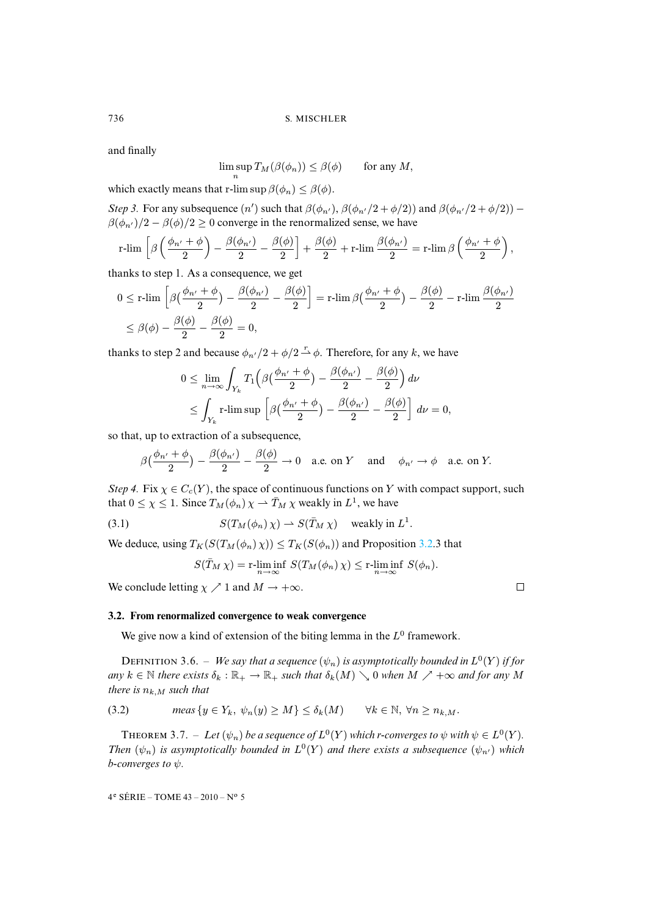and finally

$$\limsup_n T_M(\beta(\phi_n)) \le \beta(\phi) \qquad \text{for any } M,$$

which exactly means that r-lim sup $\beta(\phi_n) \le \beta(\phi)$.

*Step 3.* For any subsequence $(n')$ such that $\beta(\phi_{n'})$, $\beta(\phi_{n'}/2+\phi/2))$ and $\beta(\phi_{n'}/2+\phi/2)) - \beta(\phi_{n'})/2 - \beta(\phi)/2 \ge 0$ converge in the renormalized sense, we have

$$\text{r-lim}\left[\beta\left(\frac{\phi_{n'}+\phi}{2}\right) - \frac{\beta(\phi_{n'})}{2} - \frac{\beta(\phi)}{2}\right] + \frac{\beta(\phi)}{2} + \text{r-lim}\,\frac{\beta(\phi_{n'})}{2} = \text{r-lim}\,\beta\left(\frac{\phi_{n'}+\phi}{2}\right),$$

thanks to step 1. As a consequence, we get

$$\begin{aligned}
0 \le \text{r-lim}\left[\beta\Big(\frac{\phi_{n'}+\phi}{2}\Big) - \frac{\beta(\phi_{n'})}{2} - \frac{\beta(\phi)}{2}\right] &= \text{r-lim}\,\beta\Big(\frac{\phi_{n'}+\phi}{2}\Big) - \frac{\beta(\phi)}{2} - \text{r-lim}\,\frac{\beta(\phi_{n'})}{2} \\
\le \beta(\phi) - \frac{\beta(\phi)}{2} - \frac{\beta(\phi)}{2} = 0,
\end{aligned}$$

thanks to step 2 and because $\phi_{n'}/2 + \phi/2 \xrightarrow{r} \phi$. Therefore, for any $k$, we have

$$\begin{aligned}
0 &\le \lim_{n\to\infty} \int_{Y_k} T_1\Big(\beta\big(\frac{\phi_{n'}+\phi}{2}\big) - \frac{\beta(\phi_{n'})}{2} - \frac{\beta(\phi)}{2}\Big)\, d\nu \\
&\le \int_{Y_k} \text{r-lim sup}\left[\beta\big(\frac{\phi_{n'}+\phi}{2}\big) - \frac{\beta(\phi_{n'})}{2} - \frac{\beta(\phi)}{2}\right] d\nu = 0,
\end{aligned}$$

so that, up to extraction of a subsequence,

$$\beta\big(\frac{\phi_{n'}+\phi}{2}\big) - \frac{\beta(\phi_{n'})}{2} - \frac{\beta(\phi)}{2} \to 0 \quad \text{a.e. on } Y \qquad \text{and} \qquad \phi_{n'} \to \phi \quad \text{a.e. on } Y.$$

*Step 4.* Fix $\chi \in C_c(Y)$, the space of continuous functions on $Y$ with compact support, such that $0 \le \chi \le 1$. Since $T_M(\phi_n)\,\chi \rightharpoonup \bar{T}_M\,\chi$ weakly in $L^1$, we have

$$S(T_M(\phi_n)\,\chi) \rightharpoonup S(\bar{T}_M\,\chi) \quad \text{weakly in } L^1. \tag{3.1}$$

We deduce, using $T_K(S(T_M(\phi_n)\,\chi)) \le T_K(S(\phi_n))$ and Proposition 3.2.3 that

$$S(\bar{T}_M\,\chi) = \text{r-}\liminf_{n\to\infty} S(T_M(\phi_n)\,\chi) \le \text{r-}\liminf_{n\to\infty} S(\phi_n).$$

We conclude letting $\chi \nearrow 1$ and $M \to +\infty$. □

### 3.2. From renormalized convergence to weak convergence

We give now a kind of extension of the biting lemma in the $L^0$ framework.

DEFINITION 3.6. – *We say that a sequence $(\psi_n)$ is asymptotically bounded in $L^0(Y)$ if for any $k \in \mathbb{N}$ there exists $\delta_k : \mathbb{R}_+ \to \mathbb{R}_+$ such that $\delta_k(M) \searrow 0$ when $M \nearrow +\infty$ and for any $M$ there is $n_{k,M}$ such that*

$$\textit{meas}\,\{y \in Y_k,\ \psi_n(y) \ge M\} \le \delta_k(M) \qquad \forall k \in \mathbb{N},\ \forall n \ge n_{k,M}. \tag{3.2}$$

THEOREM 3.7. – *Let $(\psi_n)$ be a sequence of $L^0(Y)$ which r-converges to $\psi$ with $\psi \in L^0(Y)$. Then $(\psi_n)$ is asymptotically bounded in $L^0(Y)$ and there exists a subsequence $(\psi_{n'})$ which b-converges to $\psi$.*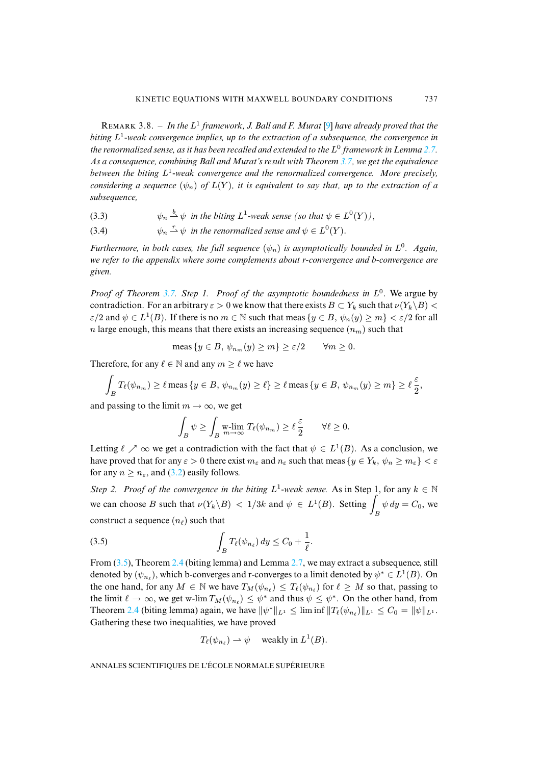Remark 3.8. – *In the $L^1$ framework, J. Ball and F. Murat [9] have already proved that the biting $L^1$-weak convergence implies, up to the extraction of a subsequence, the convergence in the renormalized sense, as it has been recalled and extended to the $L^0$ framework in Lemma 2.7. As a consequence, combining Ball and Murat's result with Theorem 3.7, we get the equivalence between the biting $L^1$-weak convergence and the renormalized convergence. More precisely, considering a sequence $(\psi_n)$ of $L(Y)$, it is equivalent to say that, up to the extraction of a subsequence,*

$$\psi_n \overset{b}{\rightharpoonup} \psi \ \text{ in the biting } L^1\text{-weak sense (so that } \psi \in L^0(Y)\text{)}, \tag{3.3}$$

$$\psi_n \overset{r}{\rightharpoonup} \psi \ \text{ in the renormalized sense and } \psi \in L^0(Y). \tag{3.4}$$

*Furthermore, in both cases, the full sequence $(\psi_n)$ is asymptotically bounded in $L^0$. Again, we refer to the appendix where some complements about r-convergence and b-convergence are given.*

*Proof of Theorem 3.7. Step 1. Proof of the asymptotic boundedness in $L^0$.* We argue by contradiction. For an arbitrary $\varepsilon > 0$ we know that there exists $B \subset Y_k$ such that $\nu(Y_k \backslash B) < \varepsilon/2$ and $\psi \in L^1(B)$. If there is no $m \in \mathbb{N}$ such that meas $\{y \in B,\, \psi_n(y) \geq m\} < \varepsilon/2$ for all $n$ large enough, this means that there exists an increasing sequence $(n_m)$ such that

$$\text{meas}\,\{y \in B,\, \psi_{n_m}(y) \geq m\} \geq \varepsilon/2 \qquad \forall m \geq 0.$$

Therefore, for any $\ell \in \mathbb{N}$ and any $m \geq \ell$ we have

$$\int_B T_\ell(\psi_{n_m}) \geq \ell\, \text{meas}\,\{y \in B,\, \psi_{n_m}(y) \geq \ell\} \geq \ell\, \text{meas}\,\{y \in B,\, \psi_{n_m}(y) \geq m\} \geq \ell\, \frac{\varepsilon}{2},$$

and passing to the limit $m \to \infty$, we get

$$\int_B \psi \geq \int_B \underset{m\to\infty}{\text{w-lim}}\, T_\ell(\psi_{n_m}) \geq \ell\, \frac{\varepsilon}{2} \qquad \forall \ell \geq 0.$$

Letting $\ell \nearrow \infty$ we get a contradiction with the fact that $\psi \in L^1(B)$. As a conclusion, we have proved that for any $\varepsilon > 0$ there exist $m_\varepsilon$ and $n_\varepsilon$ such that meas $\{y \in Y_k,\, \psi_n \geq m_\varepsilon\} < \varepsilon$ for any $n \geq n_\varepsilon$, and (3.2) easily follows.

*Step 2. Proof of the convergence in the biting $L^1$-weak sense.* As in Step 1, for any $k \in \mathbb{N}$ we can choose $B$ such that $\nu(Y_k \backslash B) < 1/3k$ and $\psi \in L^1(B)$. Setting $\int_B \psi\, dy = C_0$, we construct a sequence $(n_\ell)$ such that

$$\int_B T_\ell(\psi_{n_\ell})\, dy \leq C_0 + \frac{1}{\ell}. \tag{3.5}$$

From (3.5), Theorem 2.4 (biting lemma) and Lemma 2.7, we may extract a subsequence, still denoted by $(\psi_{n_\ell})$, which b-converges and r-converges to a limit denoted by $\psi^* \in L^1(B)$. On the one hand, for any $M \in \mathbb{N}$ we have $T_M(\psi_{n_\ell}) \leq T_\ell(\psi_{n_\ell})$ for $\ell \geq M$ so that, passing to the limit $\ell \to \infty$, we get w-lim $T_M(\psi_{n_\ell}) \leq \psi^*$ and thus $\psi \leq \psi^*$. On the other hand, from Theorem 2.4 (biting lemma) again, we have $\|\psi^*\|_{L^1} \leq \liminf \|T_\ell(\psi_{n_\ell})\|_{L^1} \leq C_0 = \|\psi\|_{L^1}$. Gathering these two inequalities, we have proved

$$T_\ell(\psi_{n_\ell}) \rightharpoonup \psi \quad \text{ weakly in } L^1(B).$$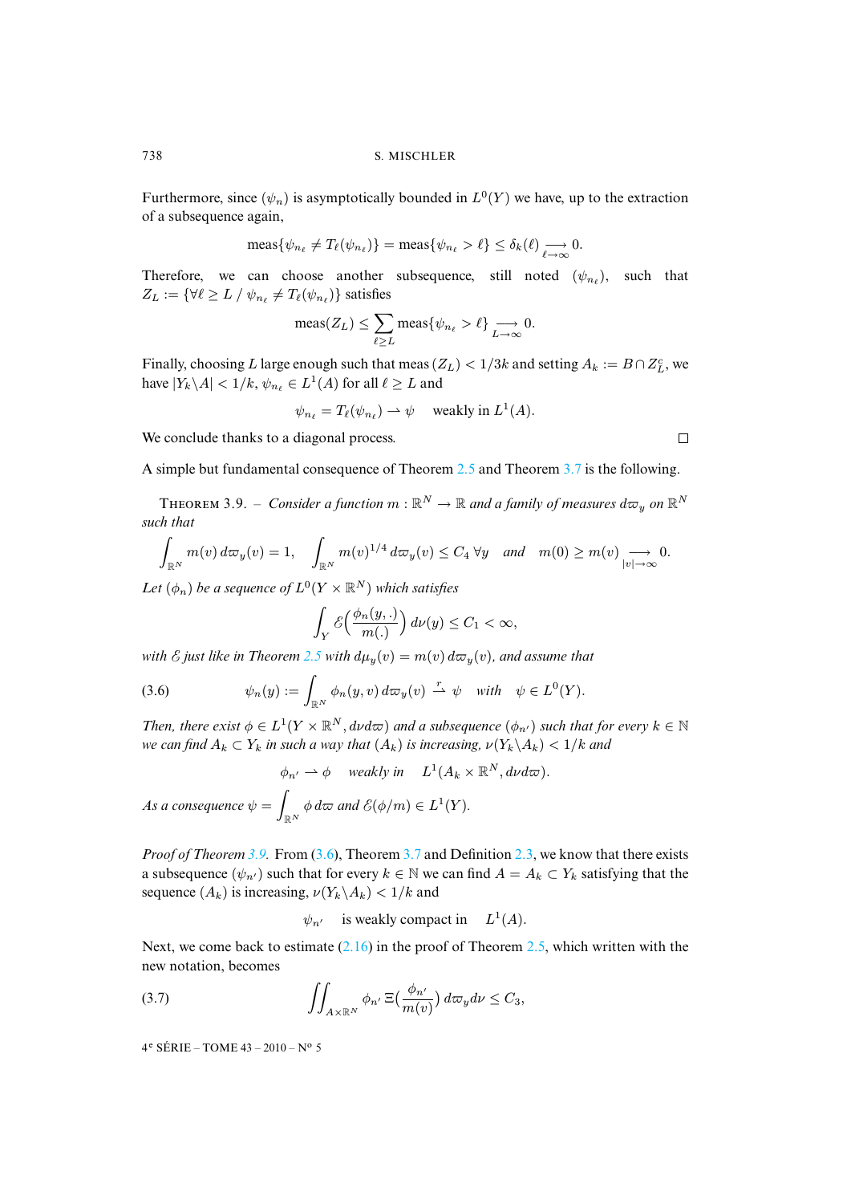Furthermore, since $(\psi_n)$ is asymptotically bounded in $L^0(Y)$ we have, up to the extraction of a subsequence again,

$$\text{meas}\{\psi_{n_\ell} \neq T_\ell(\psi_{n_\ell})\} = \text{meas}\{\psi_{n_\ell} > \ell\} \leq \delta_k(\ell) \underset{\ell \to \infty}{\longrightarrow} 0.$$

Therefore, we can choose another subsequence, still noted $(\psi_{n_\ell})$, such that $Z_L := \{\forall \ell \geq L \;/\; \psi_{n_\ell} \neq T_\ell(\psi_{n_\ell})\}$ satisfies

$$\text{meas}(Z_L) \leq \sum_{\ell \geq L} \text{meas}\{\psi_{n_\ell} > \ell\} \underset{L \to \infty}{\longrightarrow} 0.$$

Finally, choosing $L$ large enough such that meas $(Z_L) < 1/3k$ and setting $A_k := B \cap Z_L^c$, we have $|Y_k \backslash A| < 1/k$, $\psi_{n_\ell} \in L^1(A)$ for all $\ell \geq L$ and

$$\psi_{n_\ell} = T_\ell(\psi_{n_\ell}) \rightharpoonup \psi \quad \text{ weakly in } L^1(A).$$

We conclude thanks to a diagonal process. □

A simple but fundamental consequence of Theorem 2.5 and Theorem 3.7 is the following.

THEOREM 3.9. – *Consider a function $m : \mathbb{R}^N \to \mathbb{R}$ and a family of measures $d\varpi_y$ on $\mathbb{R}^N$ such that*

$$\int_{\mathbb{R}^N} m(v)\, d\varpi_y(v) = 1, \quad \int_{\mathbb{R}^N} m(v)^{1/4}\, d\varpi_y(v) \leq C_4 \;\forall y \quad \text{and} \quad m(0) \geq m(v) \underset{|v| \to \infty}{\longrightarrow} 0.$$

*Let $(\phi_n)$ be a sequence of $L^0(Y \times \mathbb{R}^N)$ which satisfies*

$$\int_Y \mathcal{E}\Big(\frac{\phi_n(y,.)}{m(.)}\Big)\, d\nu(y) \leq C_1 < \infty,$$

*with $\mathcal{E}$ just like in Theorem 2.5 with $d\mu_y(v) = m(v)\, d\varpi_y(v)$, and assume that*

$$\psi_n(y) := \int_{\mathbb{R}^N} \phi_n(y,v)\, d\varpi_y(v) \overset{r}{\rightharpoonup} \psi \quad \text{with} \quad \psi \in L^0(Y). \tag{3.6}$$

*Then, there exist $\phi \in L^1(Y \times \mathbb{R}^N, d\nu d\varpi)$ and a subsequence $(\phi_{n'})$ such that for every $k \in \mathbb{N}$ we can find $A_k \subset Y_k$ in such a way that $(A_k)$ is increasing, $\nu(Y_k \backslash A_k) < 1/k$ and*

$$\phi_{n'} \rightharpoonup \phi \quad \text{weakly in} \quad L^1(A_k \times \mathbb{R}^N, d\nu d\varpi).$$

*As a consequence $\psi = \int_{\mathbb{R}^N} \phi\, d\varpi$ and $\mathcal{E}(\phi/m) \in L^1(Y)$.*

*Proof of Theorem 3.9.* From (3.6), Theorem 3.7 and Definition 2.3, we know that there exists a subsequence $(\psi_{n'})$ such that for every $k \in \mathbb{N}$ we can find $A = A_k \subset Y_k$ satisfying that the sequence $(A_k)$ is increasing, $\nu(Y_k \backslash A_k) < 1/k$ and

$$\psi_{n'} \quad \text{is weakly compact in} \quad L^1(A).$$

Next, we come back to estimate (2.16) in the proof of Theorem 2.5, which written with the new notation, becomes

$$\iint_{A \times \mathbb{R}^N} \phi_{n'}\, \Xi\Big(\frac{\phi_{n'}}{m(v)}\Big)\, d\varpi_y d\nu \leq C_3, \tag{3.7}$$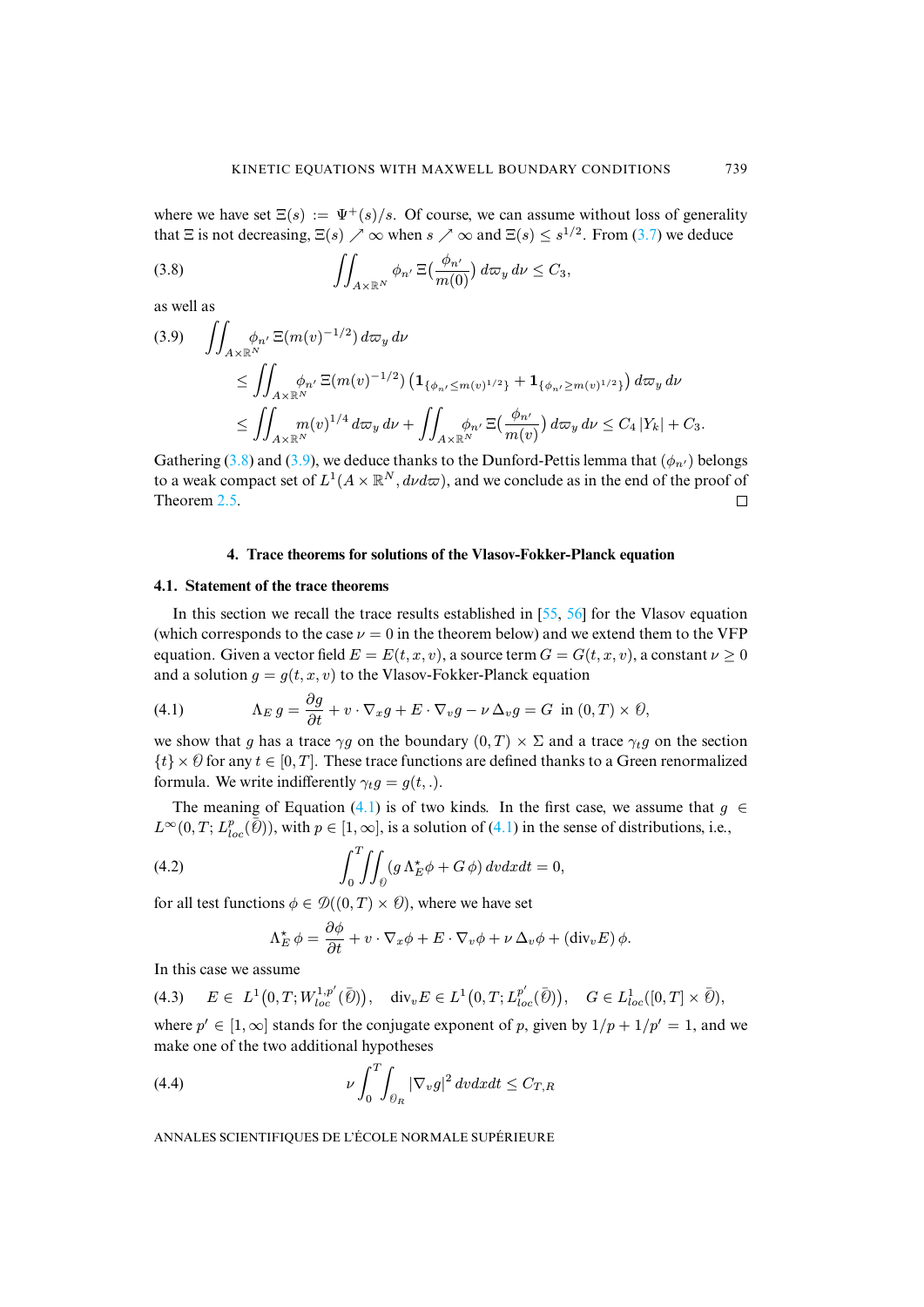where we have set $\Xi(s) := \Psi^+(s)/s$. Of course, we can assume without loss of generality that $\Xi$ is not decreasing, $\Xi(s) \nearrow \infty$ when $s \nearrow \infty$ and $\Xi(s) \le s^{1/2}$. From (3.7) we deduce

$$\iint_{A\times\mathbb{R}^N} \phi_{n'}\, \Xi\Big(\frac{\phi_{n'}}{m(0)}\Big)\, d\varpi_y\, d\nu \le C_3, \tag{3.8}$$

as well as

$$\begin{aligned}
&\iint_{A\times\mathbb{R}^N} \phi_{n'}\, \Xi(m(v)^{-1/2})\, d\varpi_y\, d\nu \\
&\quad \le \iint_{A\times\mathbb{R}^N} \phi_{n'}\, \Xi(m(v)^{-1/2})\, \big(\mathbf{1}_{\{\phi_{n'} \le m(v)^{1/2}\}} + \mathbf{1}_{\{\phi_{n'} \ge m(v)^{1/2}\}}\big)\, d\varpi_y\, d\nu \\
&\quad \le \iint_{A\times\mathbb{R}^N} m(v)^{1/4}\, d\varpi_y\, d\nu + \iint_{A\times\mathbb{R}^N} \phi_{n'}\, \Xi\Big(\frac{\phi_{n'}}{m(v)}\Big)\, d\varpi_y\, d\nu \le C_4\, |Y_k| + C_3.
\end{aligned} \tag{3.9}$$

Gathering (3.8) and (3.9), we deduce thanks to the Dunford-Pettis lemma that $(\phi_{n'})$ belongs to a weak compact set of $L^1(A \times \mathbb{R}^N, d\nu d\varpi)$, and we conclude as in the end of the proof of Theorem 2.5. □

## 4. Trace theorems for solutions of the Vlasov-Fokker-Planck equation

### 4.1. Statement of the trace theorems

In this section we recall the trace results established in [55, 56] for the Vlasov equation (which corresponds to the case $\nu = 0$ in the theorem below) and we extend them to the VFP equation. Given a vector field $E = E(t,x,v)$, a source term $G = G(t,x,v)$, a constant $\nu \ge 0$ and a solution $g = g(t,x,v)$ to the Vlasov-Fokker-Planck equation

$$\Lambda_E\, g = \frac{\partial g}{\partial t} + v\cdot\nabla_x g + E\cdot\nabla_v g - \nu\,\Delta_v g = G \quad \text{in } (0,T)\times\mathcal{O}, \tag{4.1}$$

we show that $g$ has a trace $\gamma g$ on the boundary $(0,T)\times\Sigma$ and a trace $\gamma_t g$ on the section $\{t\}\times\mathcal{O}$ for any $t \in [0,T]$. These trace functions are defined thanks to a Green renormalized formula. We write indifferently $\gamma_t g = g(t,.)$.

The meaning of Equation (4.1) is of two kinds. In the first case, we assume that $g \in L^\infty(0,T; L^p_{loc}(\bar{\mathcal{O}}))$, with $p \in [1,\infty]$, is a solution of (4.1) in the sense of distributions, i.e.,

$$\int_0^T\!\!\iint_{\mathcal{O}} (g\,\Lambda^\star_E \phi + G\,\phi)\, dv dx dt = 0, \tag{4.2}$$

for all test functions $\phi \in \mathcal{D}((0,T)\times\mathcal{O})$, where we have set

$$\Lambda^\star_E\,\phi = \frac{\partial \phi}{\partial t} + v\cdot\nabla_x\phi + E\cdot\nabla_v\phi + \nu\,\Delta_v\phi + (\mathrm{div}_v E)\,\phi.$$

In this case we assume

$$E \in L^1\big(0,T; W^{1,p'}_{loc}(\bar{\mathcal{O}})\big), \quad \mathrm{div}_v E \in L^1\big(0,T; L^{p'}_{loc}(\bar{\mathcal{O}})\big), \quad G \in L^1_{loc}([0,T]\times\bar{\mathcal{O}}), \tag{4.3}$$

where $p' \in [1,\infty]$ stands for the conjugate exponent of $p$, given by $1/p + 1/p' = 1$, and we make one of the two additional hypotheses

$$\nu \int_0^T\!\!\int_{\mathcal{O}_R} |\nabla_v g|^2\, dv dx dt \le C_{T,R} \tag{4.4}$$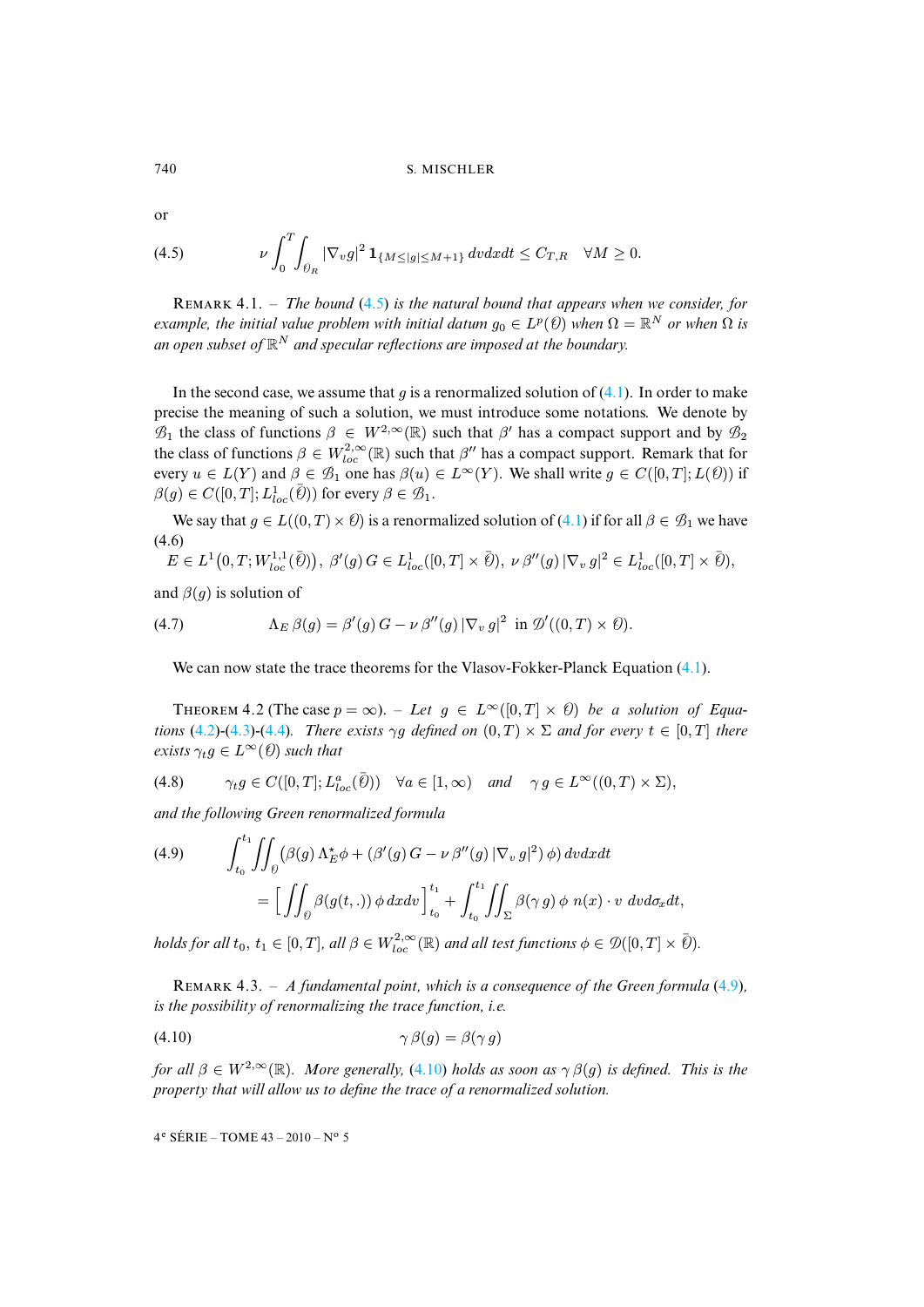or

$$\nu \int_0^T \int_{\mathcal{O}_R} |\nabla_v g|^2 \, \mathbf{1}_{\{M \le |g| \le M+1\}} \, dv dx dt \le C_{T,R} \quad \forall M \ge 0. \tag{4.5}$$

REMARK 4.1. – *The bound (4.5) is the natural bound that appears when we consider, for example, the initial value problem with initial datum $g_0 \in L^p(\mathcal{O})$ when $\Omega = \mathbb{R}^N$ or when $\Omega$ is an open subset of $\mathbb{R}^N$ and specular reflections are imposed at the boundary.*

In the second case, we assume that $g$ is a renormalized solution of (4.1). In order to make precise the meaning of such a solution, we must introduce some notations. We denote by $\mathcal{B}_1$ the class of functions $\beta \in W^{2,\infty}(\mathbb{R})$ such that $\beta'$ has a compact support and by $\mathcal{B}_2$ the class of functions $\beta \in W^{2,\infty}_{loc}(\mathbb{R})$ such that $\beta''$ has a compact support. Remark that for every $u \in L(Y)$ and $\beta \in \mathcal{B}_1$ one has $\beta(u) \in L^\infty(Y)$. We shall write $g \in C([0,T]; L(\mathcal{O}))$ if $\beta(g) \in C([0,T]; L^1_{loc}(\bar{\mathcal{O}}))$ for every $\beta \in \mathcal{B}_1$.

We say that $g \in L((0,T) \times \mathcal{O})$ is a renormalized solution of (4.1) if for all $\beta \in \mathcal{B}_1$ we have

$$E \in L^1\big(0,T; W^{1,1}_{loc}(\bar{\mathcal{O}})\big), \ \beta'(g)\, G \in L^1_{loc}([0,T] \times \bar{\mathcal{O}}), \ \nu\, \beta''(g)\, |\nabla_v\, g|^2 \in L^1_{loc}([0,T] \times \bar{\mathcal{O}}), \tag{4.6}$$

and $\beta(g)$ is solution of

$$\Lambda_E\, \beta(g) = \beta'(g)\, G - \nu\, \beta''(g)\, |\nabla_v\, g|^2 \ \text{ in } \mathcal{D}'((0,T) \times \mathcal{O}). \tag{4.7}$$

We can now state the trace theorems for the Vlasov-Fokker-Planck Equation (4.1).

THEOREM 4.2 (The case $p = \infty$). – *Let $g \in L^\infty([0,T] \times \mathcal{O})$ be a solution of Equations (4.2)-(4.3)-(4.4). There exists $\gamma g$ defined on $(0,T) \times \Sigma$ and for every $t \in [0,T]$ there exists $\gamma_t g \in L^\infty(\mathcal{O})$ such that*

$$\gamma_t g \in C([0,T]; L^a_{loc}(\bar{\mathcal{O}})) \quad \forall a \in [1,\infty) \quad \text{and} \quad \gamma\, g \in L^\infty((0,T) \times \Sigma), \tag{4.8}$$

*and the following Green renormalized formula*

$$\begin{aligned}\int_{t_0}^{t_1} \iint_{\mathcal{O}} \big(\beta(g)\, \Lambda^\star_E \phi + (\beta'(g)\, G - \nu\, \beta''(g)\, |\nabla_v\, g|^2)\, \phi\big)\, dv dx dt \\ = \Big[ \iint_{\mathcal{O}} \beta(g(t,.))\, \phi\, dx dv \Big]_{t_0}^{t_1} + \int_{t_0}^{t_1} \iint_{\Sigma} \beta(\gamma\, g)\, \phi\; n(x) \cdot v\; dv d\sigma_x dt,\end{aligned} \tag{4.9}$$

*holds for all $t_0$, $t_1 \in [0,T]$, all $\beta \in W^{2,\infty}_{loc}(\mathbb{R})$ and all test functions $\phi \in \mathcal{D}([0,T] \times \bar{\mathcal{O}})$.*

REMARK 4.3. – *A fundamental point, which is a consequence of the Green formula (4.9), is the possibility of renormalizing the trace function, i.e.*

$$\gamma\, \beta(g) = \beta(\gamma\, g) \tag{4.10}$$

*for all $\beta \in W^{2,\infty}(\mathbb{R})$. More generally, (4.10) holds as soon as $\gamma\, \beta(g)$ is defined. This is the property that will allow us to define the trace of a renormalized solution.*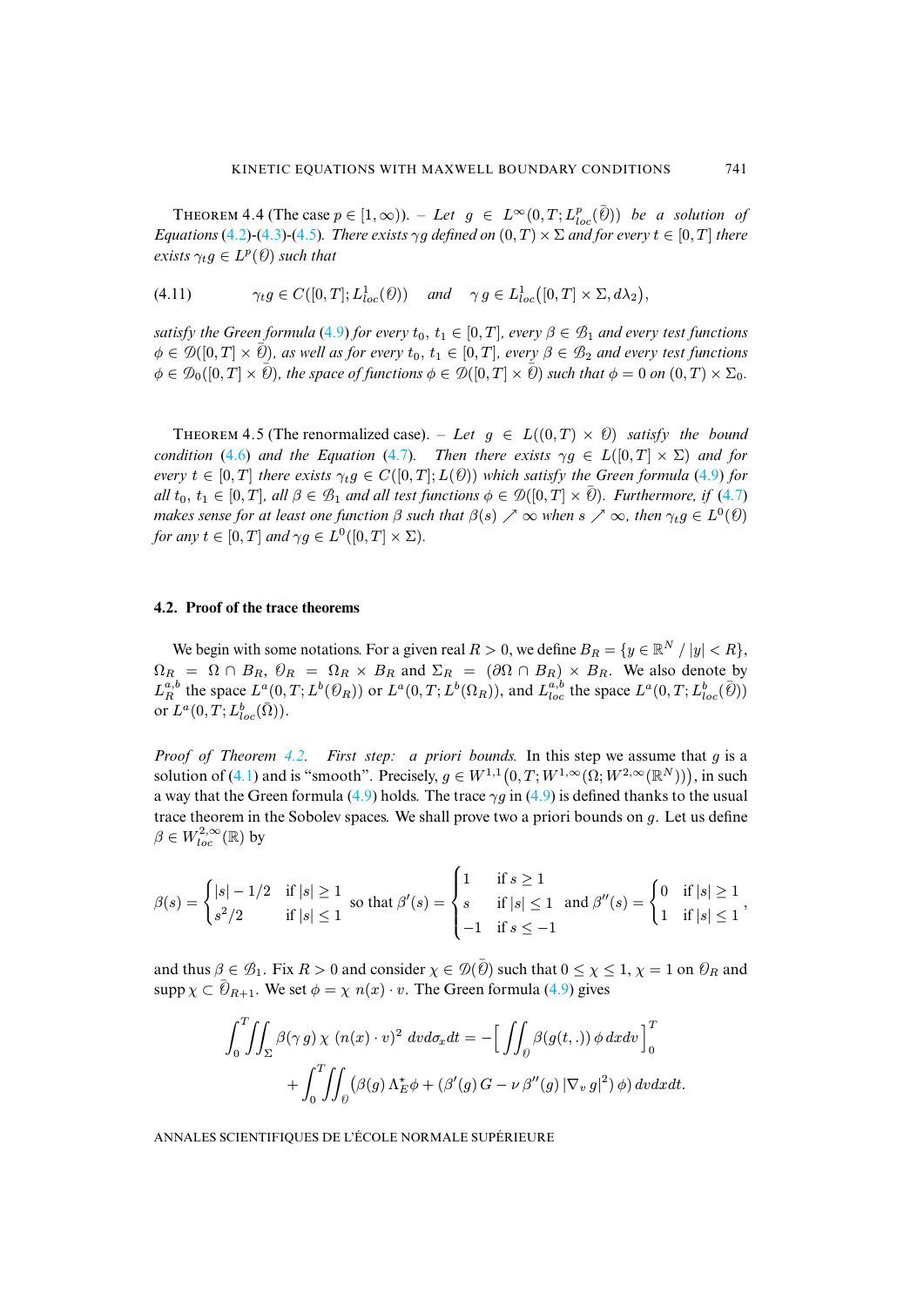THEOREM 4.4 (The case $p \in [1, \infty)$). – *Let $g \in L^\infty(0,T; L^p_{loc}(\bar{\mathcal{O}}))$ be a solution of Equations (4.2)-(4.3)-(4.5). There exists $\gamma g$ defined on $(0,T) \times \Sigma$ and for every $t \in [0,T]$ there exists $\gamma_t g \in L^p(\mathcal{O})$ such that*

$$
\text{(4.11)} \qquad \gamma_t g \in C([0,T]; L^1_{loc}(\mathcal{O})) \quad \text{and} \quad \gamma\, g \in L^1_{loc}\big([0,T] \times \Sigma, d\lambda_2\big),
$$

*satisfy the Green formula (4.9) for every $t_0,\, t_1 \in [0,T]$, every $\beta \in \mathcal{B}_1$ and every test functions $\phi \in \mathcal{D}([0,T] \times \bar{\mathcal{O}})$, as well as for every $t_0,\, t_1 \in [0,T]$, every $\beta \in \mathcal{B}_2$ and every test functions $\phi \in \mathcal{D}_0([0,T] \times \bar{\mathcal{O}})$, the space of functions $\phi \in \mathcal{D}([0,T] \times \bar{\mathcal{O}})$ such that $\phi = 0$ on $(0,T) \times \Sigma_0$.*

THEOREM 4.5 (The renormalized case). – *Let $g \in L((0,T) \times \mathcal{O})$ satisfy the bound condition (4.6) and the Equation (4.7). Then there exists $\gamma g \in L([0,T] \times \Sigma)$ and for every $t \in [0,T]$ there exists $\gamma_t g \in C([0,T]; L(\mathcal{O}))$ which satisfy the Green formula (4.9) for all $t_0,\, t_1 \in [0,T]$, all $\beta \in \mathcal{B}_1$ and all test functions $\phi \in \mathcal{D}([0,T] \times \bar{\mathcal{O}})$. Furthermore, if (4.7) makes sense for at least one function $\beta$ such that $\beta(s) \nearrow \infty$ when $s \nearrow \infty$, then $\gamma_t g \in L^0(\mathcal{O})$ for any $t \in [0,T]$ and $\gamma g \in L^0([0,T] \times \Sigma)$.*

### 4.2. Proof of the trace theorems

We begin with some notations. For a given real $R > 0$, we define $B_R = \{y \in \mathbb{R}^N \,/\, |y| < R\}$, $\Omega_R = \Omega \cap B_R$, $\mathcal{O}_R = \Omega_R \times B_R$ and $\Sigma_R = (\partial\Omega \cap B_R) \times B_R$. We also denote by $L^{a,b}_R$ the space $L^a(0,T; L^b(\mathcal{O}_R))$ or $L^a(0,T; L^b(\Omega_R))$, and $L^{a,b}_{loc}$ the space $L^a(0,T; L^b_{loc}(\bar{\mathcal{O}}))$ or $L^a(0,T; L^b_{loc}(\bar{\Omega}))$.

*Proof of Theorem 4.2. First step: a priori bounds.* In this step we assume that $g$ is a solution of (4.1) and is "smooth". Precisely, $g \in W^{1,1}\big(0,T; W^{1,\infty}(\Omega; W^{2,\infty}(\mathbb{R}^N))\big)$, in such a way that the Green formula (4.9) holds. The trace $\gamma g$ in (4.9) is defined thanks to the usual trace theorem in the Sobolev spaces. We shall prove two a priori bounds on $g$. Let us define $\beta \in W^{2,\infty}_{loc}(\mathbb{R})$ by

$$
\beta(s) = \begin{cases} |s| - 1/2 & \text{if } |s| \geq 1 \\ s^2/2 & \text{if } |s| \leq 1 \end{cases} \text{ so that } \beta'(s) = \begin{cases} 1 & \text{if } s \geq 1 \\ s & \text{if } |s| \leq 1 \\ -1 & \text{if } s \leq -1 \end{cases} \text{ and } \beta''(s) = \begin{cases} 0 & \text{if } |s| \geq 1 \\ 1 & \text{if } |s| \leq 1 \end{cases},
$$

and thus $\beta \in \mathcal{B}_1$. Fix $R > 0$ and consider $\chi \in \mathcal{D}(\bar{\mathcal{O}})$ such that $0 \leq \chi \leq 1$, $\chi = 1$ on $\mathcal{O}_R$ and $\operatorname{supp} \chi \subset \bar{\mathcal{O}}_{R+1}$. We set $\phi = \chi\, n(x) \cdot v$. The Green formula (4.9) gives

$$
\int_0^T \iint_\Sigma \beta(\gamma\, g)\, \chi\, (n(x) \cdot v)^2\, dv d\sigma_x dt = -\Big[ \iint_{\mathcal{O}} \beta(g(t,.))\, \phi\, dx dv \Big]_0^T
$$
$$
+ \int_0^T \iint_{\mathcal{O}} \big(\beta(g)\, \Lambda^\star_E \phi + (\beta'(g)\, G - \nu\, \beta''(g)\, |\nabla_v\, g|^2)\, \phi\big)\, dv dx dt.
$$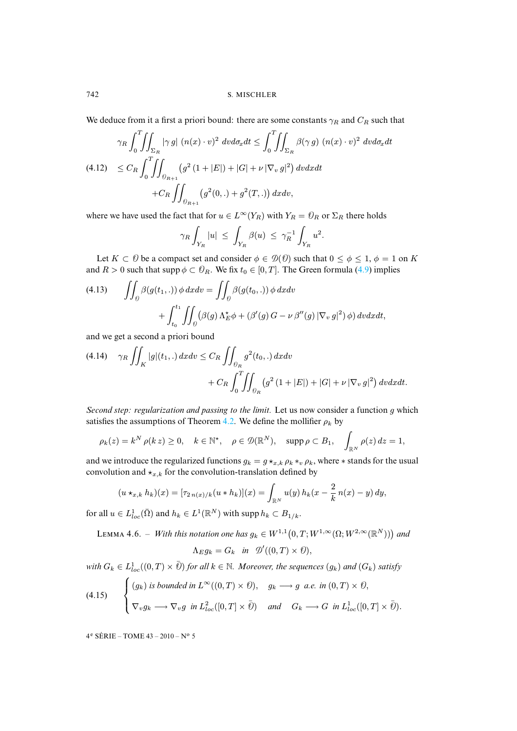We deduce from it a first a priori bound: there are some constants $\gamma_R$ and $C_R$ such that

$$
\begin{aligned}
\gamma_R \int_0^T\!\!\iint_{\Sigma_R} |\gamma\, g|\ (n(x)\cdot v)^2\ dv d\sigma_x dt &\le \int_0^T\!\!\iint_{\Sigma_R} \beta(\gamma\, g)\ (n(x)\cdot v)^2\ dv d\sigma_x dt \\
&\le C_R \int_0^T\!\!\iint_{\mathcal{O}_{R+1}} \left(g^2\,(1+|E|) + |G| + \nu\,|\nabla_v\, g|^2\right) dv dx dt \qquad (4.12)\\
&\quad + C_R \iint_{\mathcal{O}_{R+1}} \left(g^2(0,.) + g^2(T,.)\right) dx dv,
\end{aligned}
$$

where we have used the fact that for $u \in L^\infty(Y_R)$ with $Y_R = \mathcal{O}_R$ or $\Sigma_R$ there holds

$$
\gamma_R \int_{Y_R} |u| \ \le\ \int_{Y_R} \beta(u) \ \le\ \gamma_R^{-1} \int_{Y_R} u^2.
$$

Let $K \subset \mathcal{O}$ be a compact set and consider $\phi \in \mathcal{D}(\mathcal{O})$ such that $0 \le \phi \le 1$, $\phi = 1$ on $K$ and $R > 0$ such that $\operatorname{supp}\phi \subset \mathcal{O}_R$. We fix $t_0 \in [0,T]$. The Green formula (4.9) implies

$$
\begin{aligned}
\iint_{\mathcal{O}} \beta(g(t_1,.))\,\phi\,dxdv &= \iint_{\mathcal{O}} \beta(g(t_0,.))\,\phi\,dxdv \qquad (4.13)\\
&\quad + \int_{t_0}^{t_1}\!\!\iint_{\mathcal{O}} \left(\beta(g)\,\Lambda_E^\star\phi + (\beta'(g)\,G - \nu\,\beta''(g)\,|\nabla_v\,g|^2)\,\phi\right) dv dx dt,
\end{aligned}
$$

and we get a second a priori bound

$$
\begin{aligned}
\gamma_R \iint_K |g|(t_1,.)\,dxdv &\le C_R \iint_{\mathcal{O}_R} g^2(t_0,.)\,dxdv \qquad (4.14)\\
&\quad + C_R \int_0^T\!\!\iint_{\mathcal{O}_R} \left(g^2\,(1+|E|) + |G| + \nu\,|\nabla_v\,g|^2\right) dv dx dt.
\end{aligned}
$$

*Second step: regularization and passing to the limit.* Let us now consider a function $g$ which satisfies the assumptions of Theorem 4.2. We define the mollifier $\rho_k$ by

$$
\rho_k(z) = k^N\,\rho(k\,z) \ge 0, \quad k \in \mathbb{N}^\star, \quad \rho \in \mathcal{D}(\mathbb{R}^N), \quad \operatorname{supp}\rho \subset B_1, \quad \int_{\mathbb{R}^N} \rho(z)\,dz = 1,
$$

and we introduce the regularized functions $g_k = g \star_{x,k} \rho_k *_v \rho_k$, where $*$ stands for the usual convolution and $\star_{x,k}$ for the convolution-translation defined by

$$
(u \star_{x,k} h_k)(x) = [\tau_{2\,n(x)/k}(u * h_k)](x) = \int_{\mathbb{R}^N} u(y)\,h_k(x - \frac{2}{k}\,n(x) - y)\,dy,
$$

for all $u \in L^1_{loc}(\bar\Omega)$ and $h_k \in L^1(\mathbb{R}^N)$ with $\operatorname{supp} h_k \subset B_{1/k}$.

Lemma 4.6. – *With this notation one has $g_k \in W^{1,1}(0,T;W^{1,\infty}(\Omega;W^{2,\infty}(\mathbb{R}^N)))$ and*

$$
\Lambda_E g_k = G_k \quad \text{in} \quad \mathcal{D}'((0,T)\times\mathcal{O}),
$$

*with $G_k \in L^1_{loc}((0,T)\times\bar{\mathcal{O}})$ for all $k \in \mathbb{N}$. Moreover, the sequences $(g_k)$ and $(G_k)$ satisfy*

$$
(4.15) \qquad \begin{cases} (g_k) \text{ is bounded in } L^\infty((0,T)\times\mathcal{O}), \quad g_k \longrightarrow g \ \text{ a.e. in } (0,T)\times\mathcal{O}, \\[4pt] \nabla_v g_k \longrightarrow \nabla_v g \ \text{ in } L^2_{loc}([0,T]\times\bar{\mathcal{O}}) \quad \text{and} \quad G_k \longrightarrow G \ \text{ in } L^1_{loc}([0,T]\times\bar{\mathcal{O}}). \end{cases}
$$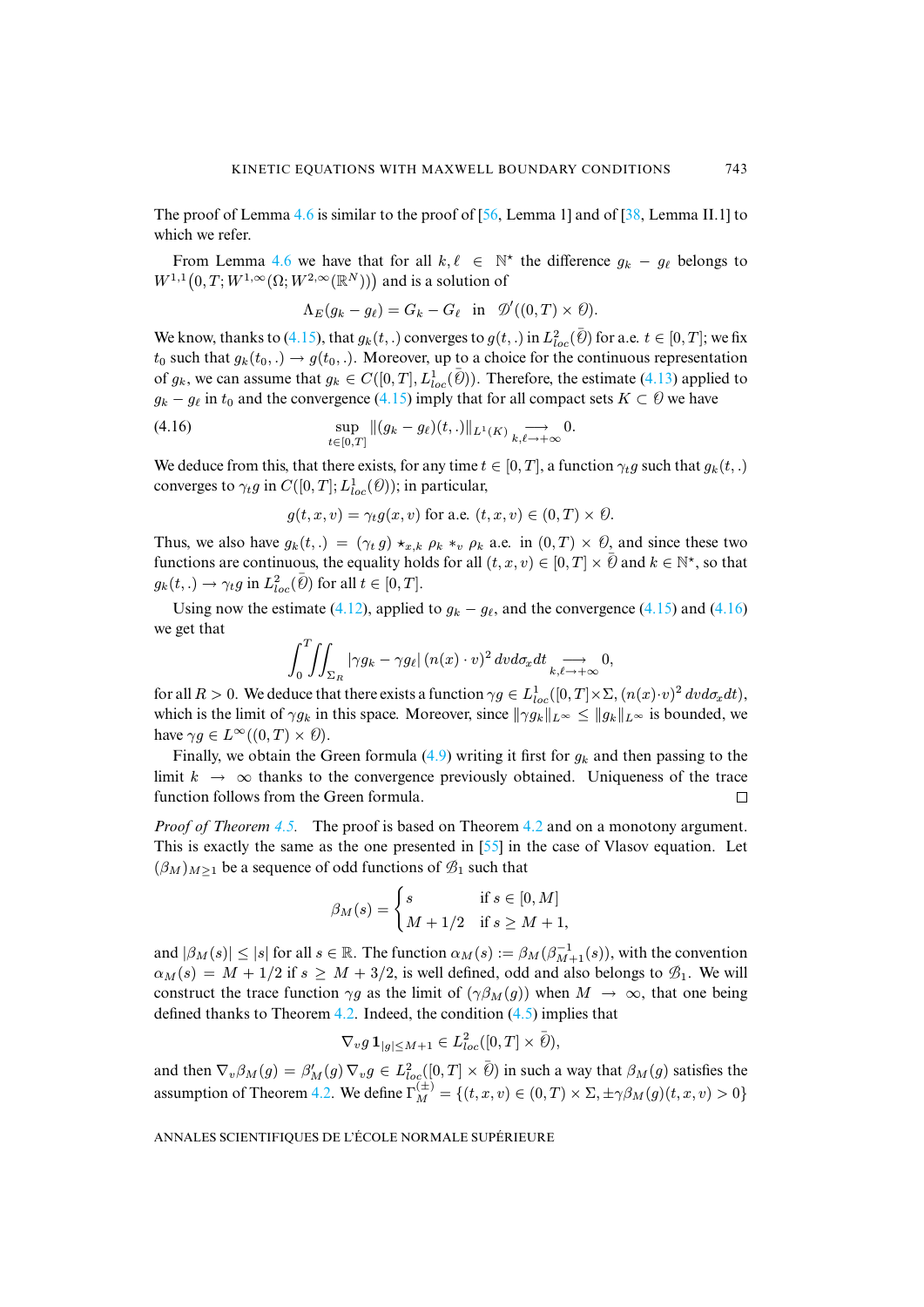The proof of Lemma 4.6 is similar to the proof of [56, Lemma 1] and of [38, Lemma II.1] to which we refer.

From Lemma 4.6 we have that for all $k, \ell \in \mathbb{N}^\star$ the difference $g_k - g_\ell$ belongs to $W^{1,1}\big(0,T; W^{1,\infty}(\Omega; W^{2,\infty}(\mathbb{R}^N))\big)$ and is a solution of

$$\Lambda_E(g_k - g_\ell) = G_k - G_\ell \quad \text{in} \quad \mathscr{D}'((0,T)\times \mathcal{O}).$$

We know, thanks to (4.15), that $g_k(t,.)$ converges to $g(t,.)$ in $L^2_{loc}(\bar{\mathcal{O}})$ for a.e. $t \in [0,T]$; we fix $t_0$ such that $g_k(t_0,.) \to g(t_0,.)$. Moreover, up to a choice for the continuous representation of $g_k$, we can assume that $g_k \in C([0,T], L^1_{loc}(\bar{\mathcal{O}}))$. Therefore, the estimate (4.13) applied to $g_k - g_\ell$ in $t_0$ and the convergence (4.15) imply that for all compact sets $K \subset \mathcal{O}$ we have

$$\sup_{t\in[0,T]} \|(g_k - g_\ell)(t,.)\|_{L^1(K)} \underset{k,\ell\to+\infty}{\longrightarrow} 0. \tag{4.16}$$

We deduce from this, that there exists, for any time $t \in [0,T]$, a function $\gamma_t g$ such that $g_k(t,.)$ converges to $\gamma_t g$ in $C([0,T]; L^1_{loc}(\mathcal{O}))$; in particular,

$$g(t,x,v) = \gamma_t g(x,v) \text{ for a.e. } (t,x,v) \in (0,T)\times\mathcal{O}.$$

Thus, we also have $g_k(t,.) = (\gamma_t\, g) \star_{x,k} \rho_k *_v \rho_k$ a.e. in $(0,T)\times\mathcal{O}$, and since these two functions are continuous, the equality holds for all $(t,x,v) \in [0,T]\times\bar{\mathcal{O}}$ and $k \in \mathbb{N}^\star$, so that $g_k(t,.) \to \gamma_t g$ in $L^2_{loc}(\bar{\mathcal{O}})$ for all $t \in [0,T]$.

Using now the estimate (4.12), applied to $g_k - g_\ell$, and the convergence (4.15) and (4.16) we get that

$$\int_0^T \iint_{\Sigma_R} |\gamma g_k - \gamma g_\ell|\,(n(x)\cdot v)^2\, dv d\sigma_x dt \underset{k,\ell\to+\infty}{\longrightarrow} 0,$$

for all $R > 0$. We deduce that there exists a function $\gamma g \in L^1_{loc}([0,T]\times\Sigma, (n(x)\cdot v)^2\, dv d\sigma_x dt)$, which is the limit of $\gamma g_k$ in this space. Moreover, since $\|\gamma g_k\|_{L^\infty} \le \|g_k\|_{L^\infty}$ is bounded, we have $\gamma g \in L^\infty((0,T)\times\mathcal{O})$.

Finally, we obtain the Green formula (4.9) writing it first for $g_k$ and then passing to the limit $k \to \infty$ thanks to the convergence previously obtained. Uniqueness of the trace function follows from the Green formula. □

*Proof of Theorem 4.5.* The proof is based on Theorem 4.2 and on a monotony argument. This is exactly the same as the one presented in [55] in the case of Vlasov equation. Let $(\beta_M)_{M\ge1}$ be a sequence of odd functions of $\mathscr{B}_1$ such that

$$\beta_M(s) = \begin{cases} s & \text{if } s \in [0,M] \\ M + 1/2 & \text{if } s \ge M+1, \end{cases}$$

and $|\beta_M(s)| \le |s|$ for all $s \in \mathbb{R}$. The function $\alpha_M(s) := \beta_M(\beta^{-1}_{M+1}(s))$, with the convention $\alpha_M(s) = M + 1/2$ if $s \ge M + 3/2$, is well defined, odd and also belongs to $\mathscr{B}_1$. We will construct the trace function $\gamma g$ as the limit of $(\gamma\beta_M(g))$ when $M \to \infty$, that one being defined thanks to Theorem 4.2. Indeed, the condition (4.5) implies that

$$\nabla_v g\, \mathbf{1}_{|g|\le M+1} \in L^2_{loc}([0,T]\times\bar{\mathcal{O}}),$$

and then $\nabla_v \beta_M(g) = \beta'_M(g)\,\nabla_v g \in L^2_{loc}([0,T]\times\bar{\mathcal{O}})$ in such a way that $\beta_M(g)$ satisfies the assumption of Theorem 4.2. We define $\Gamma^{(\pm)}_M = \{(t,x,v) \in (0,T)\times\Sigma, \pm\gamma\beta_M(g)(t,x,v) > 0\}$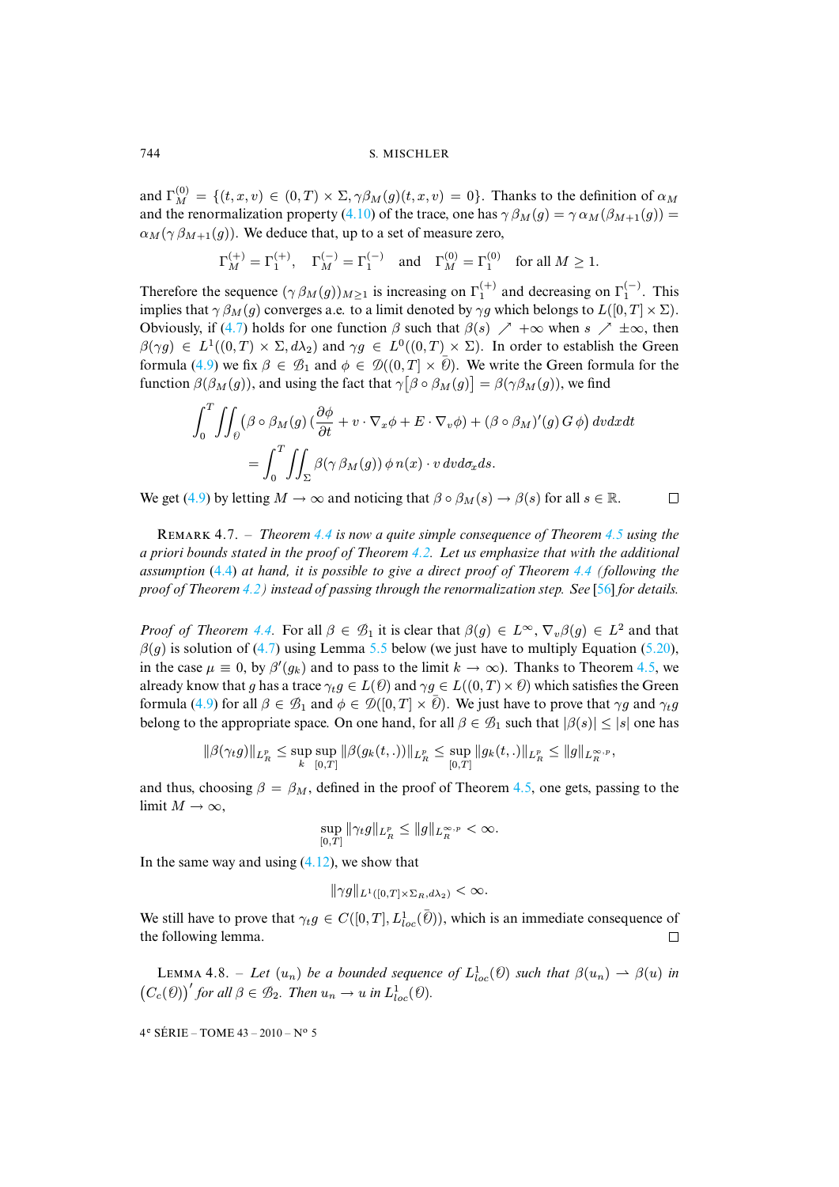and $\Gamma_M^{(0)} = \{(t,x,v) \in (0,T) \times \Sigma, \gamma\beta_M(g)(t,x,v) = 0\}$. Thanks to the definition of $\alpha_M$ and the renormalization property (4.10) of the trace, one has $\gamma\,\beta_M(g) = \gamma\,\alpha_M(\beta_{M+1}(g)) = \alpha_M(\gamma\,\beta_{M+1}(g))$. We deduce that, up to a set of measure zero,

$$\Gamma_M^{(+)} = \Gamma_1^{(+)}, \quad \Gamma_M^{(-)} = \Gamma_1^{(-)} \quad \text{and} \quad \Gamma_M^{(0)} = \Gamma_1^{(0)} \quad \text{for all } M \geq 1.$$

Therefore the sequence $(\gamma\,\beta_M(g))_{M\geq 1}$ is increasing on $\Gamma_1^{(+)}$ and decreasing on $\Gamma_1^{(-)}$. This implies that $\gamma\,\beta_M(g)$ converges a.e. to a limit denoted by $\gamma g$ which belongs to $L([0,T]\times\Sigma)$. Obviously, if (4.7) holds for one function $\beta$ such that $\beta(s) \nearrow +\infty$ when $s \nearrow \pm\infty$, then $\beta(\gamma g) \in L^1((0,T)\times\Sigma, d\lambda_2)$ and $\gamma g \in L^0((0,T)\times\Sigma)$. In order to establish the Green formula (4.9) we fix $\beta \in \mathscr{B}_1$ and $\phi \in \mathscr{D}((0,T]\times\bar{\mathcal{O}})$. We write the Green formula for the function $\beta(\beta_M(g))$, and using the fact that $\gamma\big[\beta\circ\beta_M(g)\big] = \beta(\gamma\beta_M(g))$, we find

$$\int_0^T \iint_{\mathcal{O}} \big(\beta\circ\beta_M(g)\,(\frac{\partial\phi}{\partial t} + v\cdot\nabla_x\phi + E\cdot\nabla_v\phi) + (\beta\circ\beta_M)'(g)\,G\,\phi\big)\,dvdxdt$$
$$= \int_0^T \iint_{\Sigma} \beta(\gamma\,\beta_M(g))\,\phi\,n(x)\cdot v\,dvd\sigma_x ds.$$

We get (4.9) by letting $M\to\infty$ and noticing that $\beta\circ\beta_M(s) \to \beta(s)$ for all $s\in\mathbb{R}$. ☐

REMARK 4.7. – *Theorem 4.4 is now a quite simple consequence of Theorem 4.5 using the a priori bounds stated in the proof of Theorem 4.2. Let us emphasize that with the additional assumption* (4.4) *at hand, it is possible to give a direct proof of Theorem 4.4 (following the proof of Theorem 4.2) instead of passing through the renormalization step. See* [56] *for details.*

*Proof of Theorem 4.4.* For all $\beta\in\mathscr{B}_1$ it is clear that $\beta(g)\in L^\infty$, $\nabla_v\beta(g)\in L^2$ and that $\beta(g)$ is solution of (4.7) using Lemma 5.5 below (we just have to multiply Equation (5.20), in the case $\mu\equiv 0$, by $\beta'(g_k)$ and to pass to the limit $k\to\infty$). Thanks to Theorem 4.5, we already know that $g$ has a trace $\gamma_t g\in L(\mathcal{O})$ and $\gamma g\in L((0,T)\times\mathcal{O})$ which satisfies the Green formula (4.9) for all $\beta\in\mathscr{B}_1$ and $\phi\in\mathscr{D}([0,T]\times\bar{\mathcal{O}})$. We just have to prove that $\gamma g$ and $\gamma_t g$ belong to the appropriate space. On one hand, for all $\beta\in\mathscr{B}_1$ such that $|\beta(s)|\leq|s|$ one has

$$\|\beta(\gamma_t g)\|_{L^p_R} \leq \sup_k \sup_{[0,T]} \|\beta(g_k(t,.))\|_{L^p_R} \leq \sup_{[0,T]} \|g_k(t,.)\|_{L^p_R} \leq \|g\|_{L^{\infty,p}_R},$$

and thus, choosing $\beta=\beta_M$, defined in the proof of Theorem 4.5, one gets, passing to the limit $M\to\infty$,

$$\sup_{[0,T]} \|\gamma_t g\|_{L^p_R} \leq \|g\|_{L^{\infty,p}_R} < \infty.$$

In the same way and using (4.12), we show that

$$\|\gamma g\|_{L^1([0,T]\times\Sigma_R, d\lambda_2)} < \infty.$$

We still have to prove that $\gamma_t g\in C([0,T], L^1_{loc}(\bar{\mathcal{O}}))$, which is an immediate consequence of the following lemma. ☐

LEMMA 4.8. – *Let $(u_n)$ be a bounded sequence of $L^1_{loc}(\mathcal{O})$ such that $\beta(u_n)\rightharpoonup\beta(u)$ in $\big(C_c(\mathcal{O})\big)'$ for all $\beta\in\mathscr{B}_2$. Then $u_n\to u$ in $L^1_{loc}(\mathcal{O})$.*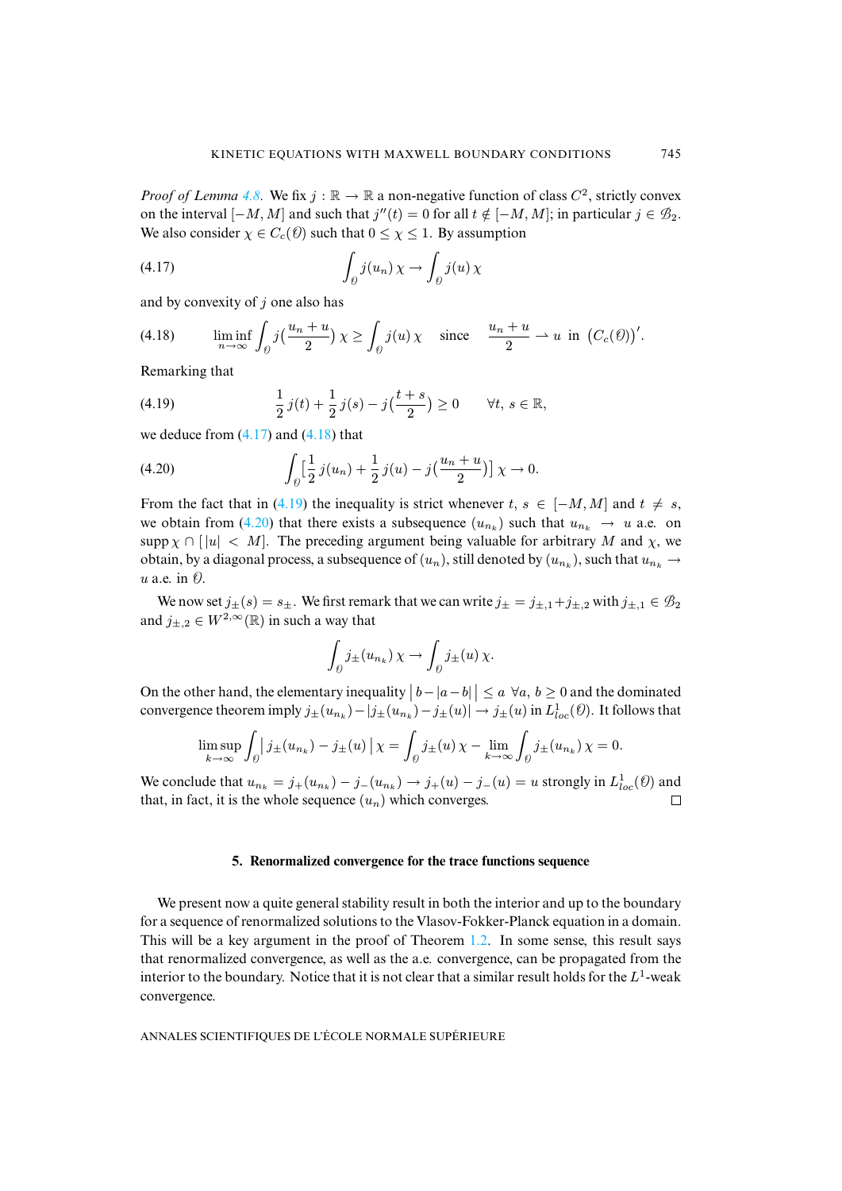*Proof of Lemma 4.8*. We fix $j : \mathbb{R} \to \mathbb{R}$ a non-negative function of class $C^2$, strictly convex on the interval $[-M, M]$ and such that $j''(t) = 0$ for all $t \notin [-M, M]$; in particular $j \in \mathcal{B}_2$. We also consider $\chi \in C_c(\mathcal{O})$ such that $0 \le \chi \le 1$. By assumption

$$\int_{\mathcal{O}} j(u_n)\,\chi \to \int_{\mathcal{O}} j(u)\,\chi \tag{4.17}$$

and by convexity of $j$ one also has

$$\liminf_{n\to\infty} \int_{\mathcal{O}} j\Big(\frac{u_n+u}{2}\Big)\,\chi \ge \int_{\mathcal{O}} j(u)\,\chi \quad \text{since} \quad \frac{u_n+u}{2} \rightharpoonup u \ \text{in} \ \big(C_c(\mathcal{O})\big)'. \tag{4.18}$$

Remarking that

$$\frac{1}{2}\,j(t) + \frac{1}{2}\,j(s) - j\Big(\frac{t+s}{2}\Big) \ge 0 \qquad \forall t,\ s \in \mathbb{R}, \tag{4.19}$$

we deduce from (4.17) and (4.18) that

$$\int_{\mathcal{O}} \Big[\frac{1}{2}\,j(u_n) + \frac{1}{2}\,j(u) - j\Big(\frac{u_n+u}{2}\Big)\Big]\,\chi \to 0. \tag{4.20}$$

From the fact that in (4.19) the inequality is strict whenever $t,\ s \in [-M, M]$ and $t \neq s$, we obtain from (4.20) that there exists a subsequence $(u_{n_k})$ such that $u_{n_k} \to u$ a.e. on $\operatorname{supp}\chi \cap [|u| < M]$. The preceding argument being valuable for arbitrary $M$ and $\chi$, we obtain, by a diagonal process, a subsequence of $(u_n)$, still denoted by $(u_{n_k})$, such that $u_{n_k} \to u$ a.e. in $\mathcal{O}$.

We now set $j_\pm(s) = s_\pm$. We first remark that we can write $j_\pm = j_{\pm,1} + j_{\pm,2}$ with $j_{\pm,1} \in \mathcal{B}_2$ and $j_{\pm,2} \in W^{2,\infty}(\mathbb{R})$ in such a way that

$$\int_{\mathcal{O}} j_\pm(u_{n_k})\,\chi \to \int_{\mathcal{O}} j_\pm(u)\,\chi.$$

On the other hand, the elementary inequality $\big|\, b - |a-b| \,\big| \le a \ \ \forall a,\ b \ge 0$ and the dominated convergence theorem imply $j_\pm(u_{n_k}) - |j_\pm(u_{n_k}) - j_\pm(u)| \to j_\pm(u)$ in $L^1_{loc}(\mathcal{O})$. It follows that

$$\limsup_{k\to\infty} \int_{\mathcal{O}} \big|\, j_\pm(u_{n_k}) - j_\pm(u) \,\big|\,\chi = \int_{\mathcal{O}} j_\pm(u)\,\chi - \lim_{k\to\infty} \int_{\mathcal{O}} j_\pm(u_{n_k})\,\chi = 0.$$

We conclude that $u_{n_k} = j_+(u_{n_k}) - j_-(u_{n_k}) \to j_+(u) - j_-(u) = u$ strongly in $L^1_{loc}(\mathcal{O})$ and that, in fact, it is the whole sequence $(u_n)$ which converges. $\square$

## 5. Renormalized convergence for the trace functions sequence

We present now a quite general stability result in both the interior and up to the boundary for a sequence of renormalized solutions to the Vlasov-Fokker-Planck equation in a domain. This will be a key argument in the proof of Theorem 1.2. In some sense, this result says that renormalized convergence, as well as the a.e. convergence, can be propagated from the interior to the boundary. Notice that it is not clear that a similar result holds for the $L^1$-weak convergence.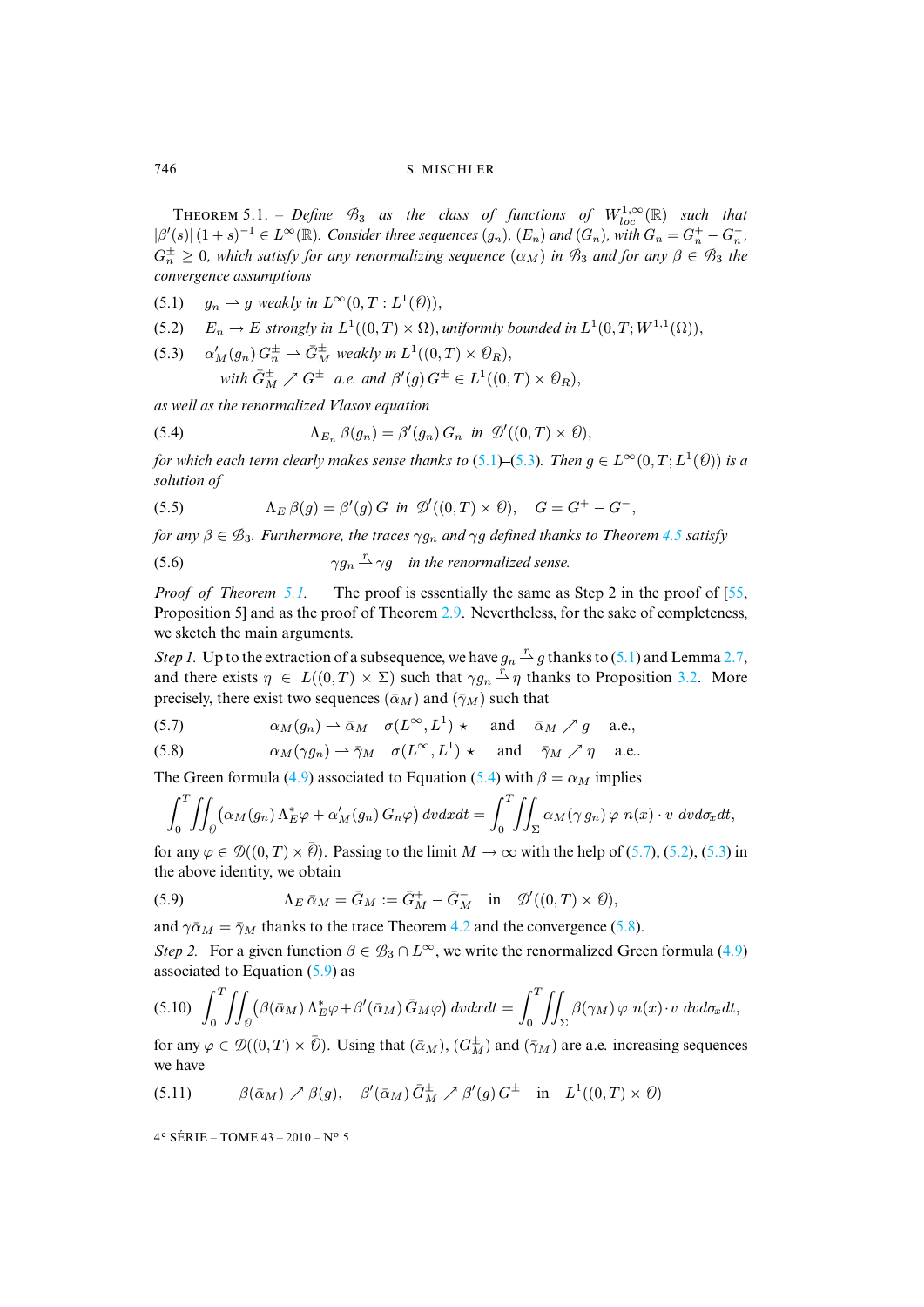THEOREM 5.1. – *Define $\mathscr{B}_3$ as the class of functions of $W^{1,\infty}_{loc}(\mathbb{R})$ such that $|\beta'(s)|\,(1+s)^{-1} \in L^\infty(\mathbb{R})$. Consider three sequences $(g_n)$, $(E_n)$ and $(G_n)$, with $G_n = G_n^+ - G_n^-$, $G_n^\pm \geq 0$, which satisfy for any renormalizing sequence $(\alpha_M)$ in $\mathscr{B}_3$ and for any $\beta \in \mathscr{B}_3$ the convergence assumptions*

$$
g_n \rightharpoonup g \text{ weakly in } L^\infty(0,T : L^1(\mathcal{O})), \tag{5.1}
$$

$$
E_n \to E \text{ strongly in } L^1((0,T)\times\Omega), \text{ uniformly bounded in } L^1(0,T;W^{1,1}(\Omega)), \tag{5.2}
$$

$$
\alpha_M'(g_n)\,G_n^\pm \rightharpoonup \bar{G}_M^\pm \text{ weakly in } L^1((0,T)\times\mathcal{O}_R), \tag{5.3}
$$

$$
\text{with } \bar{G}_M^\pm \nearrow G^\pm \text{ a.e. and } \beta'(g)\,G^\pm \in L^1((0,T)\times\mathcal{O}_R),
$$

*as well as the renormalized Vlasov equation*

$$
\Lambda_{E_n}\,\beta(g_n) = \beta'(g_n)\,G_n \;\text{ in }\; \mathscr{D}'((0,T)\times\mathcal{O}), \tag{5.4}
$$

*for which each term clearly makes sense thanks to (5.1)–(5.3). Then $g \in L^\infty(0,T;L^1(\mathcal{O}))$ is a solution of*

$$
\Lambda_E\,\beta(g) = \beta'(g)\,G \;\text{ in }\; \mathscr{D}'((0,T)\times\mathcal{O}), \quad G = G^+ - G^-, \tag{5.5}
$$

*for any $\beta \in \mathscr{B}_3$. Furthermore, the traces $\gamma g_n$ and $\gamma g$ defined thanks to Theorem 4.5 satisfy*

$$
\gamma g_n \xrightarrow{r} \gamma g \quad \text{in the renormalized sense.} \tag{5.6}
$$

*Proof of Theorem 5.1.* The proof is essentially the same as Step 2 in the proof of [55, Proposition 5] and as the proof of Theorem 2.9. Nevertheless, for the sake of completeness, we sketch the main arguments.

*Step 1.* Up to the extraction of a subsequence, we have $g_n \xrightarrow{r} g$ thanks to (5.1) and Lemma 2.7, and there exists $\eta \in L((0,T)\times\Sigma)$ such that $\gamma g_n \xrightarrow{r} \eta$ thanks to Proposition 3.2. More precisely, there exist two sequences $(\bar{\alpha}_M)$ and $(\bar{\gamma}_M)$ such that

$$
\alpha_M(g_n) \rightharpoonup \bar{\alpha}_M \quad \sigma(L^\infty,L^1)\,\star \quad \text{and} \quad \bar{\alpha}_M \nearrow g \quad \text{a.e.}, \tag{5.7}
$$

$$
\alpha_M(\gamma g_n) \rightharpoonup \bar{\gamma}_M \quad \sigma(L^\infty,L^1)\,\star \quad \text{and} \quad \bar{\gamma}_M \nearrow \eta \quad \text{a.e..} \tag{5.8}
$$

The Green formula (4.9) associated to Equation (5.4) with $\beta = \alpha_M$ implies

$$
\int_0^T\!\!\iint_{\mathcal{O}} \bigl(\alpha_M(g_n)\,\Lambda_E^*\varphi + \alpha_M'(g_n)\,G_n\varphi\bigr)\,dvdxdt = \int_0^T\!\!\iint_{\Sigma} \alpha_M(\gamma\,g_n)\,\varphi\;n(x)\cdot v\;dvd\sigma_x dt,
$$

for any $\varphi \in \mathscr{D}((0,T)\times\bar{\mathcal{O}})$. Passing to the limit $M\to\infty$ with the help of (5.7), (5.2), (5.3) in the above identity, we obtain

$$
\Lambda_E\,\bar{\alpha}_M = \bar{G}_M := \bar{G}_M^+ - \bar{G}_M^- \quad \text{in} \quad \mathscr{D}'((0,T)\times\mathcal{O}), \tag{5.9}
$$

and $\gamma\bar{\alpha}_M = \bar{\gamma}_M$ thanks to the trace Theorem 4.2 and the convergence (5.8).

*Step 2.* For a given function $\beta \in \mathscr{B}_3 \cap L^\infty$, we write the renormalized Green formula (4.9) associated to Equation (5.9) as

$$
\int_0^T\!\!\iint_{\mathcal{O}} \bigl(\beta(\bar{\alpha}_M)\,\Lambda_E^*\varphi + \beta'(\bar{\alpha}_M)\,\bar{G}_M\varphi\bigr)\,dvdxdt = \int_0^T\!\!\iint_{\Sigma} \beta(\gamma_M)\,\varphi\;n(x)\cdot v\;dvd\sigma_x dt, \tag{5.10}
$$

for any $\varphi \in \mathscr{D}((0,T)\times\bar{\mathcal{O}})$. Using that $(\bar{\alpha}_M)$, $(G_M^\pm)$ and $(\bar{\gamma}_M)$ are a.e. increasing sequences we have

$$
\beta(\bar{\alpha}_M) \nearrow \beta(g), \quad \beta'(\bar{\alpha}_M)\,\bar{G}_M^\pm \nearrow \beta'(g)\,G^\pm \quad \text{in} \quad L^1((0,T)\times\mathcal{O}) \tag{5.11}
$$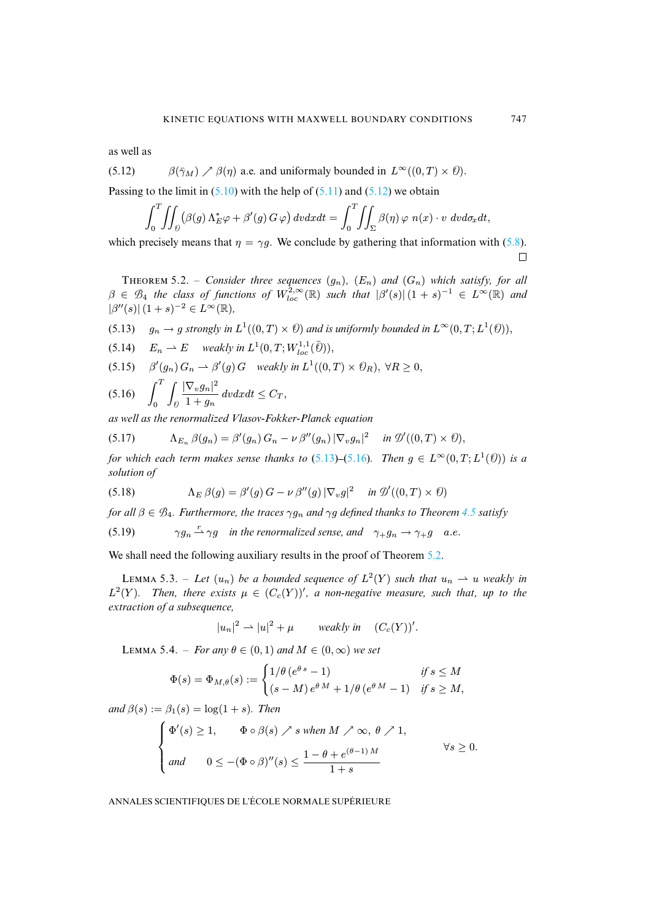as well as

$$\beta(\bar{\gamma}_M) \nearrow \beta(\eta) \text{ a.e. and uniformaly bounded in } L^\infty((0,T)\times \mathcal{O}). \tag{5.12}$$

Passing to the limit in (5.10) with the help of (5.11) and (5.12) we obtain

$$\int_0^T \iint_{\mathcal{O}} \left(\beta(g)\, \Lambda_E^* \varphi + \beta'(g)\, G\, \varphi\right) dv dx dt = \int_0^T \iint_\Sigma \beta(\eta)\, \varphi\, n(x)\cdot v \; dv d\sigma_x dt,$$

which precisely means that $\eta = \gamma g$. We conclude by gathering that information with (5.8).

□

Theorem 5.2. – *Consider three sequences $(g_n)$, $(E_n)$ and $(G_n)$ which satisfy, for all $\beta \in \mathcal{B}_4$ the class of functions of $W^{2,\infty}_{loc}(\mathbb{R})$ such that $|\beta'(s)|\,(1+s)^{-1} \in L^\infty(\mathbb{R})$ and $|\beta''(s)|\,(1+s)^{-2} \in L^\infty(\mathbb{R})$,*

$$g_n \to g \text{ strongly in } L^1((0,T)\times\mathcal{O}) \text{ and is uniformly bounded in } L^\infty(0,T;L^1(\mathcal{O})), \tag{5.13}$$

$$E_n \rightharpoonup E \quad \text{weakly in } L^1(0,T;W^{1,1}_{loc}(\bar{\mathcal{O}})), \tag{5.14}$$

$$\beta'(g_n)\, G_n \rightharpoonup \beta'(g)\, G \quad \text{weakly in } L^1((0,T)\times\mathcal{O}_R),\ \forall R \geq 0, \tag{5.15}$$

$$\int_0^T \int_{\mathcal{O}} \frac{|\nabla_v g_n|^2}{1+g_n}\, dv dx dt \leq C_T, \tag{5.16}$$

*as well as the renormalized Vlasov-Fokker-Planck equation*

$$\Lambda_{E_n}\, \beta(g_n) = \beta'(g_n)\, G_n - \nu\, \beta''(g_n)\, |\nabla_v g_n|^2 \quad \text{in } \mathcal{D}'((0,T)\times\mathcal{O}), \tag{5.17}$$

*for which each term makes sense thanks to (5.13)–(5.16). Then $g \in L^\infty(0,T;L^1(\mathcal{O}))$ is a solution of*

$$\Lambda_E\, \beta(g) = \beta'(g)\, G - \nu\, \beta''(g)\, |\nabla_v g|^2 \quad \text{in } \mathcal{D}'((0,T)\times\mathcal{O}) \tag{5.18}$$

*for all $\beta \in \mathcal{B}_4$. Furthermore, the traces $\gamma g_n$ and $\gamma g$ defined thanks to Theorem 4.5 satisfy*

$$\gamma g_n \overset{r}{\rightharpoonup} \gamma g \quad \text{in the renormalized sense, and} \quad \gamma_+ g_n \to \gamma_+ g \quad \text{a.e.} \tag{5.19}$$

We shall need the following auxiliary results in the proof of Theorem 5.2.

Lemma 5.3. – *Let $(u_n)$ be a bounded sequence of $L^2(Y)$ such that $u_n \rightharpoonup u$ weakly in $L^2(Y)$. Then, there exists $\mu \in (C_c(Y))'$, a non-negative measure, such that, up to the extraction of a subsequence,*

$$|u_n|^2 \rightharpoonup |u|^2 + \mu \qquad \text{weakly in} \quad (C_c(Y))'.$$

Lemma 5.4. – *For any $\theta \in (0,1)$ and $M \in (0,\infty)$ we set*

$$\Phi(s) = \Phi_{M,\theta}(s) := \begin{cases} 1/\theta\,(e^{\theta\, s} - 1) & \text{if } s \leq M \\ (s-M)\, e^{\theta\, M} + 1/\theta\,(e^{\theta\, M} - 1) & \text{if } s \geq M, \end{cases}$$

*and $\beta(s) := \beta_1(s) = \log(1+s)$. Then*

$$\begin{cases} \Phi'(s) \geq 1, \qquad \Phi\circ\beta(s) \nearrow s \text{ when } M \nearrow \infty,\ \theta \nearrow 1, \\[2mm] \text{and} \qquad 0 \leq -(\Phi\circ\beta)''(s) \leq \dfrac{1-\theta + e^{(\theta-1)\,M}}{1+s} \end{cases} \qquad \forall s \geq 0.$$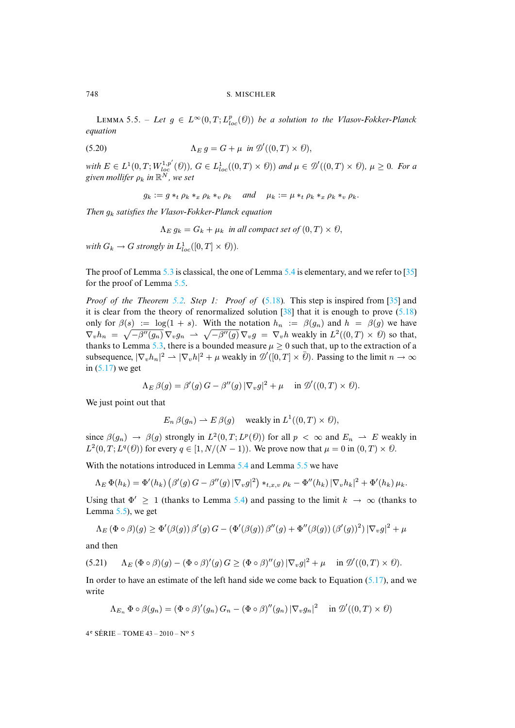LEMMA 5.5. – *Let $g \in L^\infty(0,T;L^p_{loc}(\mathcal{O}))$ be a solution to the Vlasov-Fokker-Planck equation*

$$\Lambda_E\, g = G + \mu \quad \text{in } \mathcal{D}'((0,T)\times\mathcal{O}), \tag{5.20}$$

*with $E \in L^1(0,T;W^{1,p'}_{loc}(\mathcal{O}))$, $G \in L^1_{loc}((0,T)\times\mathcal{O}))$ and $\mu \in \mathcal{D}'((0,T)\times\mathcal{O})$, $\mu \geq 0$. For a given mollifer $\rho_k$ in $\mathbb{R}^N$, we set*

$$g_k := g *_t \rho_k *_x \rho_k *_v \rho_k \quad \text{and} \quad \mu_k := \mu *_t \rho_k *_x \rho_k *_v \rho_k.$$

*Then $g_k$ satisfies the Vlasov-Fokker-Planck equation*

$$\Lambda_E\, g_k = G_k + \mu_k \quad \text{in all compact set of } (0,T)\times\mathcal{O},$$

*with $G_k \to G$ strongly in $L^1_{loc}([0,T]\times\mathcal{O}))$.*

The proof of Lemma 5.3 is classical, the one of Lemma 5.4 is elementary, and we refer to [35] for the proof of Lemma 5.5.

*Proof of the Theorem 5.2. Step 1: Proof of* (5.18). This step is inspired from [35] and it is clear from the theory of renormalized solution [38] that it is enough to prove (5.18) only for $\beta(s) := \log(1+s)$. With the notation $h_n := \beta(g_n)$ and $h = \beta(g)$ we have $\nabla_v h_n = \sqrt{-\beta''(g_n)}\,\nabla_v g_n \rightharpoonup \sqrt{-\beta''(g)}\,\nabla_v g = \nabla_v h$ weakly in $L^2((0,T)\times\mathcal{O})$ so that, thanks to Lemma 5.3, there is a bounded measure $\mu \geq 0$ such that, up to the extraction of a subsequence, $|\nabla_v h_n|^2 \rightharpoonup |\nabla_v h|^2 + \mu$ weakly in $\mathcal{D}'([0,T]\times\bar{\mathcal{O}})$. Passing to the limit $n\to\infty$ in (5.17) we get

$$\Lambda_E\,\beta(g) = \beta'(g)\,G - \beta''(g)\,|\nabla_v g|^2 + \mu \quad \text{ in } \mathcal{D}'((0,T)\times\mathcal{O}).$$

We just point out that

$$E_n\,\beta(g_n) \rightharpoonup E\,\beta(g) \quad \text{ weakly in } L^1((0,T)\times\mathcal{O}),$$

since $\beta(g_n) \to \beta(g)$ strongly in $L^2(0,T;L^p(\mathcal{O}))$ for all $p<\infty$ and $E_n \rightharpoonup E$ weakly in $L^2(0,T;L^q(\mathcal{O}))$ for every $q \in [1, N/(N-1))$. We prove now that $\mu = 0$ in $(0,T)\times\mathcal{O}$.

With the notations introduced in Lemma 5.4 and Lemma 5.5 we have

$$\Lambda_E\,\Phi(h_k) = \Phi'(h_k)\,\big(\beta'(g)\,G - \beta''(g)\,|\nabla_v g|^2\big) *_{t,x,v} \rho_k - \Phi''(h_k)\,|\nabla_v h_k|^2 + \Phi'(h_k)\,\mu_k.$$

Using that $\Phi' \geq 1$ (thanks to Lemma 5.4) and passing to the limit $k\to\infty$ (thanks to Lemma 5.5), we get

$$\Lambda_E\,(\Phi\circ\beta)(g) \geq \Phi'(\beta(g))\,\beta'(g)\,G - (\Phi'(\beta(g))\,\beta''(g) + \Phi''(\beta(g))\,(\beta'(g))^2)\,|\nabla_v g|^2 + \mu$$

and then

$$\Lambda_E\,(\Phi\circ\beta)(g) - (\Phi\circ\beta)'(g)\,G \geq (\Phi\circ\beta)''(g)\,|\nabla_v g|^2 + \mu \quad \text{ in } \mathcal{D}'((0,T)\times\mathcal{O}). \tag{5.21}$$

In order to have an estimate of the left hand side we come back to Equation (5.17), and we write

$$\Lambda_{E_n}\,\Phi\circ\beta(g_n) = (\Phi\circ\beta)'(g_n)\,G_n - (\Phi\circ\beta)''(g_n)\,|\nabla_v g_n|^2 \quad \text{ in } \mathcal{D}'((0,T)\times\mathcal{O})$$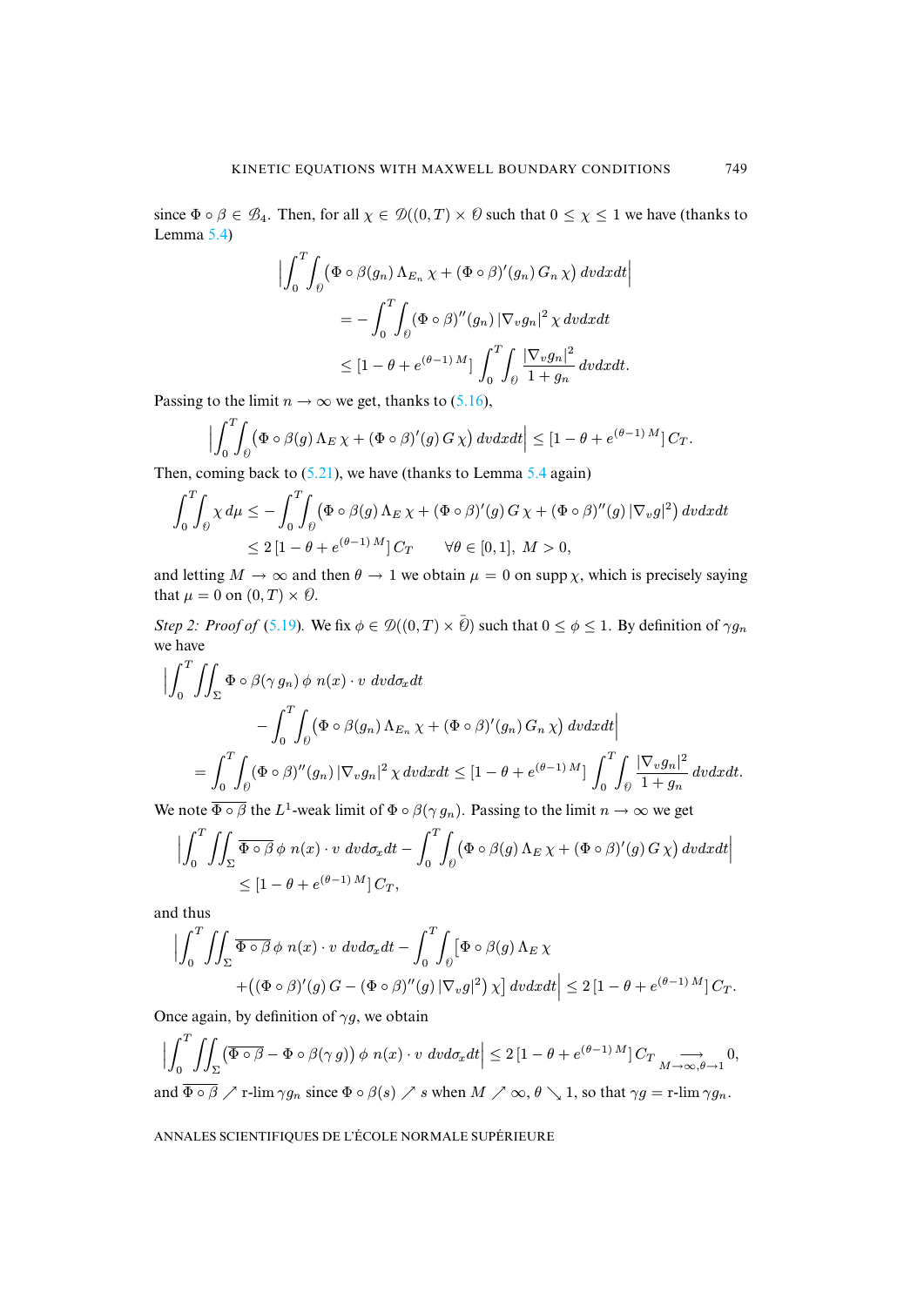since $\Phi \circ \beta \in \mathscr{B}_4$. Then, for all $\chi \in \mathcal{D}((0,T)\times\mathcal{O}$ such that $0 \le \chi \le 1$ we have (thanks to Lemma 5.4)

$$
\begin{aligned}
\Big| \int_0^T \int_{\mathcal{O}} \big( \Phi\circ\beta(g_n)\, \Lambda_{E_n}\, \chi + (\Phi\circ\beta)'(g_n)\, G_n\, \chi \big)\, dv dx dt \Big|
&= -\int_0^T \int_{\mathcal{O}} (\Phi\circ\beta)''(g_n)\, |\nabla_v g_n|^2\, \chi\, dv dx dt \\
&\le [1-\theta + e^{(\theta-1)\,M}] \int_0^T \int_{\mathcal{O}} \frac{|\nabla_v g_n|^2}{1+g_n}\, dv dx dt.
\end{aligned}
$$

Passing to the limit $n \to \infty$ we get, thanks to (5.16),

$$
\Big| \int_0^T \int_{\mathcal{O}} \big( \Phi\circ\beta(g)\, \Lambda_E\, \chi + (\Phi\circ\beta)'(g)\, G\, \chi \big)\, dv dx dt \Big| \le [1-\theta + e^{(\theta-1)\,M}]\, C_T.
$$

Then, coming back to (5.21), we have (thanks to Lemma 5.4 again)

$$
\begin{aligned}
\int_0^T \int_{\mathcal{O}} \chi\, d\mu &\le -\int_0^T \int_{\mathcal{O}} \big( \Phi\circ\beta(g)\, \Lambda_E\, \chi + (\Phi\circ\beta)'(g)\, G\, \chi + (\Phi\circ\beta)''(g)\, |\nabla_v g|^2 \big)\, dv dx dt \\
&\le 2\,[1-\theta + e^{(\theta-1)\,M}]\, C_T \qquad \forall \theta \in [0,1],\ M > 0,
\end{aligned}
$$

and letting $M \to \infty$ and then $\theta \to 1$ we obtain $\mu = 0$ on $\operatorname{supp} \chi$, which is precisely saying that $\mu = 0$ on $(0,T) \times \mathcal{O}$.

*Step 2: Proof of* (5.19). We fix $\phi \in \mathcal{D}((0,T)\times\bar{\mathcal{O}})$ such that $0 \le \phi \le 1$. By definition of $\gamma g_n$ we have

$$
\begin{aligned}
\Big| \int_0^T \iint_\Sigma & \Phi\circ\beta(\gamma\, g_n)\, \phi\; n(x)\cdot v\; dv d\sigma_x dt \\
&- \int_0^T \int_{\mathcal{O}} \big( \Phi\circ\beta(g_n)\, \Lambda_{E_n}\, \chi + (\Phi\circ\beta)'(g_n)\, G_n\, \chi \big)\, dv dx dt \Big| \\
&= \int_0^T \int_{\mathcal{O}} (\Phi\circ\beta)''(g_n)\, |\nabla_v g_n|^2\, \chi\, dv dx dt \le [1-\theta + e^{(\theta-1)\,M}] \int_0^T \int_{\mathcal{O}} \frac{|\nabla_v g_n|^2}{1+g_n}\, dv dx dt.
\end{aligned}
$$

We note $\overline{\Phi\circ\beta}$ the $L^1$-weak limit of $\Phi\circ\beta(\gamma\, g_n)$. Passing to the limit $n \to \infty$ we get

$$
\begin{aligned}
\Big| \int_0^T \iint_\Sigma \overline{\Phi\circ\beta}\, \phi\; n(x)\cdot v\; dv d\sigma_x dt - \int_0^T \int_{\mathcal{O}} \big( \Phi\circ\beta(g)\, \Lambda_E\, \chi + (\Phi\circ\beta)'(g)\, G\, \chi \big)\, dv dx dt \Big| \\
\le [1-\theta + e^{(\theta-1)\,M}]\, C_T,
\end{aligned}
$$

and thus

$$
\begin{aligned}
\Big| \int_0^T \iint_\Sigma \overline{\Phi\circ\beta}\, \phi\; n(x)\cdot v\; dv d\sigma_x dt - \int_0^T \int_{\mathcal{O}} \big[ \Phi\circ\beta(g)\, \Lambda_E\, \chi \\
+ \big( (\Phi\circ\beta)'(g)\, G - (\Phi\circ\beta)''(g)\, |\nabla_v g|^2 \big)\, \chi \big]\, dv dx dt \Big| \le 2\,[1-\theta + e^{(\theta-1)\,M}]\, C_T.
\end{aligned}
$$

Once again, by definition of $\gamma g$, we obtain

$$
\Big| \int_0^T \iint_\Sigma \big( \overline{\Phi\circ\beta} - \Phi\circ\beta(\gamma\, g) \big)\, \phi\; n(x)\cdot v\; dv d\sigma_x dt \Big| \le 2\,[1-\theta + e^{(\theta-1)\,M}]\, C_T \underset{M\to\infty,\theta\to 1}{\longrightarrow} 0,
$$

and $\overline{\Phi\circ\beta} \nearrow \text{r-lim}\, \gamma g_n$ since $\Phi\circ\beta(s) \nearrow s$ when $M \nearrow \infty$, $\theta \searrow 1$, so that $\gamma g = \text{r-lim}\, \gamma g_n$.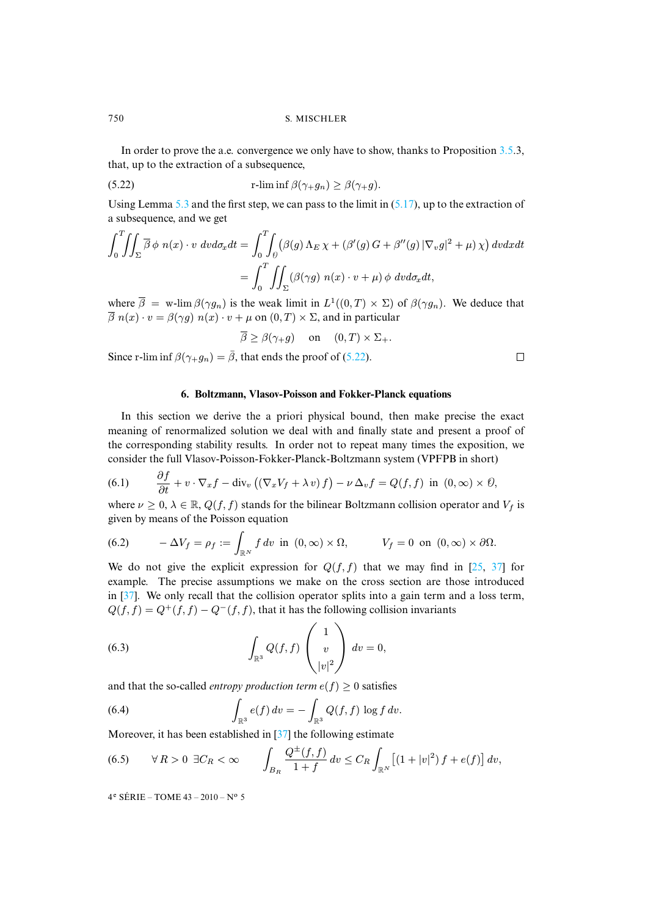In order to prove the a.e. convergence we only have to show, thanks to Proposition 3.5.3, that, up to the extraction of a subsequence,

$$\text{r-lim inf}\, \beta(\gamma_+ g_n) \geq \beta(\gamma_+ g). \tag{5.22}$$

Using Lemma 5.3 and the first step, we can pass to the limit in (5.17), up to the extraction of a subsequence, and we get

$$\begin{aligned}\int_0^T\!\!\iint_\Sigma \overline{\beta}\,\phi\; n(x)\cdot v\; dv d\sigma_x dt &= \int_0^T\!\!\int_{\mathcal{O}} \big(\beta(g)\,\Lambda_E\,\chi + (\beta'(g)\,G + \beta''(g)\,|\nabla_v g|^2 + \mu)\,\chi\big)\, dv dx dt \\ &= \int_0^T\!\!\iint_\Sigma (\beta(\gamma g)\; n(x)\cdot v + \mu)\,\phi\; dv d\sigma_x dt,\end{aligned}$$

where $\overline{\beta} = \text{w-lim}\, \beta(\gamma g_n)$ is the weak limit in $L^1((0,T)\times\Sigma)$ of $\beta(\gamma g_n)$. We deduce that $\overline{\beta}\; n(x)\cdot v = \beta(\gamma g)\; n(x)\cdot v + \mu$ on $(0,T)\times\Sigma$, and in particular

$$\overline{\beta} \geq \beta(\gamma_+ g) \quad \text{on} \quad (0,T)\times\Sigma_+.$$

Since $\text{r-lim inf}\, \beta(\gamma_+ g_n) = \bar{\beta}$, that ends the proof of (5.22). □

## 6. Boltzmann, Vlasov-Poisson and Fokker-Planck equations

In this section we derive the a priori physical bound, then make precise the exact meaning of renormalized solution we deal with and finally state and present a proof of the corresponding stability results. In order not to repeat many times the exposition, we consider the full Vlasov-Poisson-Fokker-Planck-Boltzmann system (VPFPB in short)

$$\frac{\partial f}{\partial t} + v\cdot\nabla_x f - \text{div}_v\big((\nabla_x V_f + \lambda\, v)\, f\big) - \nu\,\Delta_v f = Q(f,f) \;\text{ in }\; (0,\infty)\times\mathcal{O}, \tag{6.1}$$

where $\nu \geq 0$, $\lambda \in \mathbb{R}$, $Q(f,f)$ stands for the bilinear Boltzmann collision operator and $V_f$ is given by means of the Poisson equation

$$-\Delta V_f = \rho_f := \int_{\mathbb{R}^N} f\, dv \;\text{ in }\; (0,\infty)\times\Omega, \qquad V_f = 0 \;\text{ on }\; (0,\infty)\times\partial\Omega. \tag{6.2}$$

We do not give the explicit expression for $Q(f,f)$ that we may find in [25, 37] for example. The precise assumptions we make on the cross section are those introduced in [37]. We only recall that the collision operator splits into a gain term and a loss term, $Q(f,f) = Q^+(f,f) - Q^-(f,f)$, that it has the following collision invariants

$$\int_{\mathbb{R}^3} Q(f,f) \begin{pmatrix} 1 \\ v \\ |v|^2 \end{pmatrix} dv = 0, \tag{6.3}$$

and that the so-called *entropy production term* $e(f) \geq 0$ satisfies

$$\int_{\mathbb{R}^3} e(f)\, dv = -\int_{\mathbb{R}^3} Q(f,f)\, \log f\, dv. \tag{6.4}$$

Moreover, it has been established in [37] the following estimate

$$\forall\, R > 0 \;\; \exists C_R < \infty \qquad \int_{B_R} \frac{Q^\pm(f,f)}{1+f}\, dv \leq C_R \int_{\mathbb{R}^N} \big[(1+|v|^2)\, f + e(f)\big]\, dv, \tag{6.5}$$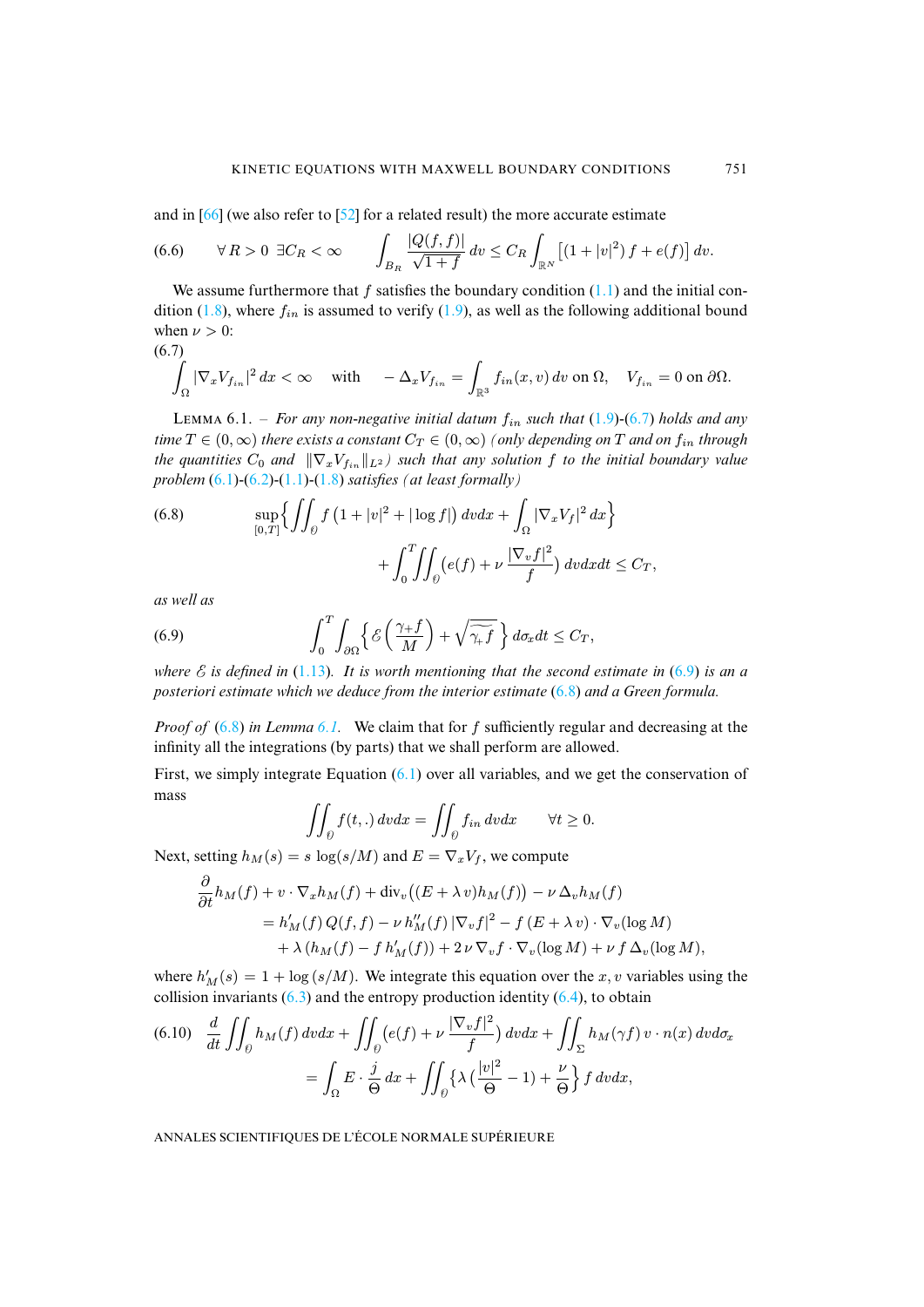and in [66] (we also refer to [52] for a related result) the more accurate estimate

$$
\forall R>0 \ \exists C_R<\infty \qquad \int_{B_R} \frac{|Q(f,f)|}{\sqrt{1+f}}\,dv \le C_R \int_{\mathbb{R}^N} \left[(1+|v|^2)\,f + e(f)\right] dv. \tag{6.6}
$$

We assume furthermore that $f$ satisfies the boundary condition (1.1) and the initial condition (1.8), where $f_{in}$ is assumed to verify (1.9), as well as the following additional bound when $\nu>0$:

$$
\int_\Omega |\nabla_x V_{f_{in}}|^2\,dx < \infty \quad \text{ with } \quad -\Delta_x V_{f_{in}} = \int_{\mathbb{R}^3} f_{in}(x,v)\,dv \text{ on } \Omega, \quad V_{f_{in}} = 0 \text{ on } \partial\Omega. \tag{6.7}
$$

Lemma 6.1. – *For any non-negative initial datum $f_{in}$ such that (1.9)-(6.7) holds and any time $T\in(0,\infty)$ there exists a constant $C_T\in(0,\infty)$ (only depending on $T$ and on $f_{in}$ through the quantities $C_0$ and $\|\nabla_x V_{f_{in}}\|_{L^2}$) such that any solution $f$ to the initial boundary value problem (6.1)-(6.2)-(1.1)-(1.8) satisfies (at least formally)*

$$
\sup_{[0,T]}\Big\{\iint_{\mathcal{O}} f\,(1+|v|^2+|\log f|)\,dvdx + \int_\Omega |\nabla_x V_f|^2\,dx\Big\} + \int_0^T\iint_{\mathcal{O}} \Big(e(f)+\nu\,\frac{|\nabla_v f|^2}{f}\Big)\,dvdxdt \le C_T, \tag{6.8}
$$

*as well as*

$$
\int_0^T\int_{\partial\Omega}\Big\{\mathcal{E}\Big(\frac{\gamma_+ f}{M}\Big)+\sqrt{\widetilde{\gamma_+ f}}\Big\}\,d\sigma_x dt \le C_T, \tag{6.9}
$$

*where $\mathcal{E}$ is defined in (1.13). It is worth mentioning that the second estimate in (6.9) is an a posteriori estimate which we deduce from the interior estimate (6.8) and a Green formula.*

*Proof of* (6.8) *in Lemma 6.1.* We claim that for $f$ sufficiently regular and decreasing at the infinity all the integrations (by parts) that we shall perform are allowed.

First, we simply integrate Equation (6.1) over all variables, and we get the conservation of mass

$$
\iint_{\mathcal{O}} f(t,.)\,dvdx = \iint_{\mathcal{O}} f_{in}\,dvdx \qquad \forall t\ge 0.
$$

Next, setting $h_M(s) = s\,\log(s/M)$ and $E=\nabla_x V_f$, we compute

$$
\begin{aligned}
\frac{\partial}{\partial t} h_M(f) + v\cdot\nabla_x h_M(f) + \operatorname{div}_v\big((E+\lambda\,v)h_M(f)\big) - \nu\,\Delta_v h_M(f) \\
= h_M'(f)\,Q(f,f) - \nu\,h_M''(f)\,|\nabla_v f|^2 - f\,(E+\lambda\,v)\cdot\nabla_v(\log M) \\
+ \lambda\,(h_M(f) - f\,h_M'(f)) + 2\,\nu\,\nabla_v f\cdot\nabla_v(\log M) + \nu\,f\,\Delta_v(\log M),
\end{aligned}
$$

where $h_M'(s) = 1+\log(s/M)$. We integrate this equation over the $x,v$ variables using the collision invariants (6.3) and the entropy production identity (6.4), to obtain

$$
\begin{aligned}
\frac{d}{dt}\iint_{\mathcal{O}} h_M(f)\,dvdx + \iint_{\mathcal{O}}\Big(e(f)+\nu\,\frac{|\nabla_v f|^2}{f}\Big)\,dvdx + \iint_\Sigma h_M(\gamma f)\,v\cdot n(x)\,dvd\sigma_x \\
= \int_\Omega E\cdot\frac{j}{\Theta}\,dx + \iint_{\mathcal{O}}\Big\{\lambda\,\Big(\frac{|v|^2}{\Theta}-1\Big)+\frac{\nu}{\Theta}\Big\}\,f\,dvdx,
\end{aligned} \tag{6.10}
$$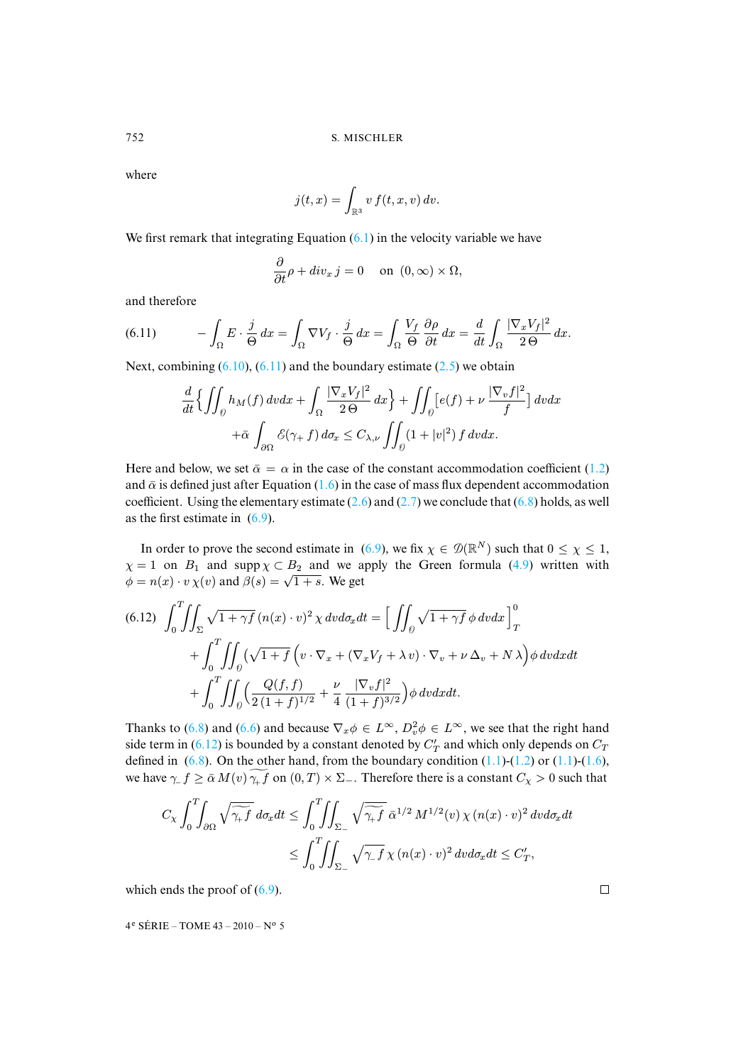where

$$j(t,x) = \int_{\mathbb{R}^3} v\, f(t,x,v)\, dv.$$

We first remark that integrating Equation (6.1) in the velocity variable we have

$$\frac{\partial}{\partial t}\rho + div_x\, j = 0 \quad \text{on } (0,\infty)\times\Omega,$$

and therefore

$$-\int_\Omega E\cdot\frac{j}{\Theta}\,dx = \int_\Omega \nabla V_f\cdot\frac{j}{\Theta}\,dx = \int_\Omega \frac{V_f}{\Theta}\,\frac{\partial\rho}{\partial t}\,dx = \frac{d}{dt}\int_\Omega \frac{|\nabla_x V_f|^2}{2\,\Theta}\,dx. \tag{6.11}$$

Next, combining (6.10), (6.11) and the boundary estimate (2.5) we obtain

$$\frac{d}{dt}\Big\{\iint_{\mathcal{O}} h_M(f)\,dvdx + \int_\Omega \frac{|\nabla_x V_f|^2}{2\,\Theta}\,dx\Big\} + \iint_{\mathcal{O}}\big[e(f) + \nu\,\frac{|\nabla_v f|^2}{f}\big]\,dvdx$$
$$+\bar\alpha\int_{\partial\Omega}\mathcal{E}(\gamma_+ f)\,d\sigma_x \le C_{\lambda,\nu}\iint_{\mathcal{O}}(1+|v|^2)\,f\,dvdx.$$

Here and below, we set $\bar\alpha = \alpha$ in the case of the constant accommodation coefficient (1.2) and $\bar\alpha$ is defined just after Equation (1.6) in the case of mass flux dependent accommodation coefficient. Using the elementary estimate (2.6) and (2.7) we conclude that (6.8) holds, as well as the first estimate in (6.9).

In order to prove the second estimate in (6.9), we fix $\chi\in\mathcal{D}(\mathbb{R}^N)$ such that $0\le\chi\le 1$, $\chi = 1$ on $B_1$ and $\operatorname{supp}\chi\subset B_2$ and we apply the Green formula (4.9) written with $\phi = n(x)\cdot v\,\chi(v)$ and $\beta(s) = \sqrt{1+s}$. We get

$$\int_0^T\!\!\iint_\Sigma \sqrt{1+\gamma f}\,(n(x)\cdot v)^2\,\chi\,dvd\sigma_x dt = \Big[\iint_{\mathcal{O}}\sqrt{1+\gamma f}\,\phi\,dvdx\Big]_T^0 \tag{6.12}$$
$$+\int_0^T\!\!\iint_{\mathcal{O}}\big(\sqrt{1+f}\,\big(v\cdot\nabla_x + (\nabla_x V_f + \lambda\,v)\cdot\nabla_v + \nu\,\Delta_v + N\,\lambda\big)\phi\,dvdxdt$$
$$+\int_0^T\!\!\iint_{\mathcal{O}}\Big(\frac{Q(f,f)}{2\,(1+f)^{1/2}} + \frac{\nu}{4}\,\frac{|\nabla_v f|^2}{(1+f)^{3/2}}\Big)\phi\,dvdxdt.$$

Thanks to (6.8) and (6.6) and because $\nabla_x\phi\in L^\infty$, $D^2_v\phi\in L^\infty$, we see that the right hand side term in (6.12) is bounded by a constant denoted by $C_T'$ and which only depends on $C_T$ defined in (6.8). On the other hand, from the boundary condition (1.1)-(1.2) or (1.1)-(1.6), we have $\gamma_- f \ge \bar\alpha\,M(v)\,\widetilde{\gamma_+ f}$ on $(0,T)\times\Sigma_-$. Therefore there is a constant $C_\chi > 0$ such that

$$C_\chi\int_0^T\!\!\int_{\partial\Omega}\sqrt{\widetilde{\gamma_+ f}}\,d\sigma_x dt \le \int_0^T\!\!\iint_{\Sigma_-}\sqrt{\widetilde{\gamma_+ f}}\,\bar\alpha^{1/2}\,M^{1/2}(v)\,\chi\,(n(x)\cdot v)^2\,dvd\sigma_x dt$$
$$\le \int_0^T\!\!\iint_{\Sigma_-}\sqrt{\gamma_- f}\,\chi\,(n(x)\cdot v)^2\,dvd\sigma_x dt \le C_T',$$

which ends the proof of (6.9). □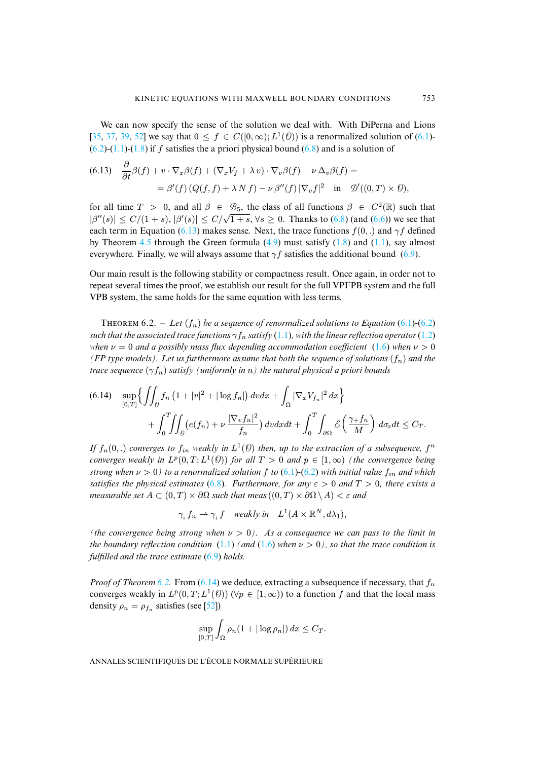We can now specify the sense of the solution we deal with. With DiPerna and Lions [35, 37, 39, 52] we say that $0 \le f \in C([0,\infty); L^1(\mathcal{O}))$ is a renormalized solution of (6.1)-(6.2)-(1.1)-(1.8) if $f$ satisfies the a priori physical bound (6.8) and is a solution of

$$
\begin{aligned}
(6.13)\quad & \frac{\partial}{\partial t}\beta(f) + v\cdot\nabla_x\beta(f) + (\nabla_x V_f + \lambda\, v)\cdot\nabla_v\beta(f) - \nu\,\Delta_v\beta(f) = \\
& \qquad = \beta'(f)\,(Q(f,f) + \lambda\, N\, f) - \nu\,\beta''(f)\,|\nabla_v f|^2 \quad \text{in} \quad \mathcal{D}'((0,T)\times\mathcal{O}),
\end{aligned}
$$

for all time $T > 0$, and all $\beta \in \mathcal{B}_5$, the class of all functions $\beta \in C^2(\mathbb{R})$ such that $|\beta''(s)| \le C/(1+s)$, $|\beta'(s)| \le C/\sqrt{1+s}$, $\forall s \ge 0$. Thanks to (6.8) (and (6.6)) we see that each term in Equation (6.13) makes sense. Next, the trace functions $f(0,.)$ and $\gamma f$ defined by Theorem 4.5 through the Green formula (4.9) must satisfy (1.8) and (1.1), say almost everywhere. Finally, we will always assume that $\gamma f$ satisfies the additional bound (6.9).

Our main result is the following stability or compactness result. Once again, in order not to repeat several times the proof, we establish our result for the full VPFPB system and the full VPB system, the same holds for the same equation with less terms.

Theorem 6.2. – *Let $(f_n)$ be a sequence of renormalized solutions to Equation (6.1)-(6.2) such that the associated trace functions $\gamma f_n$ satisfy (1.1), with the linear reflection operator (1.2) when $\nu = 0$ and a possibly mass flux depending accommodation coefficient (1.6) when $\nu > 0$ (FP type models). Let us furthermore assume that both the sequence of solutions $(f_n)$ and the trace sequence $(\gamma f_n)$ satisfy (uniformly in $n$) the natural physical a priori bounds*

$$
\begin{aligned}
(6.14)\quad & \sup_{[0,T]}\Big\{\iint_{\mathcal{O}} f_n\,(1+|v|^2+|\log f_n|)\,dv dx + \int_\Omega |\nabla_x V_{f_n}|^2\,dx\Big\} \\
& \qquad + \int_0^T\!\!\iint_{\mathcal{O}}\Big(e(f_n) + \nu\,\frac{|\nabla_v f_n|^2}{f_n}\Big)\,dv dx dt + \int_0^T\!\!\int_{\partial\Omega}\mathcal{E}\Big(\frac{\gamma_+ f_n}{M}\Big)\,d\sigma_x dt \le C_T.
\end{aligned}
$$

*If $f_n(0,.)$ converges to $f_{in}$ weakly in $L^1(\mathcal{O})$ then, up to the extraction of a subsequence, $f^n$ converges weakly in $L^p(0,T;L^1(\mathcal{O}))$ for all $T > 0$ and $p \in [1,\infty)$ (the convergence being strong when $\nu > 0$) to a renormalized solution $f$ to (6.1)-(6.2) with initial value $f_{in}$ and which satisfies the physical estimates (6.8). Furthermore, for any $\varepsilon > 0$ and $T > 0$, there exists a measurable set $A \subset (0,T)\times\partial\Omega$ such that $\mathrm{meas}\,((0,T)\times\partial\Omega\setminus A) < \varepsilon$ and*

$$
\gamma_+ f_n \rightharpoonup \gamma_+ f \quad \text{weakly in} \quad L^1(A\times\mathbb{R}^N, d\lambda_1),
$$

*(the convergence being strong when $\nu > 0$). As a consequence we can pass to the limit in the boundary reflection condition (1.1) (and (1.6) when $\nu > 0$), so that the trace condition is fulfilled and the trace estimate (6.9) holds.*

*Proof of Theorem 6.2.* From (6.14) we deduce, extracting a subsequence if necessary, that $f_n$ converges weakly in $L^p(0,T;L^1(\mathcal{O}))$ ($\forall p \in [1,\infty)$) to a function $f$ and that the local mass density $\rho_n = \rho_{f_n}$ satisfies (see [52])

$$
\sup_{[0,T]}\int_\Omega \rho_n(1+|\log\rho_n|)\,dx \le C_T.
$$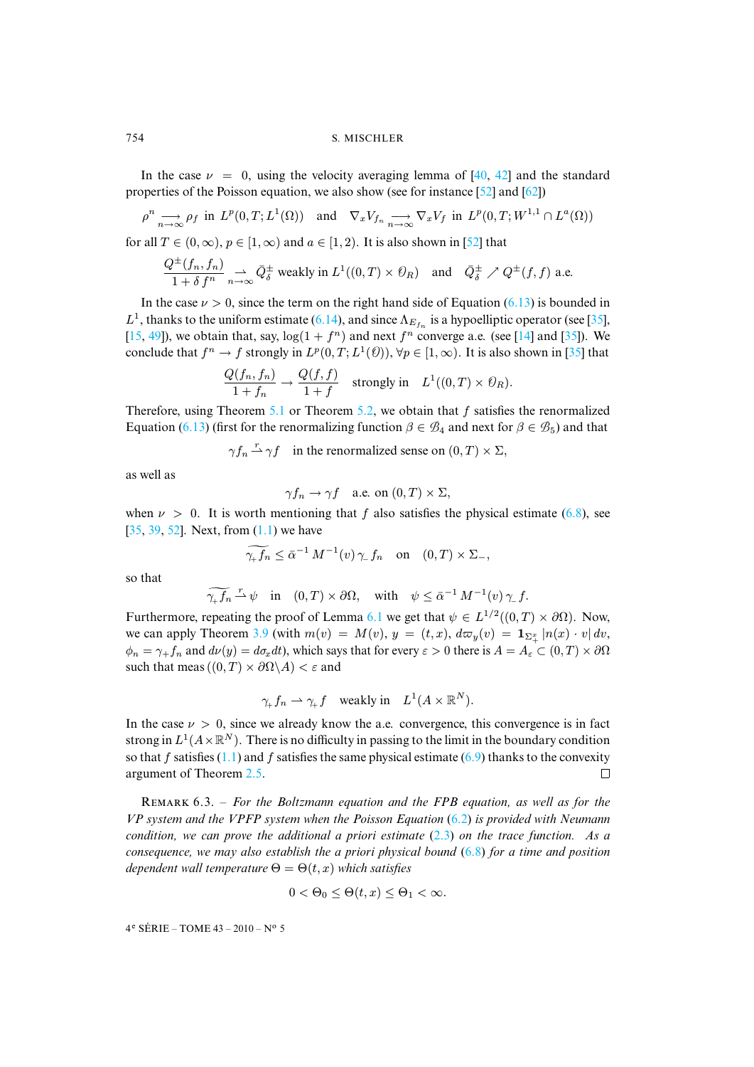In the case $\nu = 0$, using the velocity averaging lemma of [40, 42] and the standard properties of the Poisson equation, we also show (see for instance [52] and [62])

$$\rho^n \underset{n\to\infty}{\longrightarrow} \rho_f \ \text{ in } \ L^p(0,T;L^1(\Omega)) \quad \text{and} \quad \nabla_x V_{f_n} \underset{n\to\infty}{\longrightarrow} \nabla_x V_f \ \text{ in } \ L^p(0,T;W^{1,1}\cap L^a(\Omega))$$

for all $T \in (0,\infty)$, $p \in [1,\infty)$ and $a \in [1,2)$. It is also shown in [52] that

$$\frac{Q^\pm(f_n,f_n)}{1+\delta f^n} \underset{n\to\infty}{\rightharpoonup} \bar Q^\pm_\delta \ \text{weakly in } L^1((0,T)\times \mathcal{O}_R) \quad \text{and} \quad \bar Q^\pm_\delta \nearrow Q^\pm(f,f) \ \text{a.e.}$$

In the case $\nu > 0$, since the term on the right hand side of Equation (6.13) is bounded in $L^1$, thanks to the uniform estimate (6.14), and since $\Lambda_{E_{f_n}}$ is a hypoelliptic operator (see [35], [15, 49]), we obtain that, say, $\log(1+f^n)$ and next $f^n$ converge a.e. (see [14] and [35]). We conclude that $f^n \to f$ strongly in $L^p(0,T;L^1(\mathcal{O}))$, $\forall p \in [1,\infty)$. It is also shown in [35] that

$$\frac{Q(f_n,f_n)}{1+f_n} \to \frac{Q(f,f)}{1+f} \quad \text{strongly in} \quad L^1((0,T)\times \mathcal{O}_R).$$

Therefore, using Theorem 5.1 or Theorem 5.2, we obtain that $f$ satisfies the renormalized Equation (6.13) (first for the renormalizing function $\beta \in \mathcal{B}_4$ and next for $\beta \in \mathcal{B}_5$) and that

$$\gamma f_n \overset{r}{\rightharpoonup} \gamma f \quad \text{in the renormalized sense on } (0,T)\times\Sigma,$$

as well as

$$\gamma f_n \to \gamma f \quad \text{a.e. on } (0,T)\times\Sigma,$$

when $\nu > 0$. It is worth mentioning that $f$ also satisfies the physical estimate (6.8), see [35, 39, 52]. Next, from (1.1) we have

$$\widetilde{\gamma_+ f_n} \le \bar\alpha^{-1} M^{-1}(v)\, \gamma_- f_n \quad \text{on} \quad (0,T)\times\Sigma_-,$$

so that

$$\widetilde{\gamma_+ f_n} \overset{r}{\rightharpoonup} \psi \quad \text{in} \quad (0,T)\times\partial\Omega, \quad \text{with} \quad \psi \le \bar\alpha^{-1} M^{-1}(v)\, \gamma_- f.$$

Furthermore, repeating the proof of Lemma 6.1 we get that $\psi \in L^{1/2}((0,T)\times\partial\Omega)$. Now, we can apply Theorem 3.9 (with $m(v) = M(v)$, $y = (t,x)$, $d\varpi_y(v) = \mathbf{1}_{\Sigma_+^x}\,|n(x)\cdot v|\,dv$, $\phi_n = \gamma_+ f_n$ and $d\nu(y) = d\sigma_x dt$), which says that for every $\varepsilon > 0$ there is $A = A_\varepsilon \subset (0,T)\times\partial\Omega$ such that $\mathrm{meas}\,((0,T)\times\partial\Omega\backslash A) < \varepsilon$ and

$$\gamma_+ f_n \rightharpoonup \gamma_+ f \quad \text{weakly in} \quad L^1(A\times\mathbb{R}^N).$$

In the case $\nu > 0$, since we already know the a.e. convergence, this convergence is in fact strong in $L^1(A\times\mathbb{R}^N)$. There is no difficulty in passing to the limit in the boundary condition so that $f$ satisfies (1.1) and $f$ satisfies the same physical estimate (6.9) thanks to the convexity argument of Theorem 2.5. □

Remark 6.3. – *For the Boltzmann equation and the FPB equation, as well as for the VP system and the VPFP system when the Poisson Equation (6.2) is provided with Neumann condition, we can prove the additional a priori estimate (2.3) on the trace function. As a consequence, we may also establish the a priori physical bound (6.8) for a time and position dependent wall temperature $\Theta = \Theta(t,x)$ which satisfies*

$$0 < \Theta_0 \le \Theta(t,x) \le \Theta_1 < \infty.$$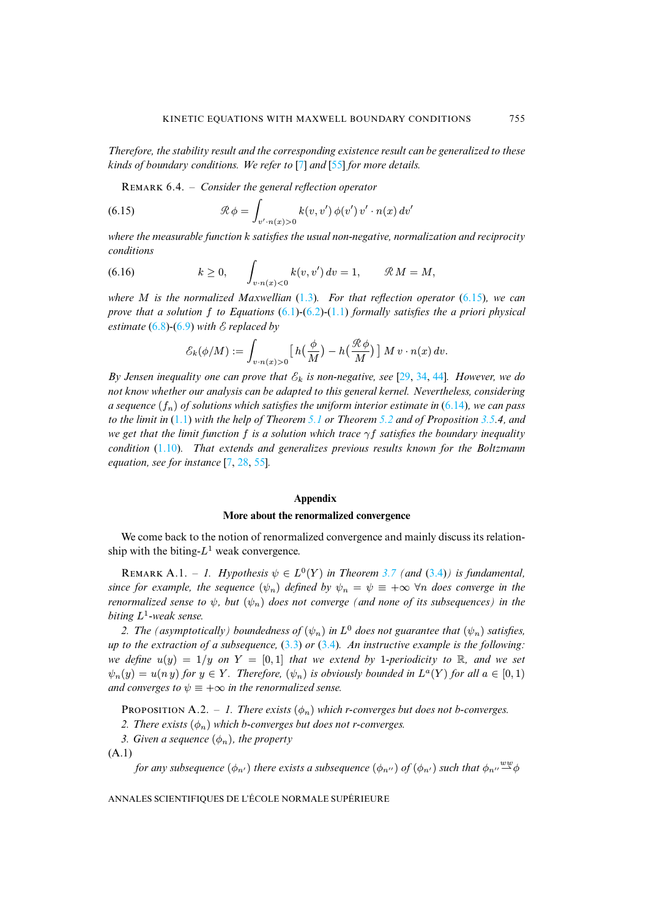*Therefore, the stability result and the corresponding existence result can be generalized to these kinds of boundary conditions. We refer to* [7] *and* [55] *for more details.*

REMARK 6.4. – *Consider the general reflection operator*

$$\mathcal{R}\,\phi = \int_{v'\cdot n(x)>0} k(v,v')\,\phi(v')\,v'\cdot n(x)\,dv' \tag{6.15}$$

*where the measurable function $k$ satisfies the usual non-negative, normalization and reciprocity conditions*

$$k \geq 0, \qquad \int_{v\cdot n(x)<0} k(v,v')\,dv = 1, \qquad \mathcal{R}\,M = M, \tag{6.16}$$

*where $M$ is the normalized Maxwellian* (1.3)*. For that reflection operator* (6.15)*, we can prove that a solution $f$ to Equations* (6.1)*-*(6.2)*-*(1.1) *formally satisfies the a priori physical estimate* (6.8)*-*(6.9) *with $\mathcal{E}$ replaced by*

$$\mathcal{E}_k(\phi/M) := \int_{v\cdot n(x)>0} \big[\, h\big(\frac{\phi}{M}\big) - h\big(\frac{\mathcal{R}\,\phi}{M}\big)\,\big]\; M\,v\cdot n(x)\,dv.$$

*By Jensen inequality one can prove that $\mathcal{E}_k$ is non-negative, see* [29, 34, 44]*. However, we do not know whether our analysis can be adapted to this general kernel. Nevertheless, considering a sequence $(f_n)$ of solutions which satisfies the uniform interior estimate in* (6.14)*, we can pass to the limit in* (1.1) *with the help of Theorem 5.1 or Theorem 5.2 and of Proposition 3.5.4, and we get that the limit function $f$ is a solution which trace $\gamma f$ satisfies the boundary inequality condition* (1.10)*. That extends and generalizes previous results known for the Boltzmann equation, see for instance* [7, 28, 55]*.*

## Appendix

### More about the renormalized convergence

We come back to the notion of renormalized convergence and mainly discuss its relationship with the biting-$L^1$ weak convergence.

REMARK A.1. – *1. Hypothesis $\psi \in L^0(Y)$ in Theorem 3.7 (and* (3.4)*) is fundamental, since for example, the sequence $(\psi_n)$ defined by $\psi_n = \psi \equiv +\infty\ \forall n$ does converge in the renormalized sense to $\psi$, but $(\psi_n)$ does not converge (and none of its subsequences) in the biting $L^1$-weak sense.*

*2. The (asymptotically) boundedness of $(\psi_n)$ in $L^0$ does not guarantee that $(\psi_n)$ satisfies, up to the extraction of a subsequence,* (3.3) *or* (3.4)*. An instructive example is the following: we define $u(y) = 1/y$ on $Y = [0,1]$ that we extend by 1-periodicity to $\mathbb{R}$, and we set $\psi_n(y) = u(n\,y)$ for $y \in Y$. Therefore, $(\psi_n)$ is obviously bounded in $L^a(Y)$ for all $a \in [0,1)$ and converges to $\psi \equiv +\infty$ in the renormalized sense.*

PROPOSITION A.2. – *1. There exists $(\phi_n)$ which r-converges but does not b-converges.*

*2. There exists $(\phi_n)$ which b-converges but does not r-converges.*

*3. Given a sequence $(\phi_n)$, the property*

(A.1)

*for any subsequence $(\phi_{n'})$ there exists a subsequence $(\phi_{n''})$ of $(\phi_{n'})$ such that $\phi_{n''} \overset{ww}{\rightharpoonup} \phi$*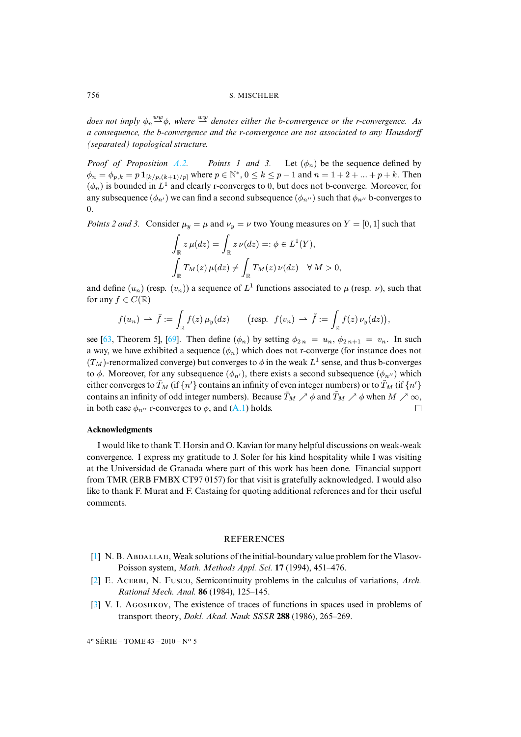*does not imply $\phi_n \overset{ww}{\rightharpoonup} \phi$, where $\overset{ww}{\rightharpoonup}$ denotes either the b-convergence or the r-convergence. As a consequence, the b-convergence and the r-convergence are not associated to any Hausdorff (separated) topological structure.*

*Proof of Proposition A.2. Points 1 and 3.* Let $(\phi_n)$ be the sequence defined by $\phi_n = \phi_{p,k} = p\,\mathbf{1}_{[k/p,(k+1)/p]}$ where $p \in \mathbb{N}^*$, $0 \le k \le p-1$ and $n = 1+2+...+p+k$. Then $(\phi_n)$ is bounded in $L^1$ and clearly r-converges to 0, but does not b-converge. Moreover, for any subsequence $(\phi_{n'})$ we can find a second subsequence $(\phi_{n''})$ such that $\phi_{n''}$ b-converges to 0.

*Points 2 and 3.* Consider $\mu_y = \mu$ and $\nu_y = \nu$ two Young measures on $Y = [0,1]$ such that

$$\int_{\mathbb{R}} z\,\mu(dz) = \int_{\mathbb{R}} z\,\nu(dz) =: \phi \in L^1(Y),$$
$$\int_{\mathbb{R}} T_M(z)\,\mu(dz) \neq \int_{\mathbb{R}} T_M(z)\,\nu(dz) \quad \forall\, M > 0,$$

and define $(u_n)$ (resp. $(v_n)$) a sequence of $L^1$ functions associated to $\mu$ (resp. $\nu$), such that for any $f \in C(\mathbb{R})$

$$f(u_n) \rightharpoonup \bar f := \int_{\mathbb{R}} f(z)\,\mu_y(dz) \qquad \big(\text{resp. } f(v_n) \rightharpoonup \tilde f := \int_{\mathbb{R}} f(z)\,\nu_y(dz)\big),$$

see [63, Theorem 5], [69]. Then define $(\phi_n)$ by setting $\phi_{2n} = u_n$, $\phi_{2n+1} = v_n$. In such a way, we have exhibited a sequence $(\phi_n)$ which does not r-converge (for instance does not $(T_M)$-renormalized converge) but converges to $\phi$ in the weak $L^1$ sense, and thus b-converges to $\phi$. Moreover, for any subsequence $(\phi_{n'})$, there exists a second subsequence $(\phi_{n''})$ which either converges to $\bar T_M$ (if $\{n'\}$ contains an infinity of even integer numbers) or to $\tilde T_M$ (if $\{n'\}$ contains an infinity of odd integer numbers). Because $\bar T_M \nearrow \phi$ and $\tilde T_M \nearrow \phi$ when $M \nearrow \infty$, in both case $\phi_{n''}$ r-converges to $\phi$, and (A.1) holds. ☐

### Acknowledgments

I would like to thank T. Horsin and O. Kavian for many helpful discussions on weak-weak convergence. I express my gratitude to J. Soler for his kind hospitality while I was visiting at the Universidad de Granada where part of this work has been done. Financial support from TMR (ERB FMBX CT97 0157) for that visit is gratefully acknowledged. I would also like to thank F. Murat and F. Castaing for quoting additional references and for their useful comments.

## REFERENCES

[1] N. B. Abdallah, Weak solutions of the initial-boundary value problem for the Vlasov-Poisson system, *Math. Methods Appl. Sci.* **17** (1994), 451–476.

[2] E. Acerbi, N. Fusco, Semicontinuity problems in the calculus of variations, *Arch. Rational Mech. Anal.* **86** (1984), 125–145.

[3] V. I. Agoshkov, The existence of traces of functions in spaces used in problems of transport theory, *Dokl. Akad. Nauk SSSR* **288** (1986), 265–269.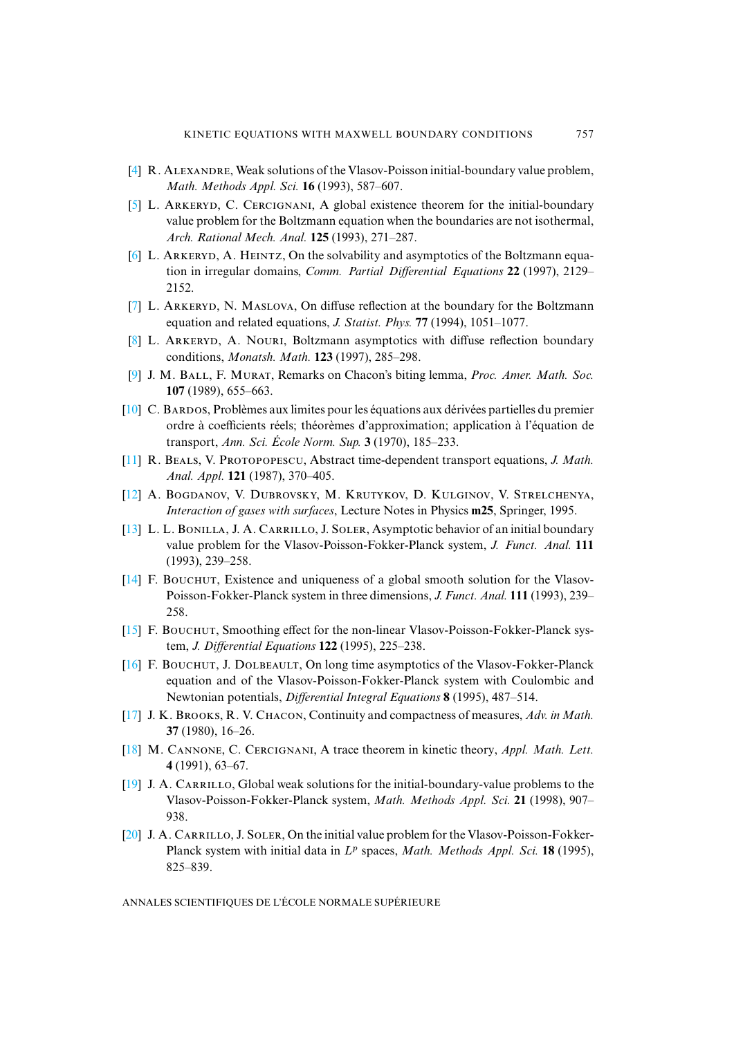[4] R. ALEXANDRE, Weak solutions of the Vlasov-Poisson initial-boundary value problem, *Math. Methods Appl. Sci.* **16** (1993), 587–607.

[5] L. ARKERYD, C. CERCIGNANI, A global existence theorem for the initial-boundary value problem for the Boltzmann equation when the boundaries are not isothermal, *Arch. Rational Mech. Anal.* **125** (1993), 271–287.

[6] L. ARKERYD, A. HEINTZ, On the solvability and asymptotics of the Boltzmann equation in irregular domains, *Comm. Partial Differential Equations* **22** (1997), 2129–2152.

[7] L. ARKERYD, N. MASLOVA, On diffuse reflection at the boundary for the Boltzmann equation and related equations, *J. Statist. Phys.* **77** (1994), 1051–1077.

[8] L. ARKERYD, A. NOURI, Boltzmann asymptotics with diffuse reflection boundary conditions, *Monatsh. Math.* **123** (1997), 285–298.

[9] J. M. BALL, F. MURAT, Remarks on Chacon's biting lemma, *Proc. Amer. Math. Soc.* **107** (1989), 655–663.

[10] C. BARDOS, Problèmes aux limites pour les équations aux dérivées partielles du premier ordre à coefficients réels; théorèmes d'approximation; application à l'équation de transport, *Ann. Sci. École Norm. Sup.* **3** (1970), 185–233.

[11] R. BEALS, V. PROTOPOPESCU, Abstract time-dependent transport equations, *J. Math. Anal. Appl.* **121** (1987), 370–405.

[12] A. BOGDANOV, V. DUBROVSKY, M. KRUTYKOV, D. KULGINOV, V. STRELCHENYA, *Interaction of gases with surfaces*, Lecture Notes in Physics **m25**, Springer, 1995.

[13] L. L. BONILLA, J. A. CARRILLO, J. SOLER, Asymptotic behavior of an initial boundary value problem for the Vlasov-Poisson-Fokker-Planck system, *J. Funct. Anal.* **111** (1993), 239–258.

[14] F. BOUCHUT, Existence and uniqueness of a global smooth solution for the Vlasov-Poisson-Fokker-Planck system in three dimensions, *J. Funct. Anal.* **111** (1993), 239–258.

[15] F. BOUCHUT, Smoothing effect for the non-linear Vlasov-Poisson-Fokker-Planck system, *J. Differential Equations* **122** (1995), 225–238.

[16] F. BOUCHUT, J. DOLBEAULT, On long time asymptotics of the Vlasov-Fokker-Planck equation and of the Vlasov-Poisson-Fokker-Planck system with Coulombic and Newtonian potentials, *Differential Integral Equations* **8** (1995), 487–514.

[17] J. K. BROOKS, R. V. CHACON, Continuity and compactness of measures, *Adv. in Math.* **37** (1980), 16–26.

[18] M. CANNONE, C. CERCIGNANI, A trace theorem in kinetic theory, *Appl. Math. Lett.* **4** (1991), 63–67.

[19] J. A. CARRILLO, Global weak solutions for the initial-boundary-value problems to the Vlasov-Poisson-Fokker-Planck system, *Math. Methods Appl. Sci.* **21** (1998), 907–938.

[20] J. A. CARRILLO, J. SOLER, On the initial value problem for the Vlasov-Poisson-Fokker-Planck system with initial data in $L^p$ spaces, *Math. Methods Appl. Sci.* **18** (1995), 825–839.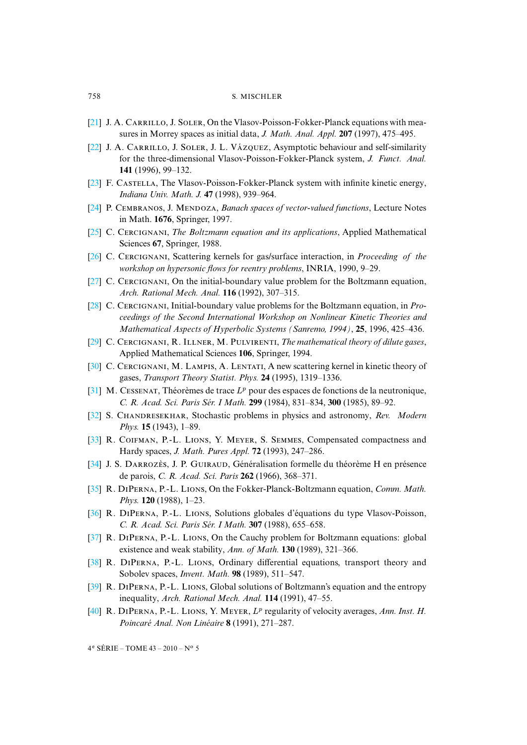- [21] J. A. Carrillo, J. Soler, On the Vlasov-Poisson-Fokker-Planck equations with measures in Morrey spaces as initial data, *J. Math. Anal. Appl.* **207** (1997), 475–495.
- [22] J. A. Carrillo, J. Soler, J. L. Vázquez, Asymptotic behaviour and self-similarity for the three-dimensional Vlasov-Poisson-Fokker-Planck system, *J. Funct. Anal.* **141** (1996), 99–132.
- [23] F. Castella, The Vlasov-Poisson-Fokker-Planck system with infinite kinetic energy, *Indiana Univ. Math. J.* **47** (1998), 939–964.
- [24] P. Cembranos, J. Mendoza, *Banach spaces of vector-valued functions*, Lecture Notes in Math. **1676**, Springer, 1997.
- [25] C. Cercignani, *The Boltzmann equation and its applications*, Applied Mathematical Sciences **67**, Springer, 1988.
- [26] C. Cercignani, Scattering kernels for gas/surface interaction, in *Proceeding of the workshop on hypersonic flows for reentry problems*, INRIA, 1990, 9–29.
- [27] C. Cercignani, On the initial-boundary value problem for the Boltzmann equation, *Arch. Rational Mech. Anal.* **116** (1992), 307–315.
- [28] C. Cercignani, Initial-boundary value problems for the Boltzmann equation, in *Proceedings of the Second International Workshop on Nonlinear Kinetic Theories and Mathematical Aspects of Hyperbolic Systems (Sanremo, 1994)*, **25**, 1996, 425–436.
- [29] C. Cercignani, R. Illner, M. Pulvirenti, *The mathematical theory of dilute gases*, Applied Mathematical Sciences **106**, Springer, 1994.
- [30] C. Cercignani, M. Lampis, A. Lentati, A new scattering kernel in kinetic theory of gases, *Transport Theory Statist. Phys.* **24** (1995), 1319–1336.
- [31] M. Cessenat, Théorèmes de trace $L^p$ pour des espaces de fonctions de la neutronique, *C. R. Acad. Sci. Paris Sér. I Math.* **299** (1984), 831–834, **300** (1985), 89–92.
- [32] S. Chandresekhar, Stochastic problems in physics and astronomy, *Rev. Modern Phys.* **15** (1943), 1–89.
- [33] R. Coifman, P.-L. Lions, Y. Meyer, S. Semmes, Compensated compactness and Hardy spaces, *J. Math. Pures Appl.* **72** (1993), 247–286.
- [34] J. S. Darrozès, J. P. Guiraud, Généralisation formelle du théorème H en présence de parois, *C. R. Acad. Sci. Paris* **262** (1966), 368–371.
- [35] R. DiPerna, P.-L. Lions, On the Fokker-Planck-Boltzmann equation, *Comm. Math. Phys.* **120** (1988), 1–23.
- [36] R. DiPerna, P.-L. Lions, Solutions globales d'équations du type Vlasov-Poisson, *C. R. Acad. Sci. Paris Sér. I Math.* **307** (1988), 655–658.
- [37] R. DiPerna, P.-L. Lions, On the Cauchy problem for Boltzmann equations: global existence and weak stability, *Ann. of Math.* **130** (1989), 321–366.
- [38] R. DiPerna, P.-L. Lions, Ordinary differential equations, transport theory and Sobolev spaces, *Invent. Math.* **98** (1989), 511–547.
- [39] R. DiPerna, P.-L. Lions, Global solutions of Boltzmann's equation and the entropy inequality, *Arch. Rational Mech. Anal.* **114** (1991), 47–55.
- [40] R. DiPerna, P.-L. Lions, Y. Meyer, $L^p$ regularity of velocity averages, *Ann. Inst. H. Poincaré Anal. Non Linéaire* **8** (1991), 271–287.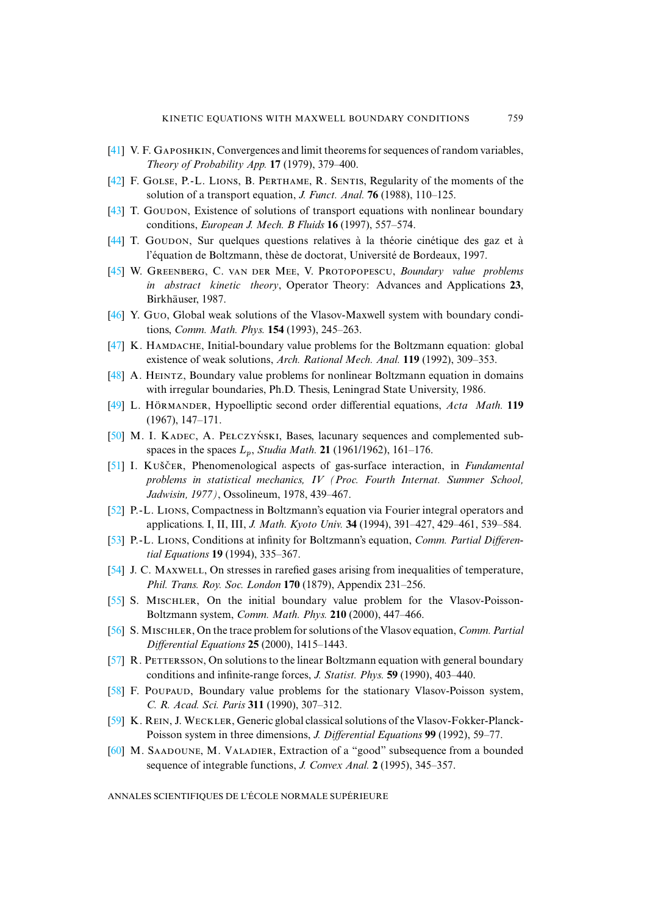[41] V. F. Gaposhkin, Convergences and limit theorems for sequences of random variables, *Theory of Probability App.* **17** (1979), 379–400.

[42] F. Golse, P.-L. Lions, B. Perthame, R. Sentis, Regularity of the moments of the solution of a transport equation, *J. Funct. Anal.* **76** (1988), 110–125.

[43] T. Goudon, Existence of solutions of transport equations with nonlinear boundary conditions, *European J. Mech. B Fluids* **16** (1997), 557–574.

[44] T. Goudon, Sur quelques questions relatives à la théorie cinétique des gaz et à l'équation de Boltzmann, thèse de doctorat, Université de Bordeaux, 1997.

[45] W. Greenberg, C. van der Mee, V. Protopopescu, *Boundary value problems in abstract kinetic theory*, Operator Theory: Advances and Applications **23**, Birkhäuser, 1987.

[46] Y. Guo, Global weak solutions of the Vlasov-Maxwell system with boundary conditions, *Comm. Math. Phys.* **154** (1993), 245–263.

[47] K. Hamdache, Initial-boundary value problems for the Boltzmann equation: global existence of weak solutions, *Arch. Rational Mech. Anal.* **119** (1992), 309–353.

[48] A. Heintz, Boundary value problems for nonlinear Boltzmann equation in domains with irregular boundaries, Ph.D. Thesis, Leningrad State University, 1986.

[49] L. Hörmander, Hypoelliptic second order differential equations, *Acta Math.* **119** (1967), 147–171.

[50] M. I. Kadec, A. Pełczyński, Bases, lacunary sequences and complemented subspaces in the spaces $L_p$, *Studia Math.* **21** (1961/1962), 161–176.

[51] I. Kuščer, Phenomenological aspects of gas-surface interaction, in *Fundamental problems in statistical mechanics, IV (Proc. Fourth Internat. Summer School, Jadwisin, 1977)*, Ossolineum, 1978, 439–467.

[52] P.-L. Lions, Compactness in Boltzmann's equation via Fourier integral operators and applications. I, II, III, *J. Math. Kyoto Univ.* **34** (1994), 391–427, 429–461, 539–584.

[53] P.-L. Lions, Conditions at infinity for Boltzmann's equation, *Comm. Partial Differential Equations* **19** (1994), 335–367.

[54] J. C. Maxwell, On stresses in rarefied gases arising from inequalities of temperature, *Phil. Trans. Roy. Soc. London* **170** (1879), Appendix 231–256.

[55] S. Mischler, On the initial boundary value problem for the Vlasov-Poisson-Boltzmann system, *Comm. Math. Phys.* **210** (2000), 447–466.

[56] S. Mischler, On the trace problem for solutions of the Vlasov equation, *Comm. Partial Differential Equations* **25** (2000), 1415–1443.

[57] R. Pettersson, On solutions to the linear Boltzmann equation with general boundary conditions and infinite-range forces, *J. Statist. Phys.* **59** (1990), 403–440.

[58] F. Poupaud, Boundary value problems for the stationary Vlasov-Poisson system, *C. R. Acad. Sci. Paris* **311** (1990), 307–312.

[59] K. Rein, J. Weckler, Generic global classical solutions of the Vlasov-Fokker-Planck-Poisson system in three dimensions, *J. Differential Equations* **99** (1992), 59–77.

[60] M. Saadoune, M. Valadier, Extraction of a "good" subsequence from a bounded sequence of integrable functions, *J. Convex Anal.* **2** (1995), 345–357.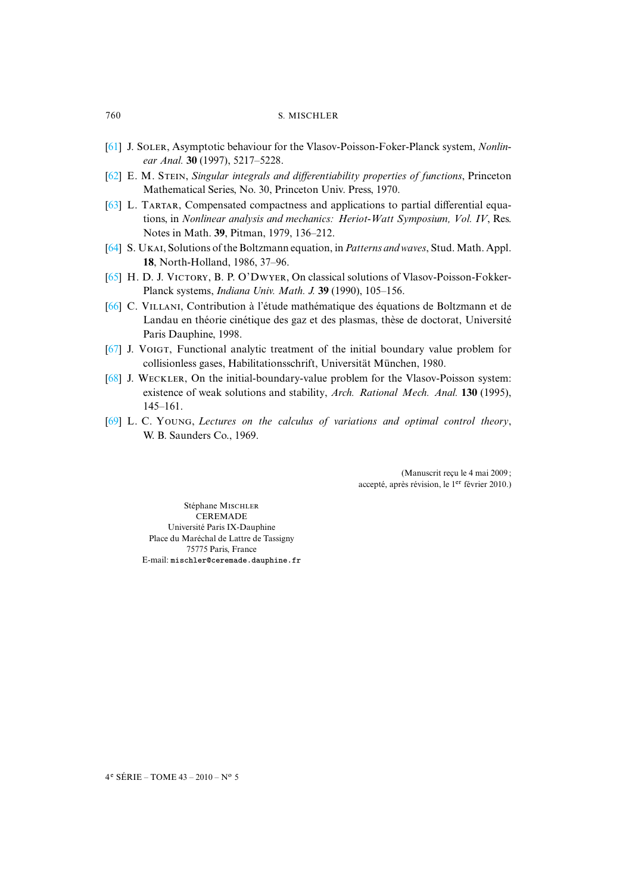[61] J. Soler, Asymptotic behaviour for the Vlasov-Poisson-Foker-Planck system, *Nonlinear Anal.* **30** (1997), 5217–5228.

[62] E. M. Stein, *Singular integrals and differentiability properties of functions*, Princeton Mathematical Series, No. 30, Princeton Univ. Press, 1970.

[63] L. Tartar, Compensated compactness and applications to partial differential equations, in *Nonlinear analysis and mechanics: Heriot-Watt Symposium, Vol. IV*, Res. Notes in Math. **39**, Pitman, 1979, 136–212.

[64] S. Ukai, Solutions of the Boltzmann equation, in *Patterns and waves*, Stud. Math. Appl. **18**, North-Holland, 1986, 37–96.

[65] H. D. J. Victory, B. P. O'Dwyer, On classical solutions of Vlasov-Poisson-Fokker-Planck systems, *Indiana Univ. Math. J.* **39** (1990), 105–156.

[66] C. Villani, Contribution à l'étude mathématique des équations de Boltzmann et de Landau en théorie cinétique des gaz et des plasmas, thèse de doctorat, Université Paris Dauphine, 1998.

[67] J. Voigt, Functional analytic treatment of the initial boundary value problem for collisionless gases, Habilitationsschrift, Universität München, 1980.

[68] J. Weckler, On the initial-boundary-value problem for the Vlasov-Poisson system: existence of weak solutions and stability, *Arch. Rational Mech. Anal.* **130** (1995), 145–161.

[69] L. C. Young, *Lectures on the calculus of variations and optimal control theory*, W. B. Saunders Co., 1969.

(Manuscrit reçu le 4 mai 2009 ;
accepté, après révision, le 1er février 2010.)

Stéphane Mischler
CEREMADE
Université Paris IX-Dauphine
Place du Maréchal de Lattre de Tassigny
75775 Paris, France
E-mail: mischler@ceremade.dauphine.fr